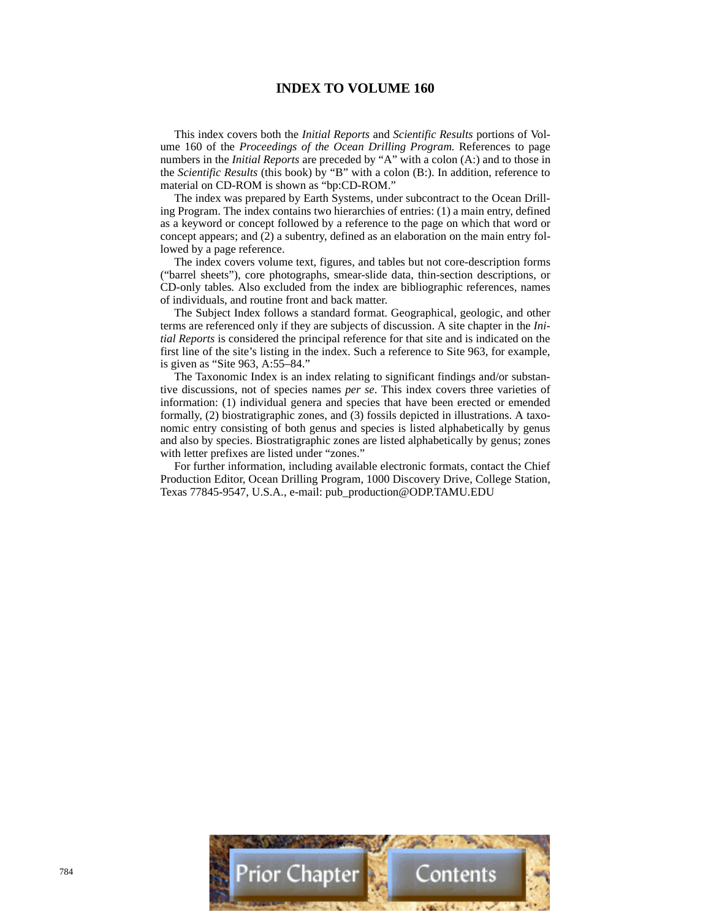# INDEX TO VOLUME 160

This index covers both the *Initial Reports* and *Scientific Results* portions of Volume 160 of the *Proceedings of the Ocean Drilling Program.* References to page numbers in the *Initial Reports* are preceded by "A" with a colon (A:) and to those in the *Scientific Results* (this book) by "B" with a colon (B:). In addition, reference to material on CD-ROM is shown as "bp:CD-ROM."

The index was prepared by Earth Systems, under subcontract to the Ocean Drilling Program. The index contains two hierarchies of entries: (1) a main entry, defined as a keyword or concept followed by a reference to the page on which that word or concept appears; and (2) a subentry, defined as an elaboration on the main entry followed by a page reference.

The index covers volume text, figures, and tables but not core-description forms ("barrel sheets"), core photographs, smear-slide data, thin-section descriptions, or CD-only tables. Also excluded from the index are bibliographic references, names of individuals, and routine front and back matter.

The Subject Index follows a standard format. Geographical, geologic, and other terms are referenced only if they are subjects of discussion. A site chapter in the *Initial Reports* is considered the principal reference for that site and is indicated on the first line of the site's listing in the index. Such a reference to Site 963, for example, is given as "Site 963, A:55–84."

The Taxonomic Index is an index relating to significant findings and/or substantive discussions, not of species names *per se*. This index covers three varieties of information: (1) individual genera and species that have been erected or emended formally, (2) biostratigraphic zones, and (3) fossils depicted in illustrations. A taxonomic entry consisting of both genus and species is listed alphabetically by genus and also by species. Biostratigraphic zones are listed alphabetically by genus; zones with letter prefixes are listed under "zones."

For further information, including available electronic formats, contact the Chief Production Editor, Ocean Drilling Program, 1000 Discovery Drive, College Station, Texas 77845-9547, U.S.A., e-mail: pub_production@ODP.TAMU.EDU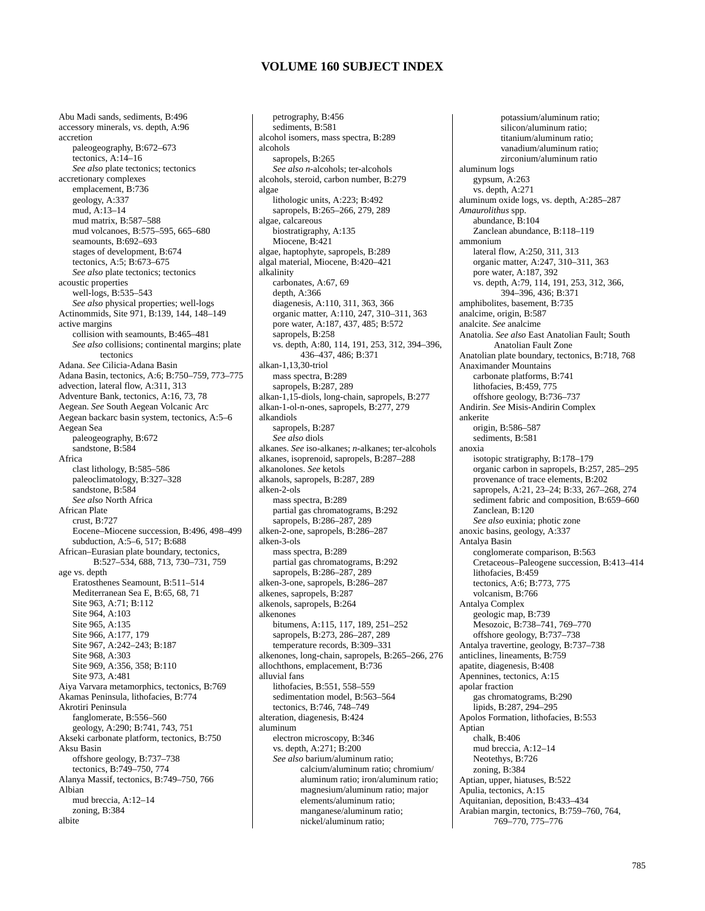# VOLUME 160 SUBJECT INDEX

Abu Madi sands, sediments, B:496
accessory minerals, vs. depth, A:96
accretion
  paleogeography, B:672–673
  tectonics, A:14–16
  *See also* plate tectonics; tectonics
accretionary complexes
  emplacement, B:736
  geology, A:337
  mud, A:13–14
  mud matrix, B:587–588
  mud volcanoes, B:575–595, 665–680
  seamounts, B:692–693
  stages of development, B:674
  tectonics, A:5; B:673–675
  *See also* plate tectonics; tectonics
acoustic properties
  well-logs, B:535–543
  *See also* physical properties; well-logs
Actinommids, Site 971, B:139, 144, 148–149
active margins
  collision with seamounts, B:465–481
  *See also* collisions; continental margins; plate tectonics
Adana. *See* Cilicia-Adana Basin
Adana Basin, tectonics, A:6; B:750–759, 773–775
advection, lateral flow, A:311, 313
Adventure Bank, tectonics, A:16, 73, 78
Aegean. *See* South Aegean Volcanic Arc
Aegean backarc basin system, tectonics, A:5–6
Aegean Sea
  paleogeography, B:672
  sandstone, B:584
Africa
  clast lithology, B:585–586
  paleoclimatology, B:327–328
  sandstone, B:584
  *See also* North Africa
African Plate
  crust, B:727
  Eocene–Miocene succession, B:496, 498–499
  subduction, A:5–6, 517; B:688
African–Eurasian plate boundary, tectonics, B:527–534, 688, 713, 730–731, 759
age vs. depth
  Eratosthenes Seamount, B:511–514
  Mediterranean Sea E, B:65, 68, 71
  Site 963, A:71; B:112
  Site 964, A:103
  Site 965, A:135
  Site 966, A:177, 179
  Site 967, A:242–243; B:187
  Site 968, A:303
  Site 969, A:356, 358; B:110
  Site 973, A:481
Aiya Varvara metamorphics, tectonics, B:769
Akamas Peninsula, lithofacies, B:774
Akrotiri Peninsula
  fanglomerate, B:556–560
  geology, A:290; B:741, 743, 751
Akseki carbonate platform, tectonics, B:750
Aksu Basin
  offshore geology, B:737–738
  tectonics, B:749–750, 774
Alanya Massif, tectonics, B:749–750, 766
Albian
  mud breccia, A:12–14
  zoning, B:384
albite
  petrography, B:456
  sediments, B:581
alcohol isomers, mass spectra, B:289
alcohols
  sapropels, B:265
  *See also* *n*-alcohols; ter-alcohols
alcohols, steroid, carbon number, B:279
algae
  lithologic units, A:223; B:492
  sapropels, B:265–266, 279, 289
algae, calcareous
  biostratigraphy, A:135
  Miocene, B:421
algae, haptophyte, sapropels, B:289
algal material, Miocene, B:420–421
alkalinity
  carbonates, A:67, 69
  depth, A:366
  diagenesis, A:110, 311, 363, 366
  organic matter, A:110, 247, 310–311, 363
  pore water, A:187, 437, 485; B:572
  sapropels, B:258
  vs. depth, A:80, 114, 191, 253, 312, 394–396, 436–437, 486; B:371
alkan-1,13,30-triol
  mass spectra, B:289
  sapropels, B:287, 289
alkan-1,15-diols, long-chain, sapropels, B:277
alkan-1-ol-n-ones, sapropels, B:277, 279
alkandiols
  sapropels, B:287
  *See also* diols
alkanes. *See* iso-alkanes; *n*-alkanes; ter-alcohols
alkanes, isoprenoid, sapropels, B:287–288
alkanolones. *See* ketols
alkanols, sapropels, B:287, 289
alken-2-ols
  mass spectra, B:289
  partial gas chromatograms, B:292
  sapropels, B:286–287, 289
alken-2-one, sapropels, B:286–287
alken-3-ols
  mass spectra, B:289
  partial gas chromatograms, B:292
  sapropels, B:286–287, 289
alken-3-one, sapropels, B:286–287
alkenes, sapropels, B:287
alkenols, sapropels, B:264
alkenones
  bitumens, A:115, 117, 189, 251–252
  sapropels, B:273, 286–287, 289
  temperature records, B:309–331
alkenones, long-chain, sapropels, B:265–266, 276
allochthons, emplacement, B:736
alluvial fans
  lithofacies, B:551, 558–559
  sedimentation model, B:563–564
  tectonics, B:746, 748–749
alteration, diagenesis, B:424
aluminum
  electron microscopy, B:346
  vs. depth, A:271; B:200
  *See also* barium/aluminum ratio; calcium/aluminum ratio; chromium/aluminum ratio; iron/aluminum ratio; magnesium/aluminum ratio; major elements/aluminum ratio; manganese/aluminum ratio; nickel/aluminum ratio; potassium/aluminum ratio; silicon/aluminum ratio; titanium/aluminum ratio; vanadium/aluminum ratio; zirconium/aluminum ratio
aluminum logs
  gypsum, A:263
  vs. depth, A:271
aluminum oxide logs, vs. depth, A:285–287
*Amaurolithus* spp.
  abundance, B:104
  Zanclean abundance, B:118–119
ammonium
  lateral flow, A:250, 311, 313
  organic matter, A:247, 310–311, 363
  pore water, A:187, 392
  vs. depth, A:79, 114, 191, 253, 312, 366, 394–396, 436; B:371
amphibolites, basement, B:735
analcime, origin, B:587
analcite. *See* analcime
Anatolia. *See also* East Anatolian Fault; South Anatolian Fault Zone
Anatolian plate boundary, tectonics, B:718, 768
Anaximander Mountains
  carbonate platforms, B:741
  lithofacies, B:459, 775
  offshore geology, B:736–737
Andirin. *See* Misis-Andirin Complex
ankerite
  origin, B:586–587
  sediments, B:581
anoxia
  isotopic stratigraphy, B:178–179
  organic carbon in sapropels, B:257, 285–295
  provenance of trace elements, B:202
  sapropels, A:21, 23–24; B:33, 267–268, 274
  sediment fabric and composition, B:659–660
  Zanclean, B:120
  *See also* euxinia; photic zone
anoxic basins, geology, A:337
Antalya Basin
  conglomerate comparison, B:563
  Cretaceous–Paleogene succession, B:413–414
  lithofacies, B:459
  tectonics, A:6; B:773, 775
  volcanism, B:766
Antalya Complex
  geologic map, B:739
  Mesozoic, B:738–741, 769–770
  offshore geology, B:737–738
Antalya travertine, geology, B:737–738
anticlines, lineaments, B:759
apatite, diagenesis, B:408
Apennines, tectonics, A:15
apolar fraction
  gas chromatograms, B:290
  lipids, B:287, 294–295
Apolos Formation, lithofacies, B:553
Aptian
  chalk, B:406
  mud breccia, A:12–14
  Neotethys, B:726
  zoning, B:384
Aptian, upper, hiatuses, B:522
Apulia, tectonics, A:15
Aquitanian, deposition, B:433–434
Arabian margin, tectonics, B:759–760, 764, 769–770, 775–776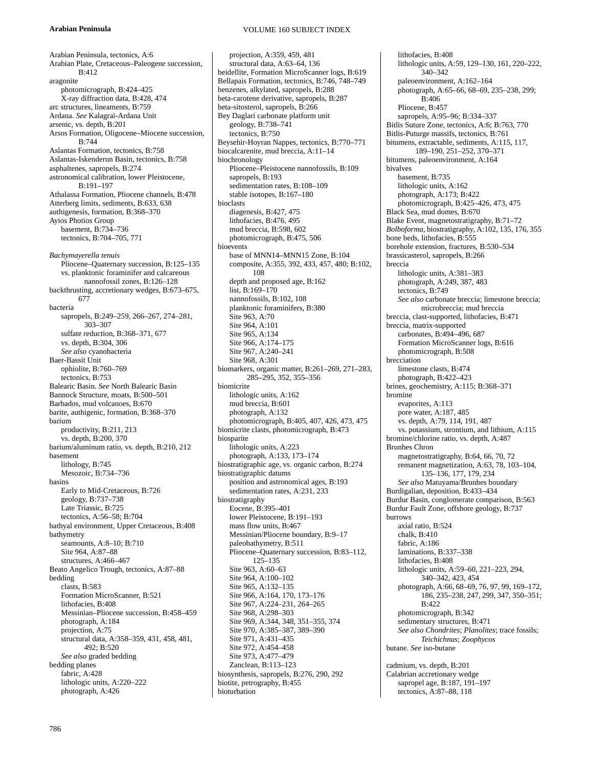Arabian Peninsula, tectonics, A:6
Arabian Plate, Cretaceous–Paleogene succession, B:412
aragonite
  photomicrograph, B:424–425
  X-ray diffraction data, B:428, 474
arc structures, lineaments, B:759
Ardana. *See* Kalagrai-Ardana Unit
arsenic, vs. depth, B:201
Arsos Formation, Oligocene–Miocene succession, B:744
Aslantas Formation, tectonics, B:758
Aslantas-Iskenderun Basin, tectonics, B:758
asphaltenes, sapropels, B:274
astronomical calibration, lower Pleistocene, B:191–197
Athalassa Formation, Pliocene channels, B:478
Atterberg limits, sediments, B:633, 638
authigenesis, formation, B:368–370
Ayios Photios Group
  basement, B:734–736
  tectonics, B:704–705, 771

*Bachymayerella tenuis*
  Pliocene–Quaternary succession, B:125–135
  vs. planktonic foraminifer and calcareous nannofossil zones, B:126–128
backthrusting, accretionary wedges, B:673–675, 677
bacteria
  sapropels, B:249–259, 266–267, 274–281, 303–307
  sulfate reduction, B:368–371, 677
  vs. depth, B:304, 306
  *See also* cyanobacteria
Baer-Bassit Unit
  ophiolite, B:760–769
  tectonics, B:753
Balearic Basin. *See* North Balearic Basin
Bannock Structure, moats, B:500–501
Barbados, mud volcanoes, B:670
barite, authigenic, formation, B:368–370
barium
  productivity, B:211, 213
  vs. depth, B:200, 370
barium/aluminum ratio, vs. depth, B:210, 212
basement
  lithology, B:745
  Mesozoic, B:734–736
basins
  Early to Mid-Cretaceous, B:726
  geology, B:737–738
  Late Triassic, B:725
  tectonics, A:56–58; B:704
bathyal environment, Upper Cretaceous, B:408
bathymetry
  seamounts, A:8–10; B:710
  Site 964, A:87–88
  structures, A:466–467
Beato Angelico Trough, tectonics, A:87–88
bedding
  clasts, B:583
  Formation MicroScanner, B:521
  lithofacies, B:408
  Messinian–Pliocene succession, B:458–459
  photograph, A:184
  projection, A:75
  structural data, A:358–359, 431, 458, 481, 492; B:520
  *See also* graded bedding
bedding planes
  fabric, A:428
  lithologic units, A:220–222
  photograph, A:426
  projection, A:359, 459, 481
  structural data, A:63–64, 136
beidellite, Formation MicroScanner logs, B:619
Bellapais Formation, tectonics, B:746, 748–749
benzenes, alkylated, sapropels, B:288
beta-carotene derivative, sapropels, B:287
beta-sitosterol, sapropels, B:266
Bey Daglari carbonate platform unit
  geology, B:738–741
  tectonics, B:750
Beysehir-Hoyran Nappes, tectonics, B:770–771
biocalcarenite, mud breccia, A:11–14
biochronology
  Pliocene–Pleistocene nannofossils, B:109
  sapropels, B:193
  sedimentation rates, B:108–109
  stable isotopes, B:167–180
bioclasts
  diagenesis, B:427, 475
  lithofacies, B:476, 495
  mud breccia, B:598, 602
  photomicrograph, B:475, 506
bioevents
  base of MNN14–MNN15 Zone, B:104
  composite, A:355, 392, 433, 457, 480; B:102, 108
  depth and proposed age, B:162
  list, B:169–170
  nannofossils, B:102, 108
  planktonic foraminifers, B:380
  Site 963, A:70
  Site 964, A:101
  Site 965, A:134
  Site 966, A:174–175
  Site 967, A:240–241
  Site 968, A:301
biomarkers, organic matter, B:261–269, 271–283, 285–295, 352, 355–356
biomicrite
  lithologic units, A:162
  mud breccia, B:601
  photograph, A:132
  photomicrograph, B:405, 407, 426, 473, 475
biomicrite clasts, photomicrograph, B:473
biosparite
  lithologic units, A:223
  photograph, A:133, 173–174
biostratigraphic age, vs. organic carbon, B:274
biostratigraphic datums
  position and astronomical ages, B:193
  sedimentation rates, A:231, 233
biostratigraphy
  Eocene, B:395–401
  lower Pleistocene, B:191–193
  mass flow units, B:467
  Messinian/Pliocene boundary, B:9–17
  paleobathymetry, B:511
  Pliocene–Quaternary succession, B:83–112, 125–135
  Site 963, A:60–63
  Site 964, A:100–102
  Site 965, A:132–135
  Site 966, A:164, 170, 173–176
  Site 967, A:224–231, 264–265
  Site 968, A:298–303
  Site 969, A:344, 348, 351–355, 374
  Site 970, A:385–387, 389–390
  Site 971, A:431–435
  Site 972, A:454–458
  Site 973, A:477–479
  Zanclean, B:113–123
biosynthesis, sapropels, B:276, 290, 292
biotite, petrography, B:455
bioturbation
  lithofacies, B:408
  lithologic units, A:59, 129–130, 161, 220–222, 340–342
  paleoenvironment, A:162–164
  photograph, A:65–66, 68–69, 235–238, 299; B:406
  Pliocene, B:457
  sapropels, A:95–96; B:334–337
Bitlis Suture Zone, tectonics, A:6; B:763, 770
Bitlis-Puturge massifs, tectonics, B:761
bitumens, extractable, sediments, A:115, 117, 189–190, 251–252, 370–371
bitumens, paleoenvironment, A:164
bivalves
  basement, B:735
  lithologic units, A:162
  photograph, A:173; B:422
  photomicrograph, B:425–426, 473, 475
Black Sea, mud domes, B:670
Blake Event, magnetostratigraphy, B:71–72
*Bolboforma*, biostratigraphy, A:102, 135, 176, 355
bone beds, lithofacies, B:555
borehole extension, fractures, B:530–534
brassicasterol, sapropels, B:266
breccia
  lithologic units, A:381–383
  photograph, A:249, 387, 483
  tectonics, B:749
  *See also* carbonate breccia; limestone breccia; microbreccia; mud breccia
breccia, clast-supported, lithofacies, B:471
breccia, matrix-supported
  carbonates, B:494–496, 687
  Formation MicroScanner logs, B:616
  photomicrograph, B:508
brecciation
  limestone clasts, B:474
  photograph, B:422–423
brines, geochemistry, A:115; B:368–371
bromine
  evaporites, A:113
  pore water, A:187, 485
  vs. depth, A:79, 114, 191, 487
  vs. potassium, strontium, and lithium, A:115
bromine/chlorine ratio, vs. depth, A:487
Brunhes Chron
  magnetostratigraphy, B:64, 66, 70, 72
  remanent magnetization, A:63, 78, 103–104, 135–136, 177, 179, 234
  *See also* Matuyama/Brunhes boundary
Burdigalian, deposition, B:433–434
Burdur Basin, conglomerate comparison, B:563
Burdur Fault Zone, offshore geology, B:737
burrows
  axial ratio, B:524
  chalk, B:410
  fabric, A:186
  laminations, B:337–338
  lithofacies, B:408
  lithologic units, A:59–60, 221–223, 294, 340–342, 423, 454
  photograph, A:66, 68–69, 76, 97, 99, 169–172, 186, 235–238, 247, 299, 347, 350–351; B:422
  photomicrograph, B:342
  sedimentary structures, B:471
  *See also Chondrites*; *Planolites*; trace fossils; *Teichichnus*; *Zoophycos*
butane. *See* iso-butane

cadmium, vs. depth, B:201
Calabrian accretionary wedge
  sapropel age, B:187, 191–197
  tectonics, A:87–88, 118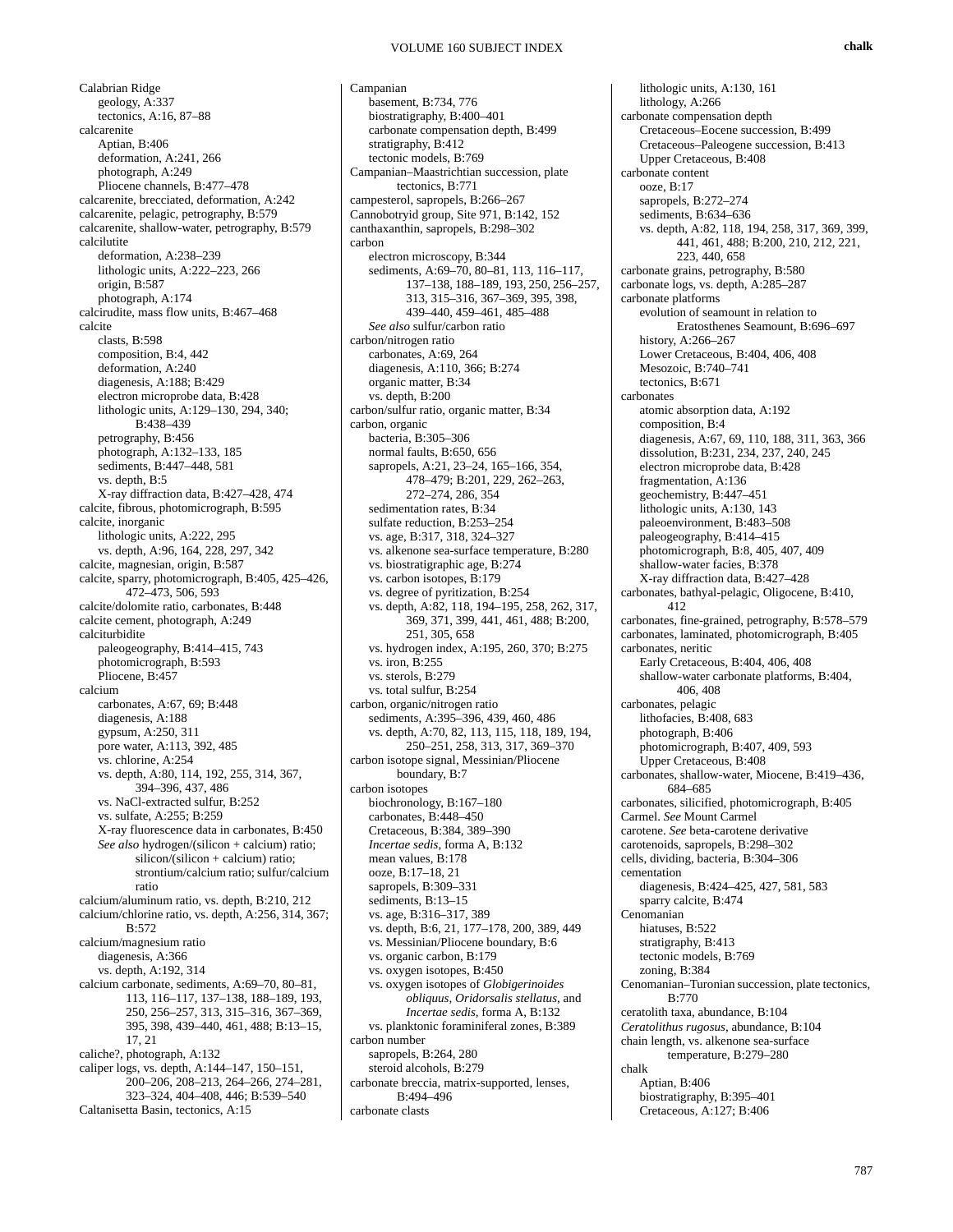Calabrian Ridge
  geology, A:337
  tectonics, A:16, 87–88
calcarenite
  Aptian, B:406
  deformation, A:241, 266
  photograph, A:249
  Pliocene channels, B:477–478
calcarenite, brecciated, deformation, A:242
calcarenite, pelagic, petrography, B:579
calcarenite, shallow-water, petrography, B:579
calcilutite
  deformation, A:238–239
  lithologic units, A:222–223, 266
  origin, B:587
  photograph, A:174
calcirudite, mass flow units, B:467–468
calcite
  clasts, B:598
  composition, B:4, 442
  deformation, A:240
  diagenesis, A:188; B:429
  electron microprobe data, B:428
  lithologic units, A:129–130, 294, 340; B:438–439
  petrography, B:456
  photograph, A:132–133, 185
  sediments, B:447–448, 581
  vs. depth, B:5
  X-ray diffraction data, B:427–428, 474
calcite, fibrous, photomicrograph, B:595
calcite, inorganic
  lithologic units, A:222, 295
  vs. depth, A:96, 164, 228, 297, 342
calcite, magnesian, origin, B:587
calcite, sparry, photomicrograph, B:405, 425–426, 472–473, 506, 593
calcite/dolomite ratio, carbonates, B:448
calcite cement, photograph, A:249
calciturbidite
  paleogeography, B:414–415, 743
  photomicrograph, B:593
  Pliocene, B:457
calcium
  carbonates, A:67, 69; B:448
  diagenesis, A:188
  gypsum, A:250, 311
  pore water, A:113, 392, 485
  vs. chlorine, A:254
  vs. depth, A:80, 114, 192, 255, 314, 367, 394–396, 437, 486
  vs. NaCl-extracted sulfur, B:252
  vs. sulfate, A:255; B:259
  X-ray fluorescence data in carbonates, B:450
  *See also* hydrogen/(silicon + calcium) ratio; silicon/(silicon + calcium) ratio; strontium/calcium ratio; sulfur/calcium ratio
calcium/aluminum ratio, vs. depth, B:210, 212
calcium/chlorine ratio, vs. depth, A:256, 314, 367; B:572
calcium/magnesium ratio
  diagenesis, A:366
  vs. depth, A:192, 314
calcium carbonate, sediments, A:69–70, 80–81, 113, 116–117, 137–138, 188–189, 193, 250, 256–257, 313, 315–316, 367–369, 395, 398, 439–440, 461, 488; B:13–15, 17, 21
caliche?, photograph, A:132
caliper logs, vs. depth, A:144–147, 150–151, 200–206, 208–213, 264–266, 274–281, 323–324, 404–408, 446; B:539–540
Caltanisetta Basin, tectonics, A:15
Campanian
  basement, B:734, 776
  biostratigraphy, B:400–401
  carbonate compensation depth, B:499
  stratigraphy, B:412
  tectonic models, B:769
Campanian–Maastrichtian succession, plate tectonics, B:771
campesterol, sapropels, B:266–267
Cannobotryid group, Site 971, B:142, 152
canthaxanthin, sapropels, B:298–302
carbon
  electron microscopy, B:344
  sediments, A:69–70, 80–81, 113, 116–117, 137–138, 188–189, 193, 250, 256–257, 313, 315–316, 367–369, 395, 398, 439–440, 459–461, 485–488
  *See also* sulfur/carbon ratio
carbon/nitrogen ratio
  carbonates, A:69, 264
  diagenesis, A:110, 366; B:274
  organic matter, B:34
  vs. depth, B:200
carbon/sulfur ratio, organic matter, B:34
carbon, organic
  bacteria, B:305–306
  normal faults, B:650, 656
  sapropels, A:21, 23–24, 165–166, 354, 478–479; B:201, 229, 262–263, 272–274, 286, 354
  sedimentation rates, B:34
  sulfate reduction, B:253–254
  vs. age, B:317, 318, 324–327
  vs. alkenone sea-surface temperature, B:280
  vs. biostratigraphic age, B:274
  vs. carbon isotopes, B:179
  vs. degree of pyritization, B:254
  vs. depth, A:82, 118, 194–195, 258, 262, 317, 369, 371, 399, 441, 461, 488; B:200, 251, 305, 658
  vs. hydrogen index, A:195, 260, 370; B:275
  vs. iron, B:255
  vs. sterols, B:279
  vs. total sulfur, B:254
carbon, organic/nitrogen ratio
  sediments, A:395–396, 439, 460, 486
  vs. depth, A:70, 82, 113, 115, 118, 189, 194, 250–251, 258, 313, 317, 369–370
carbon isotope signal, Messinian/Pliocene boundary, B:7
carbon isotopes
  biochronology, B:167–180
  carbonates, B:448–450
  Cretaceous, B:384, 389–390
  *Incertae sedis*, forma A, B:132
  mean values, B:178
  ooze, B:17–18, 21
  sapropels, B:309–331
  sediments, B:13–15
  vs. age, B:316–317, 389
  vs. depth, B:6, 21, 177–178, 200, 389, 449
  vs. Messinian/Pliocene boundary, B:6
  vs. organic carbon, B:179
  vs. oxygen isotopes, B:450
  vs. oxygen isotopes of *Globigerinoides obliquus*, *Oridorsalis stellatus*, and *Incertae sedis*, forma A, B:132
  vs. planktonic foraminiferal zones, B:389
carbon number
  sapropels, B:264, 280
  steroid alcohols, B:279
carbonate breccia, matrix-supported, lenses, B:494–496
carbonate clasts
  lithologic units, A:130, 161
  lithology, A:266
carbonate compensation depth
  Cretaceous–Eocene succession, B:499
  Cretaceous–Paleogene succession, B:413
  Upper Cretaceous, B:408
carbonate content
  ooze, B:17
  sapropels, B:272–274
  sediments, B:634–636
  vs. depth, A:82, 118, 194, 258, 317, 369, 399, 441, 461, 488; B:200, 210, 212, 221, 223, 440, 658
carbonate grains, petrography, B:580
carbonate logs, vs. depth, A:285–287
carbonate platforms
  evolution of seamount in relation to Eratosthenes Seamount, B:696–697
  history, A:266–267
  Lower Cretaceous, B:404, 406, 408
  Mesozoic, B:740–741
  tectonics, B:671
carbonates
  atomic absorption data, A:192
  composition, B:4
  diagenesis, A:67, 69, 110, 188, 311, 363, 366
  dissolution, B:231, 234, 237, 240, 245
  electron microprobe data, B:428
  fragmentation, A:136
  geochemistry, B:447–451
  lithologic units, A:130, 143
  paleoenvironment, B:483–508
  paleogeography, B:414–415
  photomicrograph, B:8, 405, 407, 409
  shallow-water facies, B:378
  X-ray diffraction data, B:427–428
carbonates, bathyal-pelagic, Oligocene, B:410, 412
carbonates, fine-grained, petrography, B:578–579
carbonates, laminated, photomicrograph, B:405
carbonates, neritic
  Early Cretaceous, B:404, 406, 408
  shallow-water carbonate platforms, B:404, 406, 408
carbonates, pelagic
  lithofacies, B:408, 683
  photograph, B:406
  photomicrograph, B:407, 409, 593
  Upper Cretaceous, B:408
carbonates, shallow-water, Miocene, B:419–436, 684–685
carbonates, silicified, photomicrograph, B:405
Carmel. *See* Mount Carmel
carotene. *See* beta-carotene derivative
carotenoids, sapropels, B:298–302
cells, dividing, bacteria, B:304–306
cementation
  diagenesis, B:424–425, 427, 581, 583
  sparry calcite, B:474
Cenomanian
  hiatuses, B:522
  stratigraphy, B:413
  tectonic models, B:769
  zoning, B:384
Cenomanian–Turonian succession, plate tectonics, B:770
ceratolith taxa, abundance, B:104
*Ceratolithus rugosus*, abundance, B:104
chain length, vs. alkenone sea-surface temperature, B:279–280
chalk
  Aptian, B:406
  biostratigraphy, B:395–401
  Cretaceous, A:127; B:406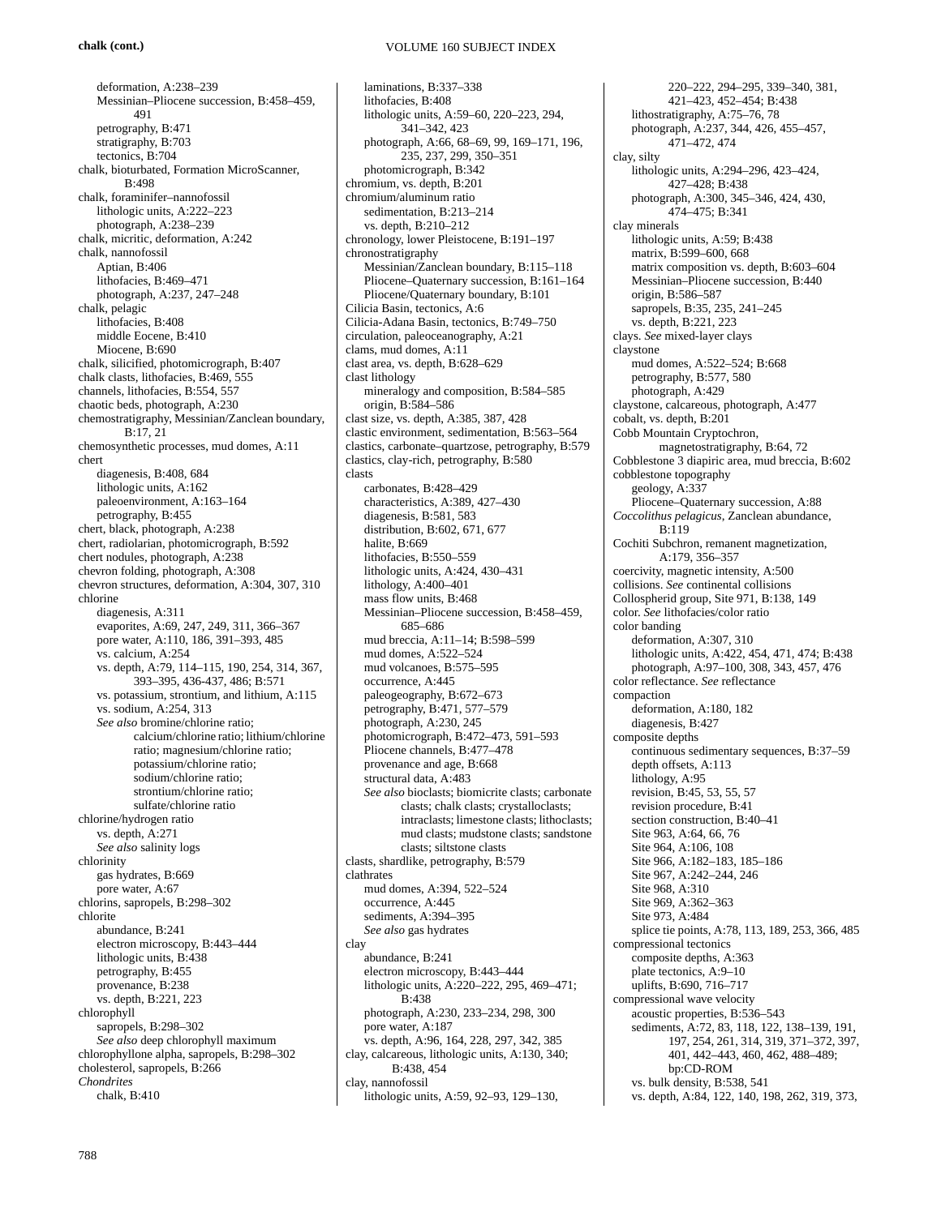chalk (cont.)

deformation, A:238–239
Messinian–Pliocene succession, B:458–459, 491
petrography, B:471
stratigraphy, B:703
tectonics, B:704

chalk, bioturbated, Formation MicroScanner, B:498

chalk, foraminifer–nannofossil
lithologic units, A:222–223
photograph, A:238–239

chalk, micritic, deformation, A:242

chalk, nannofossil
Aptian, B:406
lithofacies, B:469–471
photograph, A:237, 247–248

chalk, pelagic
lithofacies, B:408
middle Eocene, B:410
Miocene, B:690

chalk, silicified, photomicrograph, B:407

chalk clasts, lithofacies, B:469, 555

channels, lithofacies, B:554, 557

chaotic beds, photograph, A:230

chemostratigraphy, Messinian/Zanclean boundary, B:17, 21

chemosynthetic processes, mud domes, A:11

chert
diagenesis, B:408, 684
lithologic units, A:162
paleoenvironment, A:163–164
petrography, B:455

chert, black, photograph, A:238

chert, radiolarian, photomicrograph, B:592

chert nodules, photograph, A:238

chevron folding, photograph, A:308

chevron structures, deformation, A:304, 307, 310

chlorine
diagenesis, A:311
evaporites, A:69, 247, 249, 311, 366–367
pore water, A:110, 186, 391–393, 485
vs. calcium, A:254
vs. depth, A:79, 114–115, 190, 254, 314, 367, 393–395, 436-437, 486; B:571
vs. potassium, strontium, and lithium, A:115
vs. sodium, A:254, 313
*See also* bromine/chlorine ratio; calcium/chlorine ratio; lithium/chlorine ratio; magnesium/chlorine ratio; potassium/chlorine ratio; sodium/chlorine ratio; strontium/chlorine ratio; sulfate/chlorine ratio

chlorine/hydrogen ratio
vs. depth, A:271
*See also* salinity logs

chlorinity
gas hydrates, B:669
pore water, A:67

chlorins, sapropels, B:298–302

chlorite
abundance, B:241
electron microscopy, B:443–444
lithologic units, B:438
petrography, B:455
provenance, B:238
vs. depth, B:221, 223

chlorophyll
sapropels, B:298–302
*See also* deep chlorophyll maximum

chlorophyllone alpha, sapropels, B:298–302

cholesterol, sapropels, B:266

*Chondrites*
chalk, B:410
laminations, B:337–338
lithofacies, B:408
lithologic units, A:59–60, 220–223, 294, 341–342, 423
photograph, A:66, 68–69, 99, 169–171, 196, 235, 237, 299, 350–351
photomicrograph, B:342

chromium, vs. depth, B:201

chromium/aluminum ratio
sedimentation, B:213–214
vs. depth, B:210–212

chronology, lower Pleistocene, B:191–197

chronostratigraphy
Messinian/Zanclean boundary, B:115–118
Pliocene–Quaternary succession, B:161–164
Pliocene/Quaternary boundary, B:101

Cilicia Basin, tectonics, A:6

Cilicia-Adana Basin, tectonics, B:749–750

circulation, paleoceanography, A:21

clams, mud domes, A:11

clast area, vs. depth, B:628–629

clast lithology
mineralogy and composition, B:584–585
origin, B:584–586

clast size, vs. depth, A:385, 387, 428

clastic environment, sedimentation, B:563–564

clastics, carbonate–quartzose, petrography, B:579

clastics, clay-rich, petrography, B:580

clasts
carbonates, B:428–429
characteristics, A:389, 427–430
diagenesis, B:581, 583
distribution, B:602, 671, 677
halite, B:669
lithofacies, B:550–559
lithologic units, A:424, 430–431
lithology, A:400–401
mass flow units, B:468
Messinian–Pliocene succession, B:458–459, 685–686
mud breccia, A:11–14; B:598–599
mud domes, A:522–524
mud volcanoes, B:575–595
occurrence, A:445
paleogeography, B:672–673
petrography, B:471, 577–579
photograph, A:230, 245
photomicrograph, B:472–473, 591–593
Pliocene channels, B:477–478
provenance and age, B:668
structural data, A:483
*See also* bioclasts; biomicrite clasts; carbonate clasts; chalk clasts; crystalloclasts; intraclasts; limestone clasts; lithoclasts; mud clasts; mudstone clasts; sandstone clasts; siltstone clasts

clasts, shardlike, petrography, B:579

clathrates
mud domes, A:394, 522–524
occurrence, A:445
sediments, A:394–395
*See also* gas hydrates

clay
abundance, B:241
electron microscopy, B:443–444
lithologic units, A:220–222, 295, 469–471; B:438
photograph, A:230, 233–234, 298, 300
pore water, A:187
vs. depth, A:96, 164, 228, 297, 342, 385

clay, calcareous, lithologic units, A:130, 340; B:438, 454

clay, nannofossil
lithologic units, A:59, 92–93, 129–130, 220–222, 294–295, 339–340, 381, 421–423, 452–454; B:438
lithostratigraphy, A:75–76, 78
photograph, A:237, 344, 426, 455–457, 471–472, 474

clay, silty
lithologic units, A:294–296, 423–424, 427–428; B:438
photograph, A:300, 345–346, 424, 430, 474–475; B:341

clay minerals
lithologic units, A:59; B:438
matrix, B:599–600, 668
matrix composition vs. depth, B:603–604
Messinian–Pliocene succession, B:440
origin, B:586–587
sapropels, B:35, 235, 241–245
vs. depth, B:221, 223

clays. *See* mixed-layer clays

claystone
mud domes, A:522–524; B:668
petrography, B:577, 580
photograph, A:429

claystone, calcareous, photograph, A:477

cobalt, vs. depth, B:201

Cobb Mountain Cryptochron, magnetostratigraphy, B:64, 72

Cobblestone 3 diapiric area, mud breccia, B:602

cobblestone topography
geology, A:337
Pliocene–Quaternary succession, A:88

*Coccolithus pelagicus*, Zanclean abundance, B:119

Cochiti Subchron, remanent magnetization, A:179, 356–357

coercivity, magnetic intensity, A:500

collisions. *See* continental collisions

Collospherid group, Site 971, B:138, 149

color. *See* lithofacies/color ratio

color banding
deformation, A:307, 310
lithologic units, A:422, 454, 471, 474; B:438
photograph, A:97–100, 308, 343, 457, 476

color reflectance. *See* reflectance

compaction
deformation, A:180, 182
diagenesis, B:427

composite depths
continuous sedimentary sequences, B:37–59
depth offsets, A:113
lithology, A:95
revision, B:45, 53, 55, 57
revision procedure, B:41
section construction, B:40–41
Site 963, A:64, 66, 76
Site 964, A:106, 108
Site 966, A:182–183, 185–186
Site 967, A:242–244, 246
Site 968, A:310
Site 969, A:362–363
Site 973, A:484
splice tie points, A:78, 113, 189, 253, 366, 485

compressional tectonics
composite depths, A:363
plate tectonics, A:9–10
uplifts, B:690, 716–717

compressional wave velocity
acoustic properties, B:536–543
sediments, A:72, 83, 118, 122, 138–139, 191, 197, 254, 261, 314, 319, 371–372, 397, 401, 442–443, 460, 462, 488–489; bp:CD-ROM
vs. bulk density, B:538, 541
vs. depth, A:84, 122, 140, 198, 262, 319, 373,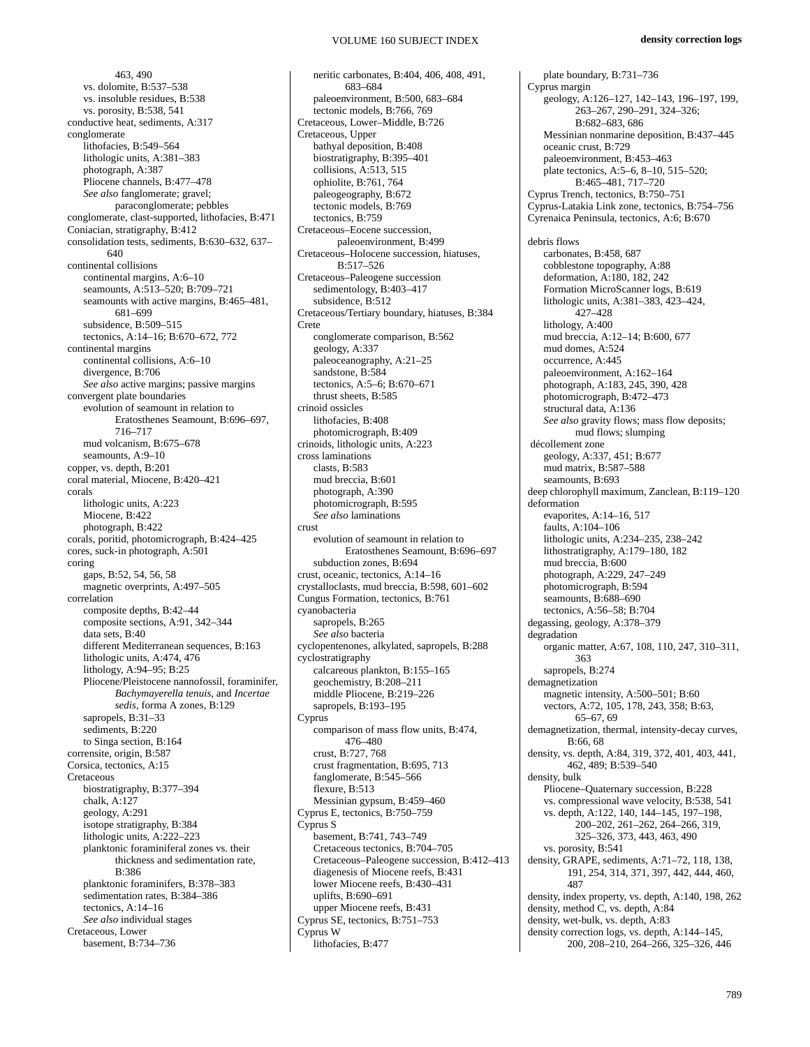463, 490
- vs. dolomite, B:537–538
- vs. insoluble residues, B:538
- vs. porosity, B:538, 541

conductive heat, sediments, A:317

conglomerate
- lithofacies, B:549–564
- lithologic units, A:381–383
- photograph, A:387
- Pliocene channels, B:477–478
- *See also* fanglomerate; gravel; paraconglomerate; pebbles

conglomerate, clast-supported, lithofacies, B:471

Coniacian, stratigraphy, B:412

consolidation tests, sediments, B:630–632, 637–640

continental collisions
- continental margins, A:6–10
- seamounts, A:513–520; B:709–721
- seamounts with active margins, B:465–481, 681–699
- subsidence, B:509–515
- tectonics, A:14–16; B:670–672, 772

continental margins
- continental collisions, A:6–10
- divergence, B:706
- *See also* active margins; passive margins

convergent plate boundaries
- evolution of seamount in relation to Eratosthenes Seamount, B:696–697, 716–717
- mud volcanism, B:675–678
- seamounts, A:9–10

copper, vs. depth, B:201

coral material, Miocene, B:420–421

corals
- lithologic units, A:223
- Miocene, B:422
- photograph, B:422

corals, poritid, photomicrograph, B:424–425

cores, suck-in photograph, A:501

coring
- gaps, B:52, 54, 56, 58
- magnetic overprints, A:497–505

correlation
- composite depths, B:42–44
- composite sections, A:91, 342–344
- data sets, B:40
- different Mediterranean sequences, B:163
- lithologic units, A:474, 476
- lithology, A:94–95; B:25
- Pliocene/Pleistocene nannofossil, foraminifer, *Bachymayerella tenuis*, and *Incertae sedis*, forma A zones, B:129
- sapropels, B:31–33
- sediments, B:220
- to Singa section, B:164

corrensite, origin, B:587

Corsica, tectonics, A:15

Cretaceous
- biostratigraphy, B:377–394
- chalk, A:127
- geology, A:291
- isotope stratigraphy, B:384
- lithologic units, A:222–223
- planktonic foraminiferal zones vs. their thickness and sedimentation rate, B:386
- planktonic foraminifers, B:378–383
- sedimentation rates, B:384–386
- tectonics, A:14–16
- *See also* individual stages

Cretaceous, Lower
- basement, B:734–736
- neritic carbonates, B:404, 406, 408, 491, 683–684
- paleoenvironment, B:500, 683–684
- tectonic models, B:766, 769

Cretaceous, Lower–Middle, B:726

Cretaceous, Upper
- bathyal deposition, B:408
- biostratigraphy, B:395–401
- collisions, A:513, 515
- ophiolite, B:761, 764
- paleogeography, B:672
- tectonic models, B:769
- tectonics, B:759

Cretaceous–Eocene succession, paleoenvironment, B:499

Cretaceous–Holocene succession, hiatuses, B:517–526

Cretaceous–Paleogene succession
- sedimentology, B:403–417
- subsidence, B:512

Cretaceous/Tertiary boundary, hiatuses, B:384

Crete
- conglomerate comparison, B:562
- geology, A:337
- paleoceanography, A:21–25
- sandstone, B:584
- tectonics, A:5–6; B:670–671
- thrust sheets, B:585

crinoid ossicles
- lithofacies, B:408
- photomicrograph, B:409

crinoids, lithologic units, A:223

cross laminations
- clasts, B:583
- mud breccia, B:601
- photograph, A:390
- photomicrograph, B:595
- *See also* laminations

crust
- evolution of seamount in relation to Eratosthenes Seamount, B:696–697
- subduction zones, B:694

crust, oceanic, tectonics, A:14–16

crystalloclasts, mud breccia, B:598, 601–602

Cungus Formation, tectonics, B:761

cyanobacteria
- sapropels, B:265
- *See also* bacteria

cyclopentenones, alkylated, sapropels, B:288

cyclostratigraphy
- calcareous plankton, B:155–165
- geochemistry, B:208–211
- middle Pliocene, B:219–226
- sapropels, B:193–195

Cyprus
- comparison of mass flow units, B:474, 476–480
- crust, B:727, 768
- crust fragmentation, B:695, 713
- fanglomerate, B:545–566
- flexure, B:513
- Messinian gypsum, B:459–460

Cyprus E, tectonics, B:750–759

Cyprus S
- basement, B:741, 743–749
- Cretaceous tectonics, B:704–705
- Cretaceous–Paleogene succession, B:412–413
- diagenesis of Miocene reefs, B:431
- lower Miocene reefs, B:430–431
- uplifts, B:690–691
- upper Miocene reefs, B:431

Cyprus SE, tectonics, B:751–753

Cyprus W
- lithofacies, B:477
- plate boundary, B:731–736

Cyprus margin
- geology, A:126–127, 142–143, 196–197, 199, 263–267, 290–291, 324–326; B:682–683, 686
- Messinian nonmarine deposition, B:437–445
- oceanic crust, B:729
- paleoenvironment, B:453–463
- plate tectonics, A:5–6, 8–10, 515–520; B:465–481, 717–720

Cyprus Trench, tectonics, B:750–751

Cyprus-Latakia Link zone, tectonics, B:754–756

Cyrenaica Peninsula, tectonics, A:6; B:670

debris flows
- carbonates, B:458, 687
- cobblestone topography, A:88
- deformation, A:180, 182, 242
- Formation MicroScanner logs, B:619
- lithologic units, A:381–383, 423–424, 427–428
- lithology, A:400
- mud breccia, A:12–14; B:600, 677
- mud domes, A:524
- occurrence, A:445
- paleoenvironment, A:162–164
- photograph, A:183, 245, 390, 428
- photomicrograph, B:472–473
- structural data, A:136
- *See also* gravity flows; mass flow deposits; mud flows; slumping

décollement zone
- geology, A:337, 451; B:677
- mud matrix, B:587–588
- seamounts, B:693

deep chlorophyll maximum, Zanclean, B:119–120

deformation
- evaporites, A:14–16, 517
- faults, A:104–106
- lithologic units, A:234–235, 238–242
- lithostratigraphy, A:179–180, 182
- mud breccia, B:600
- photograph, A:229, 247–249
- photomicrograph, B:594
- seamounts, B:688–690
- tectonics, A:56–58; B:704

degassing, geology, A:378–379

degradation
- organic matter, A:67, 108, 110, 247, 310–311, 363
- sapropels, B:274

demagnetization
- magnetic intensity, A:500–501; B:60
- vectors, A:72, 105, 178, 243, 358; B:63, 65–67, 69

demagnetization, thermal, intensity-decay curves, B:66, 68

density, vs. depth, A:84, 319, 372, 401, 403, 441, 462, 489; B:539–540

density, bulk
- Pliocene–Quaternary succession, B:228
- vs. compressional wave velocity, B:538, 541
- vs. depth, A:122, 140, 144–145, 197–198, 200–202, 261–262, 264–266, 319, 325–326, 373, 443, 463, 490
- vs. porosity, B:541

density, GRAPE, sediments, A:71–72, 118, 138, 191, 254, 314, 371, 397, 442, 444, 460, 487

density, index property, vs. depth, A:140, 198, 262

density, method C, vs. depth, A:84

density, wet-bulk, vs. depth, A:83

density correction logs, vs. depth, A:144–145, 200, 208–210, 264–266, 325–326, 446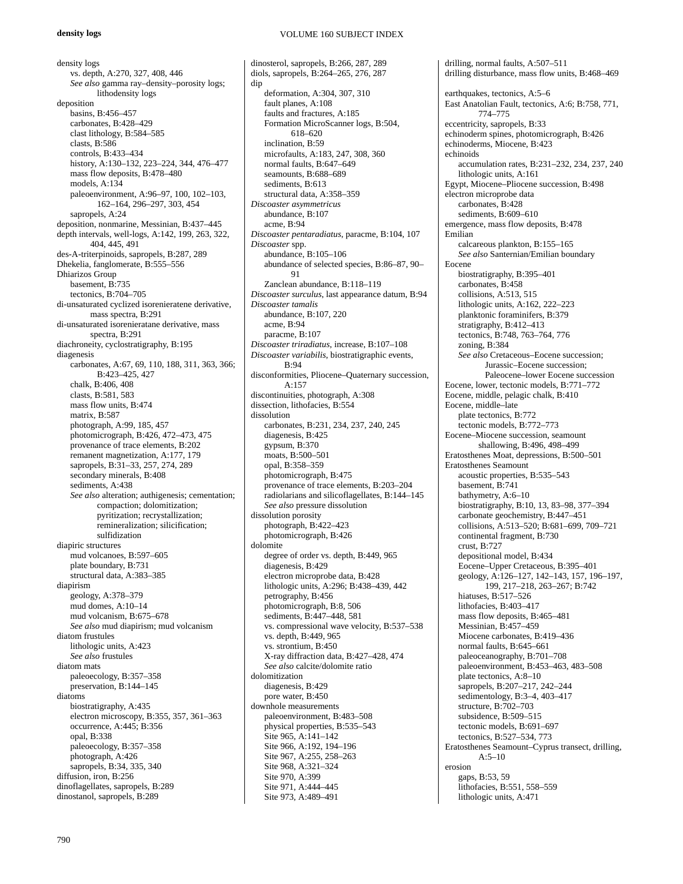density logs
- vs. depth, A:270, 327, 408, 446
- *See also* gamma ray–density–porosity logs; lithodensity logs

deposition
- basins, B:456–457
- carbonates, B:428–429
- clast lithology, B:584–585
- clasts, B:586
- controls, B:433–434
- history, A:130–132, 223–224, 344, 476–477
- mass flow deposits, B:478–480
- models, A:134
- paleoenvironment, A:96–97, 100, 102–103, 162–164, 296–297, 303, 454
- sapropels, A:24

deposition, nonmarine, Messinian, B:437–445

depth intervals, well-logs, A:142, 199, 263, 322, 404, 445, 491

des-A-triterpinoids, sapropels, B:287, 289

Dhekelia, fanglomerate, B:555–556

Dhiarizos Group
- basement, B:735
- tectonics, B:704–705

di-unsaturated cyclized isorenieratene derivative, mass spectra, B:291

di-unsaturated isorenieratane derivative, mass spectra, B:291

diachroneity, cyclostratigraphy, B:195

diagenesis
- carbonates, A:67, 69, 110, 188, 311, 363, 366; B:423–425, 427
- chalk, B:406, 408
- clasts, B:581, 583
- mass flow units, B:474
- matrix, B:587
- photograph, A:99, 185, 457
- photomicrograph, B:426, 472–473, 475
- provenance of trace elements, B:202
- remanent magnetization, A:177, 179
- sapropels, B:31–33, 257, 274, 289
- secondary minerals, B:408
- sediments, A:438
- *See also* alteration; authigenesis; cementation; compaction; dolomitization; pyritization; recrystallization; remineralization; silicification; sulfidization

diapiric structures
- mud volcanoes, B:597–605
- plate boundary, B:731
- structural data, A:383–385

diapirism
- geology, A:378–379
- mud domes, A:10–14
- mud volcanism, B:675–678
- *See also* mud diapirism; mud volcanism

diatom frustules
- lithologic units, A:423
- *See also* frustules

diatom mats
- paleoecology, B:357–358
- preservation, B:144–145

diatoms
- biostratigraphy, A:435
- electron microscopy, B:355, 357, 361–363
- occurrence, A:445; B:356
- opal, B:338
- paleoecology, B:357–358
- photograph, A:426
- sapropels, B:34, 335, 340

diffusion, iron, B:256

dinoflagellates, sapropels, B:289

dinostanol, sapropels, B:289

dinosterol, sapropels, B:266, 287, 289

diols, sapropels, B:264–265, 276, 287

dip
- deformation, A:304, 307, 310
- fault planes, A:108
- faults and fractures, A:185
- Formation MicroScanner logs, B:504, 618–620
- inclination, B:59
- microfaults, A:183, 247, 308, 360
- normal faults, B:647–649
- seamounts, B:688–689
- sediments, B:613
- structural data, A:358–359

*Discoaster asymmetricus*
- abundance, B:107
- acme, B:94

*Discoaster pentaradiatus*, paracme, B:104, 107

*Discoaster* spp.
- abundance, B:105–106
- abundance of selected species, B:86–87, 90–91
- Zanclean abundance, B:118–119

*Discoaster surculus*, last appearance datum, B:94

*Discoaster tamalis*
- abundance, B:107, 220
- acme, B:94
- paracme, B:107

*Discoaster triradiatus*, increase, B:107–108

*Discoaster variabilis*, biostratigraphic events, B:94

disconformities, Pliocene–Quaternary succession, A:157

discontinuities, photograph, A:308

dissection, lithofacies, B:554

dissolution
- carbonates, B:231, 234, 237, 240, 245
- diagenesis, B:425
- gypsum, B:370
- moats, B:500–501
- opal, B:358–359
- photomicrograph, B:475
- provenance of trace elements, B:203–204
- radiolarians and silicoflagellates, B:144–145
- *See also* pressure dissolution

dissolution porosity
- photograph, B:422–423
- photomicrograph, B:426

dolomite
- degree of order vs. depth, B:449, 965
- diagenesis, B:429
- electron microprobe data, B:428
- lithologic units, A:296; B:438–439, 442
- petrography, B:456
- photomicrograph, B:8, 506
- sediments, B:447–448, 581
- vs. compressional wave velocity, B:537–538
- vs. depth, B:449, 965
- vs. strontium, B:450
- X-ray diffraction data, B:427–428, 474
- *See also* calcite/dolomite ratio

dolomitization
- diagenesis, B:429
- pore water, B:450

downhole measurements
- paleoenvironment, B:483–508
- physical properties, B:535–543
- Site 965, A:141–142
- Site 966, A:192, 194–196
- Site 967, A:255, 258–263
- Site 968, A:321–324
- Site 970, A:399
- Site 971, A:444–445
- Site 973, A:489–491

drilling, normal faults, A:507–511

drilling disturbance, mass flow units, B:468–469

earthquakes, tectonics, A:5–6

East Anatolian Fault, tectonics, A:6; B:758, 771, 774–775

eccentricity, sapropels, B:33

echinoderm spines, photomicrograph, B:426

echinoderms, Miocene, B:423

echinoids
- accumulation rates, B:231–232, 234, 237, 240
- lithologic units, A:161

Egypt, Miocene–Pliocene succession, B:498

electron microprobe data
- carbonates, B:428
- sediments, B:609–610

emergence, mass flow deposits, B:478

Emilian
- calcareous plankton, B:155–165
- *See also* Santernian/Emilian boundary

Eocene
- biostratigraphy, B:395–401
- carbonates, B:458
- collisions, A:513, 515
- lithologic units, A:162, 222–223
- planktonic foraminifers, B:379
- stratigraphy, B:412–413
- tectonics, B:748, 763–764, 776
- zoning, B:384
- *See also* Cretaceous–Eocene succession; Jurassic–Eocene succession; Paleocene–lower Eocene succession

Eocene, lower, tectonic models, B:771–772

Eocene, middle, pelagic chalk, B:410

Eocene, middle–late
- plate tectonics, B:772
- tectonic models, B:772–773

Eocene–Miocene succession, seamount shallowing, B:496, 498–499

Eratosthenes Moat, depressions, B:500–501

Eratosthenes Seamount
- acoustic properties, B:535–543
- basement, B:741
- bathymetry, A:6–10
- biostratigraphy, B:10, 13, 83–98, 377–394
- carbonate geochemistry, B:447–451
- collisions, A:513–520; B:681–699, 709–721
- continental fragment, B:730
- crust, B:727
- depositional model, B:434
- Eocene–Upper Cretaceous, B:395–401
- geology, A:126–127, 142–143, 157, 196–197, 199, 217–218, 263–267; B:742
- hiatuses, B:517–526
- lithofacies, B:403–417
- mass flow deposits, B:465–481
- Messinian, B:457–459
- Miocene carbonates, B:419–436
- normal faults, B:645–661
- paleoceanography, B:701–708
- paleoenvironment, B:453–463, 483–508
- plate tectonics, A:8–10
- sapropels, B:207–217, 242–244
- sedimentology, B:3–4, 403–417
- structure, B:702–703
- subsidence, B:509–515
- tectonic models, B:691–697
- tectonics, B:527–534, 773

Eratosthenes Seamount–Cyprus transect, drilling, A:5–10

erosion
- gaps, B:53, 59
- lithofacies, B:551, 558–559
- lithologic units, A:471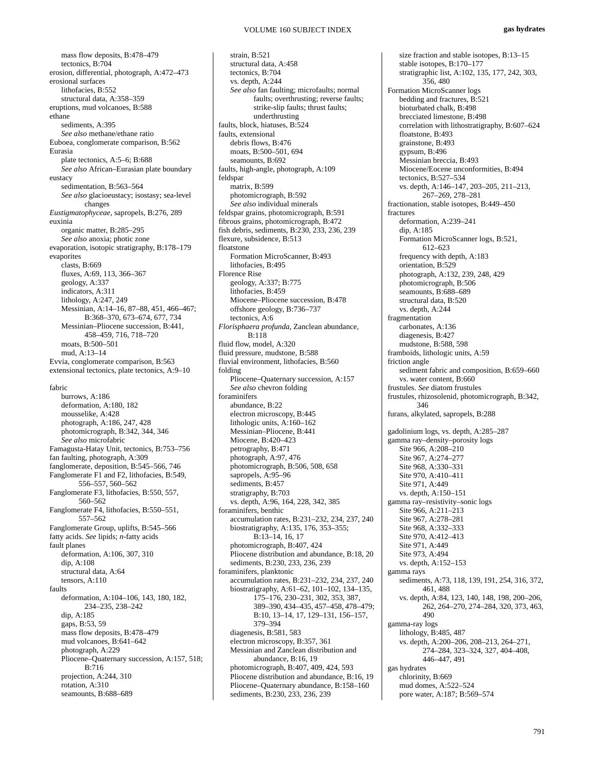mass flow deposits, B:478–479
    tectonics, B:704
erosion, differential, photograph, A:472–473
erosional surfaces
    lithofacies, B:552
    structural data, A:358–359
eruptions, mud volcanoes, B:588
ethane
    sediments, A:395
    *See also* methane/ethane ratio
Euboea, conglomerate comparison, B:562
Eurasia
    plate tectonics, A:5–6; B:688
    *See also* African–Eurasian plate boundary
eustacy
    sedimentation, B:563–564
    *See also* glacioeustacy; isostasy; sea-level changes
*Eustigmatophyceae*, sapropels, B:276, 289
euxinia
    organic matter, B:285–295
    *See also* anoxia; photic zone
evaporation, isotopic stratigraphy, B:178–179
evaporites
    clasts, B:669
    fluxes, A:69, 113, 366–367
    geology, A:337
    indicators, A:311
    lithology, A:247, 249
    Messinian, A:14–16, 87–88, 451, 466–467; B:368–370, 673–674, 677, 734
    Messinian–Pliocene succession, B:441, 458–459, 716, 718–720
    moats, B:500–501
    mud, A:13–14
Evvia, conglomerate comparison, B:563
extensional tectonics, plate tectonics, A:9–10

fabric
    burrows, A:186
    deformation, A:180, 182
    mousselike, A:428
    photograph, A:186, 247, 428
    photomicrograph, B:342, 344, 346
    *See also* microfabric
Famagusta-Hatay Unit, tectonics, B:753–756
fan faulting, photograph, A:309
fanglomerate, deposition, B:545–566, 746
Fanglomerate F1 and F2, lithofacies, B:549, 556–557, 560–562
Fanglomerate F3, lithofacies, B:550, 557, 560–562
Fanglomerate F4, lithofacies, B:550–551, 557–562
Fanglomerate Group, uplifts, B:545–566
fatty acids. *See* lipids; *n*-fatty acids
fault planes
    deformation, A:106, 307, 310
    dip, A:108
    structural data, A:64
    tensors, A:110
faults
    deformation, A:104–106, 143, 180, 182, 234–235, 238–242
    dip, A:185
    gaps, B:53, 59
    mass flow deposits, B:478–479
    mud volcanoes, B:641–642
    photograph, A:229
    Pliocene–Quaternary succession, A:157, 518; B:716
    projection, A:244, 310
    rotation, A:310
    seamounts, B:688–689
    strain, B:521
    structural data, A:458
    tectonics, B:704
    vs. depth, A:244
    *See also* fan faulting; microfaults; normal faults; overthrusting; reverse faults; strike-slip faults; thrust faults; underthrusting
faults, block, hiatuses, B:524
faults, extensional
    debris flows, B:476
    moats, B:500–501, 694
    seamounts, B:692
faults, high-angle, photograph, A:109
feldspar
    matrix, B:599
    photomicrograph, B:592
    *See also* individual minerals
feldspar grains, photomicrograph, B:591
fibrous grains, photomicrograph, B:472
fish debris, sediments, B:230, 233, 236, 239
flexure, subsidence, B:513
floatstone
    Formation MicroScanner, B:493
    lithofacies, B:495
Florence Rise
    geology, A:337; B:775
    lithofacies, B:459
    Miocene–Pliocene succession, B:478
    offshore geology, B:736–737
    tectonics, A:6
*Florisphaera profunda*, Zanclean abundance, B:118
fluid flow, model, A:320
fluid pressure, mudstone, B:588
fluvial environment, lithofacies, B:560
folding
    Pliocene–Quaternary succession, A:157
    *See also* chevron folding
foraminifers
    abundance, B:22
    electron microscopy, B:445
    lithologic units, A:160–162
    Messinian–Pliocene, B:441
    Miocene, B:420–423
    petrography, B:471
    photograph, A:97, 476
    photomicrograph, B:506, 508, 658
    sapropels, A:95–96
    sediments, B:457
    stratigraphy, B:703
    vs. depth, A:96, 164, 228, 342, 385
foraminifers, benthic
    accumulation rates, B:231–232, 234, 237, 240
    biostratigraphy, A:135, 176, 353–355; B:13–14, 16, 17
    photomicrograph, B:407, 424
    Pliocene distribution and abundance, B:18, 20
    sediments, B:230, 233, 236, 239
foraminifers, planktonic
    accumulation rates, B:231–232, 234, 237, 240
    biostratigraphy, A:61–62, 101–102, 134–135, 175–176, 230–231, 302, 353, 387, 389–390, 434–435, 457–458, 478–479; B:10, 13–14, 17, 129–131, 156–157, 379–394
    diagenesis, B:581, 583
    electron microscopy, B:357, 361
    Messinian and Zanclean distribution and abundance, B:16, 19
    photomicrograph, B:407, 409, 424, 593
    Pliocene distribution and abundance, B:16, 19
    Pliocene–Quaternary abundance, B:158–160
    sediments, B:230, 233, 236, 239
    size fraction and stable isotopes, B:13–15
    stable isotopes, B:170–177
    stratigraphic list, A:102, 135, 177, 242, 303, 356, 480
Formation MicroScanner logs
    bedding and fractures, B:521
    bioturbated chalk, B:498
    brecciated limestone, B:498
    correlation with lithostratigraphy, B:607–624
    floatstone, B:493
    grainstone, B:493
    gypsum, B:496
    Messinian breccia, B:493
    Miocene/Eocene unconformities, B:494
    tectonics, B:527–534
    vs. depth, A:146–147, 203–205, 211–213, 267–269, 278–281
fractionation, stable isotopes, B:449–450
fractures
    deformation, A:239–241
    dip, A:185
    Formation MicroScanner logs, B:521, 612–623
    frequency with depth, A:183
    orientation, B:529
    photograph, A:132, 239, 248, 429
    photomicrograph, B:506
    seamounts, B:688–689
    structural data, B:520
    vs. depth, A:244
fragmentation
    carbonates, A:136
    diagenesis, B:427
    mudstone, B:588, 598
framboids, lithologic units, A:59
friction angle
    sediment fabric and composition, B:659–660
    vs. water content, B:660
frustules. *See* diatom frustules
frustules, rhizosolenid, photomicrograph, B:342, 346
furans, alkylated, sapropels, B:288

gadolinium logs, vs. depth, A:285–287
gamma ray–density–porosity logs
    Site 966, A:208–210
    Site 967, A:274–277
    Site 968, A:330–331
    Site 970, A:410–411
    Site 971, A:449
    vs. depth, A:150–151
gamma ray–resistivity–sonic logs
    Site 966, A:211–213
    Site 967, A:278–281
    Site 968, A:332–333
    Site 970, A:412–413
    Site 971, A:449
    Site 973, A:494
    vs. depth, A:152–153
gamma rays
    sediments, A:73, 118, 139, 191, 254, 316, 372, 461, 488
    vs. depth, A:84, 123, 140, 148, 198, 200–206, 262, 264–270, 274–284, 320, 373, 463, 490
gamma-ray logs
    lithology, B:485, 487
    vs. depth, A:200–206, 208–213, 264–271, 274–284, 323–324, 327, 404–408, 446–447, 491
gas hydrates
    chlorinity, B:669
    mud domes, A:522–524
    pore water, A:187; B:569–574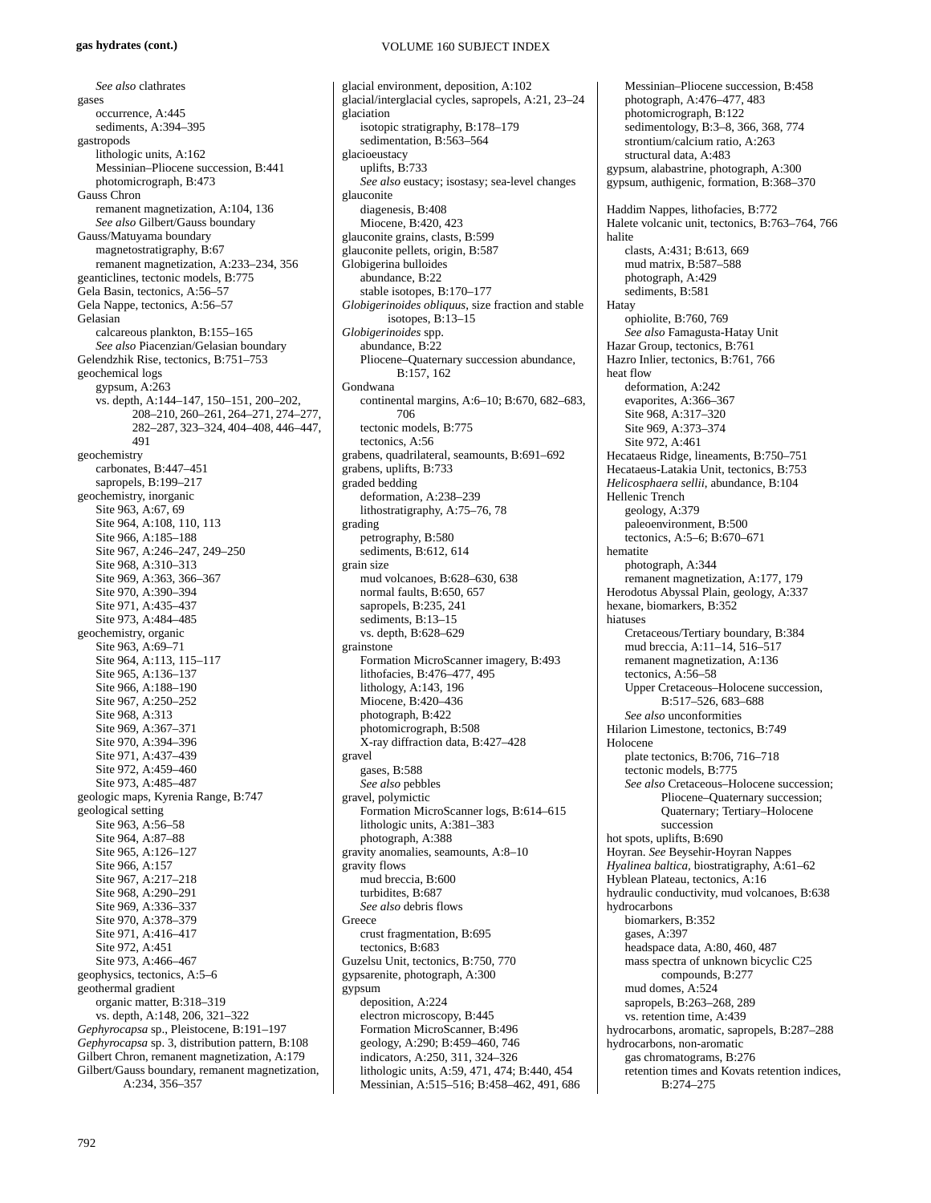See also clathrates

gases
- occurrence, A:445
- sediments, A:394–395

gastropods
- lithologic units, A:162
- Messinian–Pliocene succession, B:441
- photomicrograph, B:473

Gauss Chron
- remanent magnetization, A:104, 136
- *See also* Gilbert/Gauss boundary

Gauss/Matuyama boundary
- magnetostratigraphy, B:67
- remanent magnetization, A:233–234, 356

geanticlines, tectonic models, B:775

Gela Basin, tectonics, A:56–57

Gela Nappe, tectonics, A:56–57

Gelasian
- calcareous plankton, B:155–165
- *See also* Piacenzian/Gelasian boundary

Gelendzhik Rise, tectonics, B:751–753

geochemical logs
- gypsum, A:263
- vs. depth, A:144–147, 150–151, 200–202, 208–210, 260–261, 264–271, 274–277, 282–287, 323–324, 404–408, 446–447, 491

geochemistry
- carbonates, B:447–451
- sapropels, B:199–217

geochemistry, inorganic
- Site 963, A:67, 69
- Site 964, A:108, 110, 113
- Site 966, A:185–188
- Site 967, A:246–247, 249–250
- Site 968, A:310–313
- Site 969, A:363, 366–367
- Site 970, A:390–394
- Site 971, A:435–437
- Site 973, A:484–485

geochemistry, organic
- Site 963, A:69–71
- Site 964, A:113, 115–117
- Site 965, A:136–137
- Site 966, A:188–190
- Site 967, A:250–252
- Site 968, A:313
- Site 969, A:367–371
- Site 970, A:394–396
- Site 971, A:437–439
- Site 972, A:459–460
- Site 973, A:485–487

geologic maps, Kyrenia Range, B:747

geological setting
- Site 963, A:56–58
- Site 964, A:87–88
- Site 965, A:126–127
- Site 966, A:157
- Site 967, A:217–218
- Site 968, A:290–291
- Site 969, A:336–337
- Site 970, A:378–379
- Site 971, A:416–417
- Site 972, A:451
- Site 973, A:466–467

geophysics, tectonics, A:5–6

geothermal gradient
- organic matter, B:318–319
- vs. depth, A:148, 206, 321–322

*Gephyrocapsa* sp., Pleistocene, B:191–197

*Gephyrocapsa* sp. 3, distribution pattern, B:108

Gilbert Chron, remanent magnetization, A:179

Gilbert/Gauss boundary, remanent magnetization, A:234, 356–357

glacial environment, deposition, A:102

glacial/interglacial cycles, sapropels, A:21, 23–24

glaciation
- isotopic stratigraphy, B:178–179
- sedimentation, B:563–564

glacioeustacy
- uplifts, B:733
- *See also* eustacy; isostasy; sea-level changes

glauconite
- diagenesis, B:408
- Miocene, B:420, 423

glauconite grains, clasts, B:599

glauconite pellets, origin, B:587

Globigerina bulloides
- abundance, B:22
- stable isotopes, B:170–177

*Globigerinoides obliquus*, size fraction and stable isotopes, B:13–15

*Globigerinoides* spp.
- abundance, B:22
- Pliocene–Quaternary succession abundance, B:157, 162

Gondwana
- continental margins, A:6–10; B:670, 682–683, 706
- tectonic models, B:775
- tectonics, A:56

grabens, quadrilateral, seamounts, B:691–692

grabens, uplifts, B:733

graded bedding
- deformation, A:238–239
- lithostratigraphy, A:75–76, 78

grading
- petrography, B:580
- sediments, B:612, 614

grain size
- mud volcanoes, B:628–630, 638
- normal faults, B:650, 657
- sapropels, B:235, 241
- sediments, B:13–15
- vs. depth, B:628–629

grainstone
- Formation MicroScanner imagery, B:493
- lithofacies, B:476–477, 495
- lithology, A:143, 196
- Miocene, B:420–436
- photograph, B:422
- photomicrograph, B:508
- X-ray diffraction data, B:427–428

gravel
- gases, B:588
- *See also* pebbles

gravel, polymictic
- Formation MicroScanner logs, B:614–615
- lithologic units, A:381–383
- photograph, A:388

gravity anomalies, seamounts, A:8–10

gravity flows
- mud breccia, B:600
- turbidites, B:687
- *See also* debris flows

Greece
- crust fragmentation, B:695
- tectonics, B:683

Guzelsu Unit, tectonics, B:750, 770

gypsarenite, photograph, A:300

gypsum
- deposition, A:224
- electron microscopy, B:445
- Formation MicroScanner, B:496
- geology, A:290; B:459–460, 746
- indicators, A:250, 311, 324–326
- lithologic units, A:59, 471, 474; B:440, 454
- Messinian, A:515–516; B:458–462, 491, 686
- Messinian–Pliocene succession, B:458
- photograph, A:476–477, 483
- photomicrograph, B:122
- sedimentology, B:3–8, 366, 368, 774
- strontium/calcium ratio, A:263
- structural data, A:483

gypsum, alabastrine, photograph, A:300

gypsum, authigenic, formation, B:368–370

Haddim Nappes, lithofacies, B:772

Halete volcanic unit, tectonics, B:763–764, 766

halite
- clasts, A:431; B:613, 669
- mud matrix, B:587–588
- photograph, A:429
- sediments, B:581

Hatay
- ophiolite, B:760, 769
- *See also* Famagusta-Hatay Unit

Hazar Group, tectonics, B:761

Hazro Inlier, tectonics, B:761, 766

heat flow
- deformation, A:242
- evaporites, A:366–367
- Site 968, A:317–320
- Site 969, A:373–374
- Site 972, A:461

Hecataeus Ridge, lineaments, B:750–751

Hecataeus-Latakia Unit, tectonics, B:753

*Helicosphaera sellii*, abundance, B:104

Hellenic Trench
- geology, A:379
- paleoenvironment, B:500
- tectonics, A:5–6; B:670–671

hematite
- photograph, A:344
- remanent magnetization, A:177, 179

Herodotus Abyssal Plain, geology, A:337

hexane, biomarkers, B:352

hiatuses
- Cretaceous/Tertiary boundary, B:384
- mud breccia, A:11–14, 516–517
- remanent magnetization, A:136
- tectonics, A:56–58
- Upper Cretaceous–Holocene succession, B:517–526, 683–688
- *See also* unconformities

Hilarion Limestone, tectonics, B:749

Holocene
- plate tectonics, B:706, 716–718
- tectonic models, B:775
- *See also* Cretaceous–Holocene succession; Pliocene–Quaternary succession; Quaternary; Tertiary–Holocene succession

hot spots, uplifts, B:690

Hoyran. *See* Beysehir-Hoyran Nappes

*Hyalinea baltica*, biostratigraphy, A:61–62

Hyblean Plateau, tectonics, A:16

hydraulic conductivity, mud volcanoes, B:638

hydrocarbons
- biomarkers, B:352
- gases, A:397
- headspace data, A:80, 460, 487
- mass spectra of unknown bicyclic C25 compounds, B:277
- mud domes, A:524
- sapropels, B:263–268, 289
- vs. retention time, A:439

hydrocarbons, aromatic, sapropels, B:287–288

hydrocarbons, non-aromatic
- gas chromatograms, B:276
- retention times and Kovats retention indices, B:274–275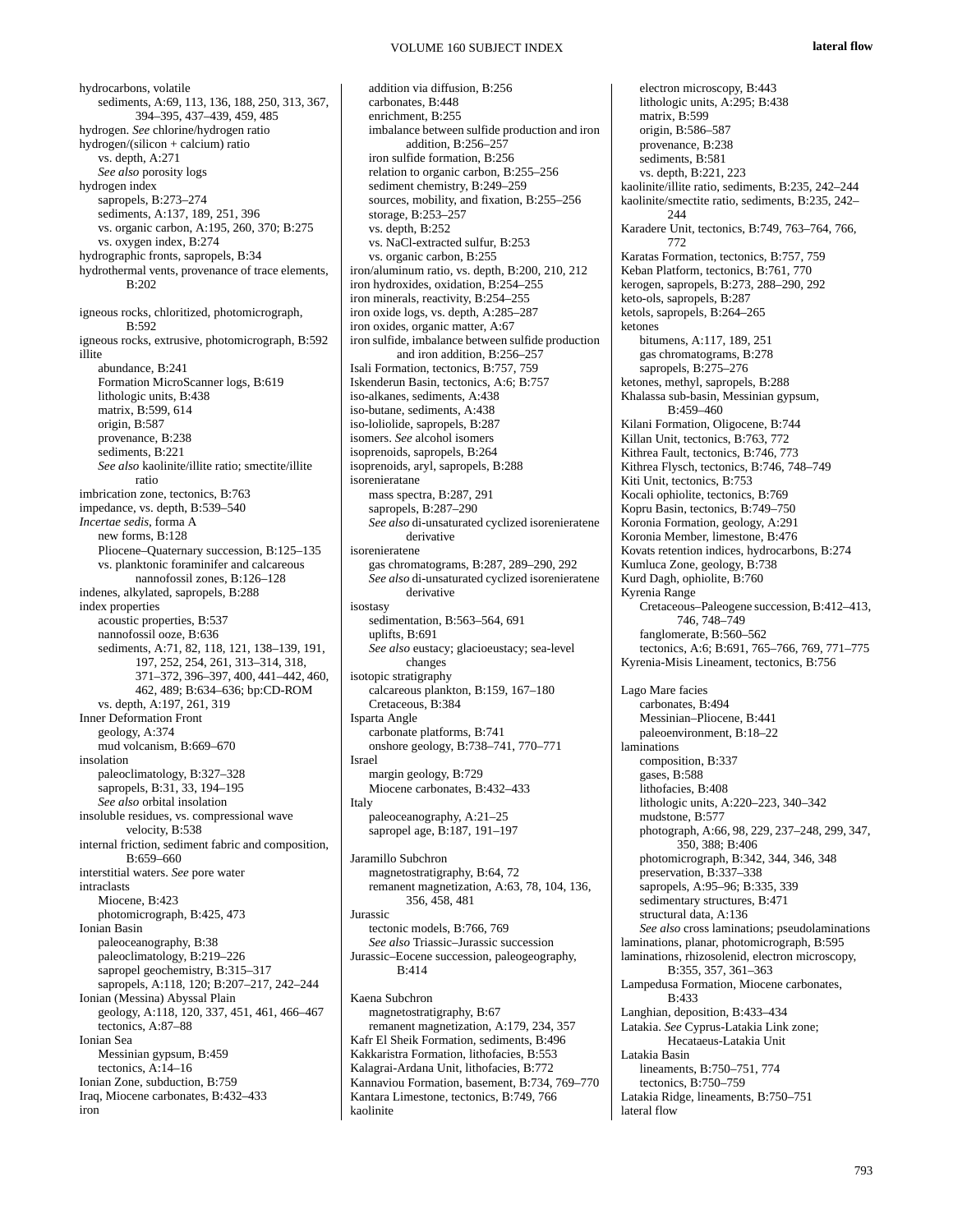hydrocarbons, volatile
  sediments, A:69, 113, 136, 188, 250, 313, 367, 394–395, 437–439, 459, 485
hydrogen. *See* chlorine/hydrogen ratio
hydrogen/(silicon + calcium) ratio
  vs. depth, A:271
  *See also* porosity logs
hydrogen index
  sapropels, B:273–274
  sediments, A:137, 189, 251, 396
  vs. organic carbon, A:195, 260, 370; B:275
  vs. oxygen index, B:274
hydrographic fronts, sapropels, B:34
hydrothermal vents, provenance of trace elements, B:202

igneous rocks, chloritized, photomicrograph, B:592
igneous rocks, extrusive, photomicrograph, B:592
illite
  abundance, B:241
  Formation MicroScanner logs, B:619
  lithologic units, B:438
  matrix, B:599, 614
  origin, B:587
  provenance, B:238
  sediments, B:221
  *See also* kaolinite/illite ratio; smectite/illite ratio
imbrication zone, tectonics, B:763
impedance, vs. depth, B:539–540
*Incertae sedis*, forma A
  new forms, B:128
  Pliocene–Quaternary succession, B:125–135
  vs. planktonic foraminifer and calcareous nannofossil zones, B:126–128
indenes, alkylated, sapropels, B:288
index properties
  acoustic properties, B:537
  nannofossil ooze, B:636
  sediments, A:71, 82, 118, 121, 138–139, 191, 197, 252, 254, 261, 313–314, 318, 371–372, 396–397, 400, 441–442, 460, 462, 489; B:634–636; bp:CD-ROM
  vs. depth, A:197, 261, 319
Inner Deformation Front
  geology, A:374
  mud volcanism, B:669–670
insolation
  paleoclimatology, B:327–328
  sapropels, B:31, 33, 194–195
  *See also* orbital insolation
insoluble residues, vs. compressional wave velocity, B:538
internal friction, sediment fabric and composition, B:659–660
interstitial waters. *See* pore water
intraclasts
  Miocene, B:423
  photomicrograph, B:425, 473
Ionian Basin
  paleoceanography, B:38
  paleoclimatology, B:219–226
  sapropel geochemistry, B:315–317
  sapropels, A:118, 120; B:207–217, 242–244
Ionian (Messina) Abyssal Plain
  geology, A:118, 120, 337, 451, 461, 466–467
  tectonics, A:87–88
Ionian Sea
  Messinian gypsum, B:459
  tectonics, A:14–16
Ionian Zone, subduction, B:759
Iraq, Miocene carbonates, B:432–433
iron
  addition via diffusion, B:256
  carbonates, B:448
  enrichment, B:255
  imbalance between sulfide production and iron addition, B:256–257
  iron sulfide formation, B:256
  relation to organic carbon, B:255–256
  sediment chemistry, B:249–259
  sources, mobility, and fixation, B:255–256
  storage, B:253–257
  vs. depth, B:252
  vs. NaCl-extracted sulfur, B:253
  vs. organic carbon, B:255
iron/aluminum ratio, vs. depth, B:200, 210, 212
iron hydroxides, oxidation, B:254–255
iron minerals, reactivity, B:254–255
iron oxide logs, vs. depth, A:285–287
iron oxides, organic matter, A:67
iron sulfide, imbalance between sulfide production and iron addition, B:256–257
Isali Formation, tectonics, B:757, 759
Iskenderun Basin, tectonics, A:6; B:757
iso-alkanes, sediments, A:438
iso-butane, sediments, A:438
iso-loliolide, sapropels, B:287
isomers. *See* alcohol isomers
isoprenoids, sapropels, B:264
isoprenoids, aryl, sapropels, B:288
isorenieratane
  mass spectra, B:287, 291
  sapropels, B:287–290
  *See also* di-unsaturated cyclized isorenieratene derivative
isorenieratene
  gas chromatograms, B:287, 289–290, 292
  *See also* di-unsaturated cyclized isorenieratene derivative
isostasy
  sedimentation, B:563–564, 691
  uplifts, B:691
  *See also* eustacy; glacioeustacy; sea-level changes
isotopic stratigraphy
  calcareous plankton, B:159, 167–180
  Cretaceous, B:384
Isparta Angle
  carbonate platforms, B:741
  onshore geology, B:738–741, 770–771
Israel
  margin geology, B:729
  Miocene carbonates, B:432–433
Italy
  paleoceanography, A:21–25
  sapropel age, B:187, 191–197

Jaramillo Subchron
  magnetostratigraphy, B:64, 72
  remanent magnetization, A:63, 78, 104, 136, 356, 458, 481
Jurassic
  tectonic models, B:766, 769
  *See also* Triassic–Jurassic succession
Jurassic–Eocene succession, paleogeography, B:414

Kaena Subchron
  magnetostratigraphy, B:67
  remanent magnetization, A:179, 234, 357
Kafr El Sheik Formation, sediments, B:496
Kakkaristra Formation, lithofacies, B:553
Kalagrai-Ardana Unit, lithofacies, B:772
Kannaviou Formation, basement, B:734, 769–770
Kantara Limestone, tectonics, B:749, 766
kaolinite
  electron microscopy, B:443
  lithologic units, A:295; B:438
  matrix, B:599
  origin, B:586–587
  provenance, B:238
  sediments, B:581
  vs. depth, B:221, 223
kaolinite/illite ratio, sediments, B:235, 242–244
kaolinite/smectite ratio, sediments, B:235, 242–244
Karadere Unit, tectonics, B:749, 763–764, 766, 772
Karatas Formation, tectonics, B:757, 759
Keban Platform, tectonics, B:761, 770
kerogen, sapropels, B:273, 288–290, 292
keto-ols, sapropels, B:287
ketols, sapropels, B:264–265
ketones
  bitumens, A:117, 189, 251
  gas chromatograms, B:278
  sapropels, B:275–276
ketones, methyl, sapropels, B:288
Khalassa sub-basin, Messinian gypsum, B:459–460
Kilani Formation, Oligocene, B:744
Killan Unit, tectonics, B:763, 772
Kithrea Fault, tectonics, B:746, 773
Kithrea Flysch, tectonics, B:746, 748–749
Kiti Unit, tectonics, B:753
Kocali ophiolite, tectonics, B:769
Kopru Basin, tectonics, B:749–750
Koronia Formation, geology, A:291
Koronia Member, limestone, B:476
Kovats retention indices, hydrocarbons, B:274
Kumluca Zone, geology, B:738
Kurd Dagh, ophiolite, B:760
Kyrenia Range
  Cretaceous–Paleogene succession, B:412–413, 746, 748–749
  fanglomerate, B:560–562
  tectonics, A:6; B:691, 765–766, 769, 771–775
Kyrenia-Misis Lineament, tectonics, B:756

Lago Mare facies
  carbonates, B:494
  Messinian–Pliocene, B:441
  paleoenvironment, B:18–22
laminations
  composition, B:337
  gases, B:588
  lithofacies, B:408
  lithologic units, A:220–223, 340–342
  mudstone, B:577
  photograph, A:66, 98, 229, 237–248, 299, 347, 350, 388; B:406
  photomicrograph, B:342, 344, 346, 348
  preservation, B:337–338
  sapropels, A:95–96; B:335, 339
  sedimentary structures, B:471
  structural data, A:136
  *See also* cross laminations; pseudolaminations
laminations, planar, photomicrograph, B:595
laminations, rhizosolenid, electron microscopy, B:355, 357, 361–363
Lampedusa Formation, Miocene carbonates, B:433
Langhian, deposition, B:433–434
Latakia. *See* Cyprus-Latakia Link zone; Hecataeus-Latakia Unit
Latakia Basin
  lineaments, B:750–751, 774
  tectonics, B:750–759
Latakia Ridge, lineaments, B:750–751
lateral flow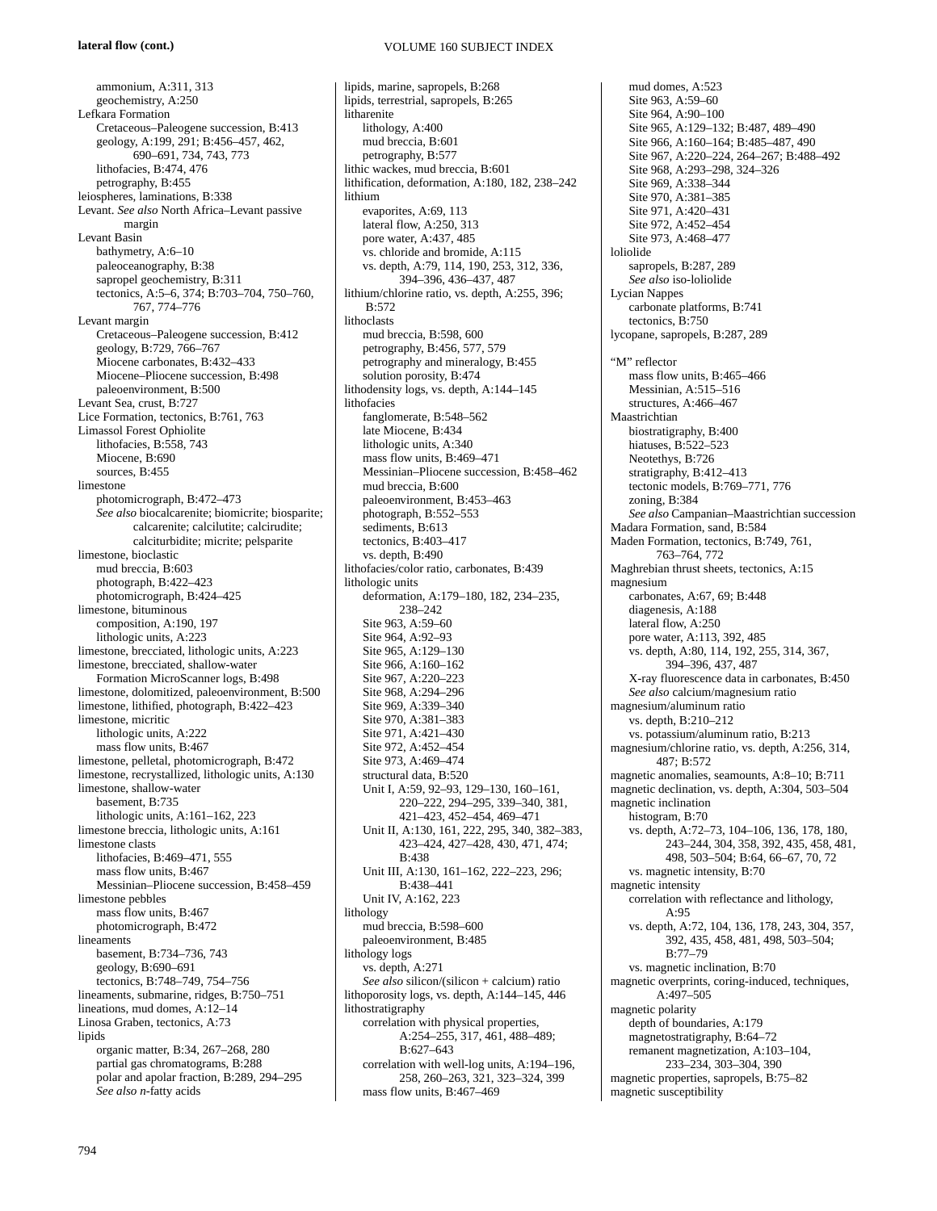ammonium, A:311, 313
  geochemistry, A:250

Lefkara Formation
  Cretaceous–Paleogene succession, B:413
  geology, A:199, 291; B:456–457, 462, 690–691, 734, 743, 773
  lithofacies, B:474, 476
  petrography, B:455

leiospheres, laminations, B:338

Levant. *See also* North Africa–Levant passive margin

Levant Basin
  bathymetry, A:6–10
  paleoceanography, B:38
  sapropel geochemistry, B:311
  tectonics, A:5–6, 374; B:703–704, 750–760, 767, 774–776

Levant margin
  Cretaceous–Paleogene succession, B:412
  geology, B:729, 766–767
  Miocene carbonates, B:432–433
  Miocene–Pliocene succession, B:498
  paleoenvironment, B:500

Levant Sea, crust, B:727

Lice Formation, tectonics, B:761, 763

Limassol Forest Ophiolite
  lithofacies, B:558, 743
  Miocene, B:690
  sources, B:455

limestone
  photomicrograph, B:472–473
  *See also* biocalcarenite; biomicrite; biosparite; calcarenite; calcilutite; calcirudite; calciturbidite; micrite; pelsparite

limestone, bioclastic
  mud breccia, B:603
  photograph, B:422–423
  photomicrograph, B:424–425

limestone, bituminous
  composition, A:190, 197
  lithologic units, A:223

limestone, brecciated, lithologic units, A:223

limestone, brecciated, shallow-water
  Formation MicroScanner logs, B:498

limestone, dolomitized, paleoenvironment, B:500

limestone, lithified, photograph, B:422–423

limestone, micritic
  lithologic units, A:222
  mass flow units, B:467

limestone, pelletal, photomicrograph, B:472

limestone, recrystallized, lithologic units, A:130

limestone, shallow-water
  basement, B:735
  lithologic units, A:161–162, 223

limestone breccia, lithologic units, A:161

limestone clasts
  lithofacies, B:469–471, 555
  mass flow units, B:467
  Messinian–Pliocene succession, B:458–459

limestone pebbles
  mass flow units, B:467
  photomicrograph, B:472

lineaments
  basement, B:734–736, 743
  geology, B:690–691
  tectonics, B:748–749, 754–756

lineaments, submarine, ridges, B:750–751

lineations, mud domes, A:12–14

Linosa Graben, tectonics, A:73

lipids
  organic matter, B:34, 267–268, 280
  partial gas chromatograms, B:288
  polar and apolar fraction, B:289, 294–295
  *See also n*-fatty acids

lipids, marine, sapropels, B:268

lipids, terrestrial, sapropels, B:265

litharenite
  lithology, A:400
  mud breccia, B:601
  petrography, B:577

lithic wackes, mud breccia, B:601

lithification, deformation, A:180, 182, 238–242

lithium
  evaporites, A:69, 113
  lateral flow, A:250, 313
  pore water, A:437, 485
  vs. chloride and bromide, A:115
  vs. depth, A:79, 114, 190, 253, 312, 336, 394–396, 436–437, 487

lithium/chlorine ratio, vs. depth, A:255, 396; B:572

lithoclasts
  mud breccia, B:598, 600
  petrography, B:456, 577, 579
  petrography and mineralogy, B:455
  solution porosity, B:474

lithodensity logs, vs. depth, A:144–145

lithofacies
  fanglomerate, B:548–562
  late Miocene, B:434
  lithologic units, A:340
  mass flow units, B:469–471
  Messinian–Pliocene succession, B:458–462
  mud breccia, B:600
  paleoenvironment, B:453–463
  photograph, B:552–553
  sediments, B:613
  tectonics, B:403–417
  vs. depth, B:490

lithofacies/color ratio, carbonates, B:439

lithologic units
  deformation, A:179–180, 182, 234–235, 238–242
  Site 963, A:59–60
  Site 964, A:92–93
  Site 965, A:129–130
  Site 966, A:160–162
  Site 967, A:220–223
  Site 968, A:294–296
  Site 969, A:339–340
  Site 970, A:381–383
  Site 971, A:421–430
  Site 972, A:452–454
  Site 973, A:469–474
  structural data, B:520
  Unit I, A:59, 92–93, 129–130, 160–161, 220–222, 294–295, 339–340, 381, 421–423, 452–454, 469–471
  Unit II, A:130, 161, 222, 295, 340, 382–383, 423–424, 427–428, 430, 471, 474; B:438
  Unit III, A:130, 161–162, 222–223, 296; B:438–441
  Unit IV, A:162, 223

lithology
  mud breccia, B:598–600
  paleoenvironment, B:485

lithology logs
  vs. depth, A:271
  *See also* silicon/(silicon + calcium) ratio

lithoporosity logs, vs. depth, A:144–145, 446

lithostratigraphy
  correlation with physical properties, A:254–255, 317, 461, 488–489; B:627–643
  correlation with well-log units, A:194–196, 258, 260–263, 321, 323–324, 399
  mass flow units, B:467–469
  mud domes, A:523
  Site 963, A:59–60
  Site 964, A:90–100
  Site 965, A:129–132; B:487, 489–490
  Site 966, A:160–164; B:485–487, 490
  Site 967, A:220–224, 264–267; B:488–492
  Site 968, A:293–298, 324–326
  Site 969, A:338–344
  Site 970, A:381–385
  Site 971, A:420–431
  Site 972, A:452–454
  Site 973, A:468–477

loliolide
  sapropels, B:287, 289
  *See also* iso-loliolide

Lycian Nappes
  carbonate platforms, B:741
  tectonics, B:750

lycopane, sapropels, B:287, 289

"M" reflector
  mass flow units, B:465–466
  Messinian, A:515–516
  structures, A:466–467

Maastrichtian
  biostratigraphy, B:400
  hiatuses, B:522–523
  Neotethys, B:726
  stratigraphy, B:412–413
  tectonic models, B:769–771, 776
  zoning, B:384
  *See also* Campanian–Maastrichtian succession

Madara Formation, sand, B:584

Maden Formation, tectonics, B:749, 761, 763–764, 772

Maghrebian thrust sheets, tectonics, A:15

magnesium
  carbonates, A:67, 69; B:448
  diagenesis, A:188
  lateral flow, A:250
  pore water, A:113, 392, 485
  vs. depth, A:80, 114, 192, 255, 314, 367, 394–396, 437, 487
  X-ray fluorescence data in carbonates, B:450
  *See also* calcium/magnesium ratio

magnesium/aluminum ratio
  vs. depth, B:210–212
  vs. potassium/aluminum ratio, B:213

magnesium/chlorine ratio, vs. depth, A:256, 314, 487; B:572

magnetic anomalies, seamounts, A:8–10; B:711

magnetic declination, vs. depth, A:304, 503–504

magnetic inclination
  histogram, B:70
  vs. depth, A:72–73, 104–106, 136, 178, 180, 243–244, 304, 358, 392, 435, 458, 481, 498, 503–504; B:64, 66–67, 70, 72
  vs. magnetic intensity, B:70

magnetic intensity
  correlation with reflectance and lithology, A:95
  vs. depth, A:72, 104, 136, 178, 243, 304, 357, 392, 435, 458, 481, 498, 503–504; B:77–79
  vs. magnetic inclination, B:70

magnetic overprints, coring-induced, techniques, A:497–505

magnetic polarity
  depth of boundaries, A:179
  magnetostratigraphy, B:64–72
  remanent magnetization, A:103–104, 233–234, 303–304, 390

magnetic properties, sapropels, B:75–82

magnetic susceptibility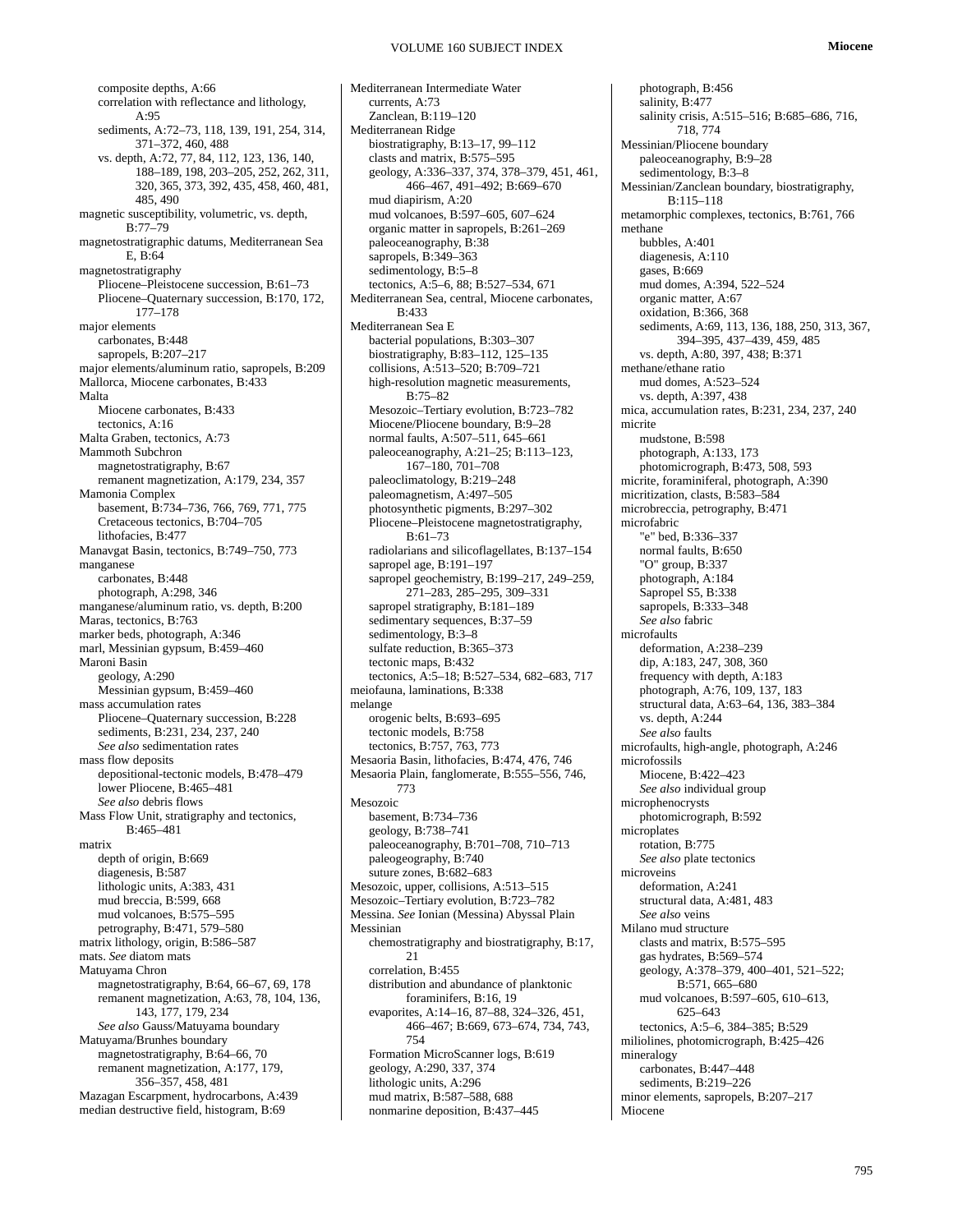composite depths, A:66
correlation with reflectance and lithology, A:95
sediments, A:72–73, 118, 139, 191, 254, 314, 371–372, 460, 488
vs. depth, A:72, 77, 84, 112, 123, 136, 140, 188–189, 198, 203–205, 252, 262, 311, 320, 365, 373, 392, 435, 458, 460, 481, 485, 490

magnetic susceptibility, volumetric, vs. depth, B:77–79

magnetostratigraphic datums, Mediterranean Sea E, B:64

magnetostratigraphy
Pliocene–Pleistocene succession, B:61–73
Pliocene–Quaternary succession, B:170, 172, 177–178

major elements
carbonates, B:448
sapropels, B:207–217

major elements/aluminum ratio, sapropels, B:209

Mallorca, Miocene carbonates, B:433

Malta
Miocene carbonates, B:433
tectonics, A:16

Malta Graben, tectonics, A:73

Mammoth Subchron
magnetostratigraphy, B:67
remanent magnetization, A:179, 234, 357

Mamonia Complex
basement, B:734–736, 766, 769, 771, 775
Cretaceous tectonics, B:704–705
lithofacies, B:477

Manavgat Basin, tectonics, B:749–750, 773

manganese
carbonates, B:448
photograph, A:298, 346

manganese/aluminum ratio, vs. depth, B:200

Maras, tectonics, B:763

marker beds, photograph, A:346

marl, Messinian gypsum, B:459–460

Maroni Basin
geology, A:290
Messinian gypsum, B:459–460

mass accumulation rates
Pliocene–Quaternary succession, B:228
sediments, B:231, 234, 237, 240
*See also* sedimentation rates

mass flow deposits
depositional-tectonic models, B:478–479
lower Pliocene, B:465–481
*See also* debris flows

Mass Flow Unit, stratigraphy and tectonics, B:465–481

matrix
depth of origin, B:669
diagenesis, B:587
lithologic units, A:383, 431
mud breccia, B:599, 668
mud volcanoes, B:575–595
petrography, B:471, 579–580

matrix lithology, origin, B:586–587

mats. *See* diatom mats

Matuyama Chron
magnetostratigraphy, B:64, 66–67, 69, 178
remanent magnetization, A:63, 78, 104, 136, 143, 177, 179, 234
*See also* Gauss/Matuyama boundary

Matuyama/Brunhes boundary
magnetostratigraphy, B:64–66, 70
remanent magnetization, A:177, 179, 356–357, 458, 481

Mazagan Escarpment, hydrocarbons, A:439

median destructive field, histogram, B:69

Mediterranean Intermediate Water
currents, A:73
Zanclean, B:119–120

Mediterranean Ridge
biostratigraphy, B:13–17, 99–112
clasts and matrix, B:575–595
geology, A:336–337, 374, 378–379, 451, 461, 466–467, 491–492; B:669–670
mud diapirism, A:20
mud volcanoes, B:597–605, 607–624
organic matter in sapropels, B:261–269
paleoceanography, B:38
sapropels, B:349–363
sedimentology, B:5–8
tectonics, A:5–6, 88; B:527–534, 671

Mediterranean Sea, central, Miocene carbonates, B:433

Mediterranean Sea E
bacterial populations, B:303–307
biostratigraphy, B:83–112, 125–135
collisions, A:513–520; B:709–721
high-resolution magnetic measurements, B:75–82
Mesozoic–Tertiary evolution, B:723–782
Miocene/Pliocene boundary, B:9–28
normal faults, A:507–511, 645–661
paleoceanography, A:21–25; B:113–123, 167–180, 701–708
paleoclimatology, B:219–248
paleomagnetism, A:497–505
photosynthetic pigments, B:297–302
Pliocene–Pleistocene magnetostratigraphy, B:61–73
radiolarians and silicoflagellates, B:137–154
sapropel age, B:191–197
sapropel geochemistry, B:199–217, 249–259, 271–283, 285–295, 309–331
sapropel stratigraphy, B:181–189
sedimentary sequences, B:37–59
sedimentology, B:3–8
sulfate reduction, B:365–373
tectonic maps, B:432
tectonics, A:5–18; B:527–534, 682–683, 717

meiofauna, laminations, B:338

melange
orogenic belts, B:693–695
tectonic models, B:758
tectonics, B:757, 763, 773

Mesaoria Basin, lithofacies, B:474, 476, 746

Mesaoria Plain, fanglomerate, B:555–556, 746, 773

Mesozoic
basement, B:734–736
geology, B:738–741
paleoceanography, B:701–708, 710–713
paleogeography, B:740
suture zones, B:682–683

Mesozoic, upper, collisions, A:513–515

Mesozoic–Tertiary evolution, B:723–782

Messina. *See* Ionian (Messina) Abyssal Plain

Messinian
chemostratigraphy and biostratigraphy, B:17, 21
correlation, B:455
distribution and abundance of planktonic foraminifers, B:16, 19
evaporites, A:14–16, 87–88, 324–326, 451, 466–467, 491–492; B:669, 673–674, 734, 743, 754
Formation MicroScanner logs, B:619
geology, A:290, 337, 374
lithologic units, A:296
mud matrix, B:587–588, 688
nonmarine deposition, B:437–445
photograph, B:456
salinity, B:477
salinity crisis, A:515–516; B:685–686, 716, 718, 774

Messinian/Pliocene boundary
paleoceanography, B:9–28
sedimentology, B:3–8

Messinian/Zanclean boundary, biostratigraphy, B:115–118

metamorphic complexes, tectonics, B:761, 766

methane
bubbles, A:401
diagenesis, A:110
gases, B:669
mud domes, A:394, 522–524
organic matter, A:67
oxidation, B:366, 368
sediments, A:69, 113, 136, 188, 250, 313, 367, 394–395, 437–439, 459, 485
vs. depth, A:80, 397, 438; B:371

methane/ethane ratio
mud domes, A:523–524
vs. depth, A:397, 438

mica, accumulation rates, B:231, 234, 237, 240

micrite
mudstone, B:598
photograph, A:133, 173
photomicrograph, B:473, 508, 593

micrite, foraminiferal, photograph, A:390

micritization, clasts, B:583–584

microbreccia, petrography, B:471

microfabric
"e" bed, B:336–337
normal faults, B:650
"O" group, B:337
photograph, A:184
Sapropel S5, B:338
sapropels, B:333–348
*See also* fabric

microfaults
deformation, A:238–239
dip, A:183, 247, 308, 360
frequency with depth, A:183
photograph, A:76, 109, 137, 183
structural data, A:63–64, 136, 383–384
vs. depth, A:244
*See also* faults

microfaults, high-angle, photograph, A:246

microfossils
Miocene, B:422–423
*See also* individual group

microphenocrysts
photomicrograph, B:592

microplates
rotation, B:775
*See also* plate tectonics

microveins
deformation, A:241
structural data, A:481, 483
*See also* veins

Milano mud structure
clasts and matrix, B:575–595
gas hydrates, B:569–574
geology, A:378–379, 400–401, 521–522; B:571, 665–680
mud volcanoes, B:597–605, 610–613, 625–643
tectonics, A:5–6, 384–385; B:529

miliolines, photomicrograph, B:425–426

mineralogy
carbonates, B:447–448
sediments, B:219–226

minor elements, sapropels, B:207–217

Miocene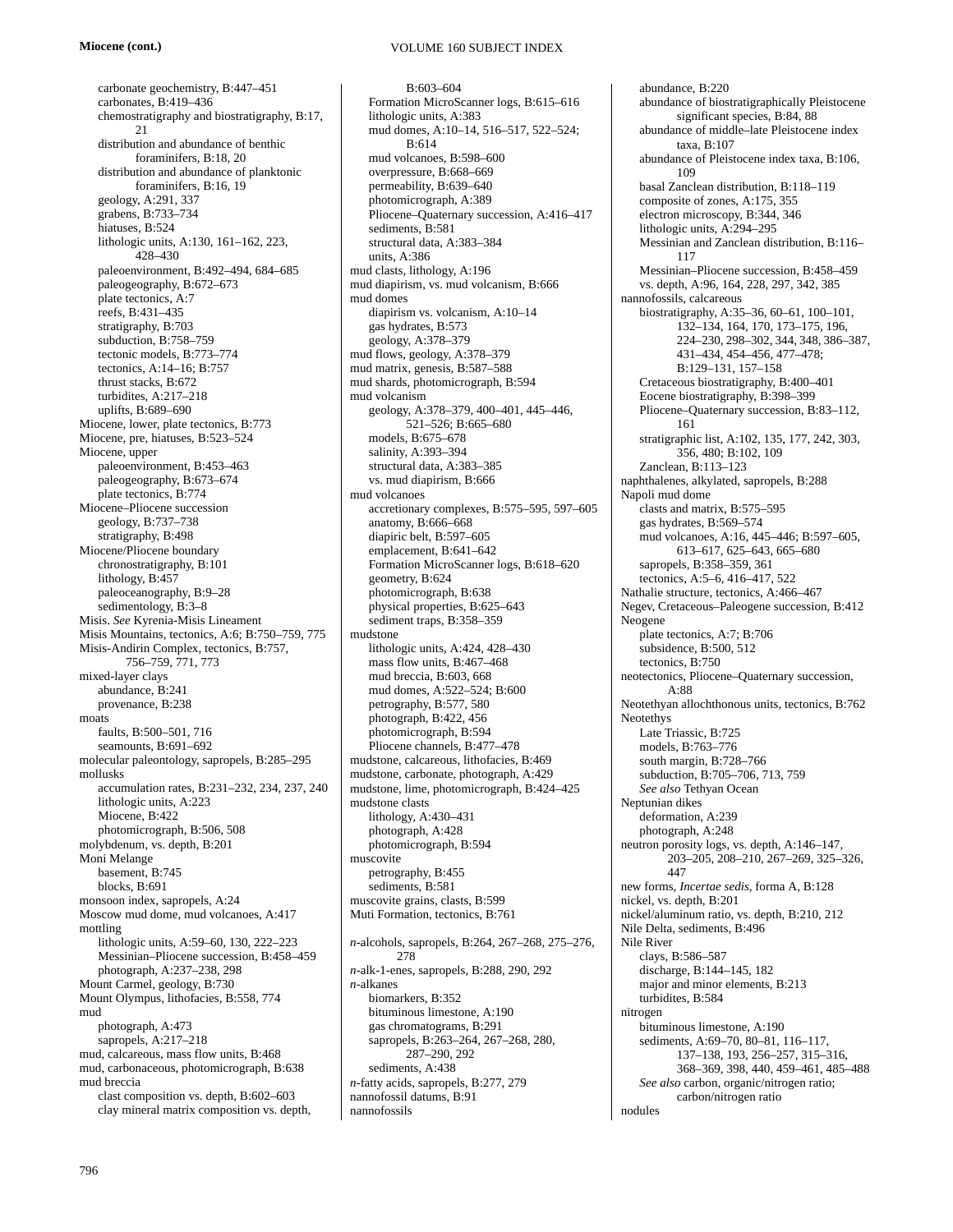**Miocene (cont.)**

- carbonate geochemistry, B:447–451
- carbonates, B:419–436
- chemostratigraphy and biostratigraphy, B:17, 21
- distribution and abundance of benthic foraminifers, B:18, 20
- distribution and abundance of planktonic foraminifers, B:16, 19
- geology, A:291, 337
- grabens, B:733–734
- hiatuses, B:524
- lithologic units, A:130, 161–162, 223, 428–430
- paleoenvironment, B:492–494, 684–685
- paleogeography, B:672–673
- plate tectonics, A:7
- reefs, B:431–435
- stratigraphy, B:703
- subduction, B:758–759
- tectonic models, B:773–774
- tectonics, A:14–16; B:757
- thrust stacks, B:672
- turbidites, A:217–218
- uplifts, B:689–690

Miocene, lower, plate tectonics, B:773
Miocene, pre, hiatuses, B:523–524
Miocene, upper
- paleoenvironment, B:453–463
- paleogeography, B:673–674
- plate tectonics, B:774

Miocene–Pliocene succession
- geology, B:737–738
- stratigraphy, B:498

Miocene/Pliocene boundary
- chronostratigraphy, B:101
- lithology, B:457
- paleoceanography, B:9–28
- sedimentology, B:3–8

Misis. *See* Kyrenia-Misis Lineament
Misis Mountains, tectonics, A:6; B:750–759, 775
Misis-Andirin Complex, tectonics, B:757, 756–759, 771, 773
mixed-layer clays
- abundance, B:241
- provenance, B:238

moats
- faults, B:500–501, 716
- seamounts, B:691–692

molecular paleontology, sapropels, B:285–295
mollusks
- accumulation rates, B:231–232, 234, 237, 240
- lithologic units, A:223
- Miocene, B:422
- photomicrograph, B:506, 508

molybdenum, vs. depth, B:201
Moni Melange
- basement, B:745
- blocks, B:691

monsoon index, sapropels, A:24
Moscow mud dome, mud volcanoes, A:417
mottling
- lithologic units, A:59–60, 130, 222–223
- Messinian–Pliocene succession, B:458–459
- photograph, A:237–238, 298

Mount Carmel, geology, B:730
Mount Olympus, lithofacies, B:558, 774
mud
- photograph, A:473
- sapropels, A:217–218

mud, calcareous, mass flow units, B:468
mud, carbonaceous, photomicrograph, B:638
mud breccia
- clast composition vs. depth, B:602–603
- clay mineral matrix composition vs. depth, B:603–604
- Formation MicroScanner logs, B:615–616
- lithologic units, A:383
- mud domes, A:10–14, 516–517, 522–524; B:614
- mud volcanoes, B:598–600
- overpressure, B:668–669
- permeability, B:639–640
- photomicrograph, A:389
- Pliocene–Quaternary succession, A:416–417
- sediments, B:581
- structural data, A:383–384
- units, A:386

mud clasts, lithology, A:196
mud diapirism, vs. mud volcanism, B:666
mud domes
- diapirism vs. volcanism, A:10–14
- gas hydrates, B:573
- geology, A:378–379

mud flows, geology, A:378–379
mud matrix, genesis, B:587–588
mud shards, photomicrograph, B:594
mud volcanism
- geology, A:378–379, 400–401, 445–446, 521–526; B:665–680
- models, B:675–678
- salinity, A:393–394
- structural data, A:383–385
- vs. mud diapirism, B:666

mud volcanoes
- accretionary complexes, B:575–595, 597–605
- anatomy, B:666–668
- diapiric belt, B:597–605
- emplacement, B:641–642
- Formation MicroScanner logs, B:618–620
- geometry, B:624
- photomicrograph, B:638
- physical properties, B:625–643
- sediment traps, B:358–359

mudstone
- lithologic units, A:424, 428–430
- mass flow units, B:467–468
- mud breccia, B:603, 668
- mud domes, A:522–524; B:600
- petrography, B:577, 580
- photograph, B:422, 456
- photomicrograph, B:594
- Pliocene channels, B:477–478

mudstone, calcareous, lithofacies, B:469
mudstone, carbonate, photograph, A:429
mudstone, lime, photomicrograph, B:424–425
mudstone clasts
- lithology, A:430–431
- photograph, A:428
- photomicrograph, B:594

muscovite
- petrography, B:455
- sediments, B:581

muscovite grains, clasts, B:599
Muti Formation, tectonics, B:761

*n*-alcohols, sapropels, B:264, 267–268, 275–276, 278
*n*-alk-1-enes, sapropels, B:288, 290, 292
*n*-alkanes
- biomarkers, B:352
- bituminous limestone, A:190
- gas chromatograms, B:291
- sapropels, B:263–264, 267–268, 280, 287–290, 292
- sediments, A:438

*n*-fatty acids, sapropels, B:277, 279
nannofossil datums, B:91
nannofossils
- abundance, B:220
- abundance of biostratigraphically Pleistocene significant species, B:84, 88
- abundance of middle–late Pleistocene index taxa, B:107
- abundance of Pleistocene index taxa, B:106, 109
- basal Zanclean distribution, B:118–119
- composite of zones, A:175, 355
- electron microscopy, B:344, 346
- lithologic units, A:294–295
- Messinian and Zanclean distribution, B:116–117
- Messinian–Pliocene succession, B:458–459
- vs. depth, A:96, 164, 228, 297, 342, 385

nannofossils, calcareous
- biostratigraphy, A:35–36, 60–61, 100–101, 132–134, 164, 170, 173–175, 196, 224–230, 298–302, 344, 348, 386–387, 431–434, 454–456, 477–478; B:129–131, 157–158
- Cretaceous biostratigraphy, B:400–401
- Eocene biostratigraphy, B:398–399
- Pliocene–Quaternary succession, B:83–112, 161
- stratigraphic list, A:102, 135, 177, 242, 303, 356, 480; B:102, 109
- Zanclean, B:113–123

naphthalenes, alkylated, sapropels, B:288
Napoli mud dome
- clasts and matrix, B:575–595
- gas hydrates, B:569–574
- mud volcanoes, A:16, 445–446; B:597–605, 613–617, 625–643, 665–680
- sapropels, B:358–359, 361
- tectonics, A:5–6, 416–417, 522

Nathalie structure, tectonics, A:466–467
Negev, Cretaceous–Paleogene succession, B:412
Neogene
- plate tectonics, A:7; B:706
- subsidence, B:500, 512
- tectonics, B:750

neotectonics, Pliocene–Quaternary succession, A:88
Neotethyan allochthonous units, tectonics, B:762
Neotethys
- Late Triassic, B:725
- models, B:763–776
- south margin, B:728–766
- subduction, B:705–706, 713, 759
- *See also* Tethyan Ocean

Neptunian dikes
- deformation, A:239
- photograph, A:248

neutron porosity logs, vs. depth, A:146–147, 203–205, 208–210, 267–269, 325–326, 447
new forms, *Incertae sedis*, forma A, B:128
nickel, vs. depth, B:201
nickel/aluminum ratio, vs. depth, B:210, 212
Nile Delta, sediments, B:496
Nile River
- clays, B:586–587
- discharge, B:144–145, 182
- major and minor elements, B:213
- turbidites, B:584

nitrogen
- bituminous limestone, A:190
- sediments, A:69–70, 80–81, 116–117, 137–138, 193, 256–257, 315–316, 368–369, 398, 440, 459–461, 485–488
- *See also* carbon, organic/nitrogen ratio; carbon/nitrogen ratio

nodules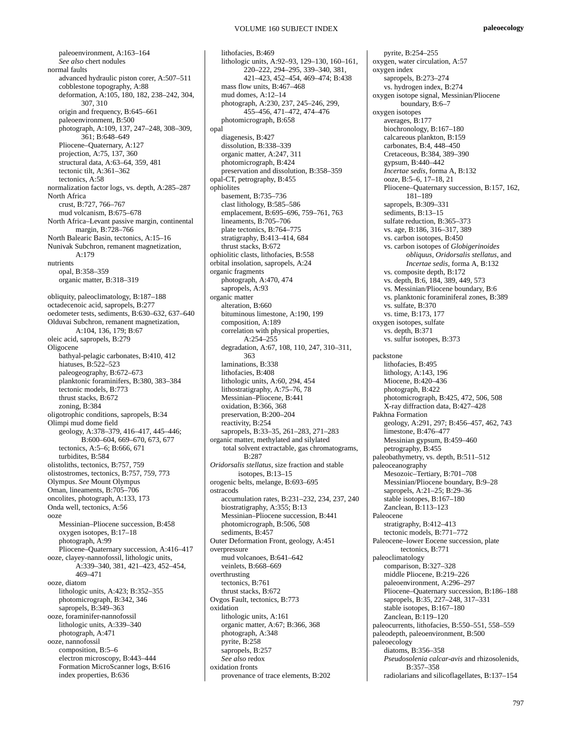paleoenvironment, A:163–164
*See also* chert nodules

normal faults
- advanced hydraulic piston corer, A:507–511
- cobblestone topography, A:88
- deformation, A:105, 180, 182, 238–242, 304, 307, 310
- origin and frequency, B:645–661
- paleoenvironment, B:500
- photograph, A:109, 137, 247–248, 308–309, 361; B:648–649
- Pliocene–Quaternary, A:127
- projection, A:75, 137, 360
- structural data, A:63–64, 359, 481
- tectonic tilt, A:361–362
- tectonics, A:58

normalization factor logs, vs. depth, A:285–287

North Africa
- crust, B:727, 766–767
- mud volcanism, B:675–678

North Africa–Levant passive margin, continental margin, B:728–766

North Balearic Basin, tectonics, A:15–16

Nunivak Subchron, remanent magnetization, A:179

nutrients
- opal, B:358–359
- organic matter, B:318–319

obliquity, paleoclimatology, B:187–188

octadecenoic acid, sapropels, B:277

oedometer tests, sediments, B:630–632, 637–640

Olduvai Subchron, remanent magnetization, A:104, 136, 179; B:67

oleic acid, sapropels, B:279

Oligocene
- bathyal-pelagic carbonates, B:410, 412
- hiatuses, B:522–523
- paleogeography, B:672–673
- planktonic foraminifers, B:380, 383–384
- tectonic models, B:773
- thrust stacks, B:672
- zoning, B:384

oligotrophic conditions, sapropels, B:34

Olimpi mud dome field
- geology, A:378–379, 416–417, 445–446; B:600–604, 669–670, 673, 677
- tectonics, A:5–6; B:666, 671
- turbidites, B:584

olistoliths, tectonics, B:757, 759

olistostromes, tectonics, B:757, 759, 773

Olympus. *See* Mount Olympus

Oman, lineaments, B:705–706

oncolites, photograph, A:133, 173

Onda well, tectonics, A:56

ooze
- Messinian–Pliocene succession, B:458
- oxygen isotopes, B:17–18
- photograph, A:99
- Pliocene–Quaternary succession, A:416–417

ooze, clayey-nannofossil, lithologic units, A:339–340, 381, 421–423, 452–454, 469–471

ooze, diatom
- lithologic units, A:423; B:352–355
- photomicrograph, B:342, 346
- sapropels, B:349–363

ooze, foraminifer-nannofossil
- lithologic units, A:339–340
- photograph, A:471

ooze, nannofossil
- composition, B:5–6
- electron microscopy, B:443–444
- Formation MicroScanner logs, B:616
- index properties, B:636
- lithofacies, B:469
- lithologic units, A:92–93, 129–130, 160–161, 220–222, 294–295, 339–340, 381, 421–423, 452–454, 469–474; B:438
- mass flow units, B:467–468
- mud domes, A:12–14
- photograph, A:230, 237, 245–246, 299, 455–456, 471–472, 474–476
- photomicrograph, B:658

opal
- diagenesis, B:427
- dissolution, B:338–339
- organic matter, A:247, 311
- photomicrograph, B:424
- preservation and dissolution, B:358–359

opal-CT, petrography, B:455

ophiolites
- basement, B:735–736
- clast lithology, B:585–586
- emplacement, B:695–696, 759–761, 763
- lineaments, B:705–706
- plate tectonics, B:764–775
- stratigraphy, B:413–414, 684
- thrust stacks, B:672

ophiolitic clasts, lithofacies, B:558

orbital insolation, sapropels, A:24

organic fragments
- photograph, A:470, 474
- sapropels, A:93

organic matter
- alteration, B:660
- bituminous limestone, A:190, 199
- composition, A:189
- correlation with physical properties, A:254–255
- degradation, A:67, 108, 110, 247, 310–311, 363
- laminations, B:338
- lithofacies, B:408
- lithologic units, A:60, 294, 454
- lithostratigraphy, A:75–76, 78
- Messinian–Pliocene, B:441
- oxidation, B:366, 368
- preservation, B:200–204
- reactivity, B:254
- sapropels, B:33–35, 261–283, 271–283

organic matter, methylated and silylated
- total solvent extractable, gas chromatograms, B:287

*Oridorsalis stellatus*, size fraction and stable isotopes, B:13–15

orogenic belts, melange, B:693–695

ostracods
- accumulation rates, B:231–232, 234, 237, 240
- biostratigraphy, A:355; B:13
- Messinian–Pliocene succession, B:441
- photomicrograph, B:506, 508
- sediments, B:457

Outer Deformation Front, geology, A:451

overpressure
- mud volcanoes, B:641–642
- veinlets, B:668–669

overthrusting
- tectonics, B:761
- thrust stacks, B:672

Ovgos Fault, tectonics, B:773

oxidation
- lithologic units, A:161
- organic matter, A:67; B:366, 368
- photograph, A:348
- pyrite, B:258
- sapropels, B:257
- *See also* redox

oxidation fronts
- provenance of trace elements, B:202
- pyrite, B:254–255

oxygen, water circulation, A:57

oxygen index
- sapropels, B:273–274
- vs. hydrogen index, B:274

oxygen isotope signal, Messinian/Pliocene boundary, B:6–7

oxygen isotopes
- averages, B:177
- biochronology, B:167–180
- calcareous plankton, B:159
- carbonates, B:4, 448–450
- Cretaceous, B:384, 389–390
- gypsum, B:440–442
- *Incertae sedis*, forma A, B:132
- ooze, B:5–6, 17–18, 21
- Pliocene–Quaternary succession, B:157, 162, 181–189
- sapropels, B:309–331
- sediments, B:13–15
- sulfate reduction, B:365–373
- vs. age, B:186, 316–317, 389
- vs. carbon isotopes, B:450
- vs. carbon isotopes of *Globigerinoides obliquus*, *Oridorsalis stellatus*, and *Incertae sedis*, forma A, B:132
- vs. composite depth, B:172
- vs. depth, B:6, 184, 389, 449, 573
- vs. Messinian/Pliocene boundary, B:6
- vs. planktonic foraminiferal zones, B:389
- vs. sulfate, B:370
- vs. time, B:173, 177

oxygen isotopes, sulfate
- vs. depth, B:371
- vs. sulfur isotopes, B:373

packstone
- lithofacies, B:495
- lithology, A:143, 196
- Miocene, B:420–436
- photograph, B:422
- photomicrograph, B:425, 472, 506, 508
- X-ray diffraction data, B:427–428

Pakhna Formation
- geology, A:291, 297; B:456–457, 462, 743
- limestone, B:476–477
- Messinian gypsum, B:459–460
- petrography, B:455

paleobathymetry, vs. depth, B:511–512

paleoceanography
- Mesozoic–Tertiary, B:701–708
- Messinian/Pliocene boundary, B:9–28
- sapropels, A:21–25; B:29–36
- stable isotopes, B:167–180
- Zanclean, B:113–123

Paleocene
- stratigraphy, B:412–413
- tectonic models, B:771–772

Paleocene–lower Eocene succession, plate tectonics, B:771

paleoclimatology
- comparison, B:327–328
- middle Pliocene, B:219–226
- paleoenvironment, A:296–297
- Pliocene–Quaternary succession, B:186–188
- sapropels, B:35, 227–248, 317–331
- stable isotopes, B:167–180
- Zanclean, B:119–120

paleocurrents, lithofacies, B:550–551, 558–559

paleodepth, paleoenvironment, B:500

paleoecology
- diatoms, B:356–358
- *Pseudosolenia calcar-avis* and rhizosolenids, B:357–358
- radiolarians and silicoflagellates, B:137–154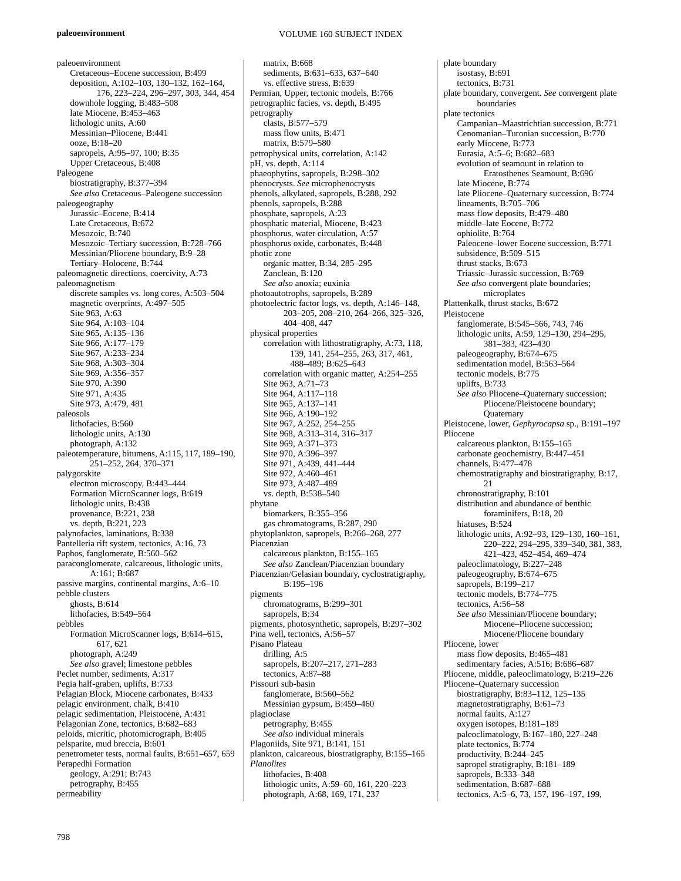paleoenvironment
- Cretaceous–Eocene succession, B:499
- deposition, A:102–103, 130–132, 162–164, 176, 223–224, 296–297, 303, 344, 454
- downhole logging, B:483–508
- late Miocene, B:453–463
- lithologic units, A:60
- Messinian–Pliocene, B:441
- ooze, B:18–20
- sapropels, A:95–97, 100; B:35
- Upper Cretaceous, B:408

Paleogene
- biostratigraphy, B:377–394
- *See also* Cretaceous–Paleogene succession

paleogeography
- Jurassic–Eocene, B:414
- Late Cretaceous, B:672
- Mesozoic, B:740
- Mesozoic–Tertiary succession, B:728–766
- Messinian/Pliocene boundary, B:9–28
- Tertiary–Holocene, B:744

paleomagnetic directions, coercivity, A:73

paleomagnetism
- discrete samples vs. long cores, A:503–504
- magnetic overprints, A:497–505
- Site 963, A:63
- Site 964, A:103–104
- Site 965, A:135–136
- Site 966, A:177–179
- Site 967, A:233–234
- Site 968, A:303–304
- Site 969, A:356–357
- Site 970, A:390
- Site 971, A:435
- Site 973, A:479, 481

paleosols
- lithofacies, B:560
- lithologic units, A:130
- photograph, A:132

paleotemperature, bitumens, A:115, 117, 189–190, 251–252, 264, 370–371

palygorskite
- electron microscopy, B:443–444
- Formation MicroScanner logs, B:619
- lithologic units, B:438
- provenance, B:221, 238
- vs. depth, B:221, 223

palynofacies, laminations, B:338

Pantelleria rift system, tectonics, A:16, 73

Paphos, fanglomerate, B:560–562

paraconglomerate, calcareous, lithologic units, A:161; B:687

passive margins, continental margins, A:6–10

pebble clusters
- ghosts, B:614
- lithofacies, B:549–564

pebbles
- Formation MicroScanner logs, B:614–615, 617, 621
- photograph, A:249
- *See also* gravel; limestone pebbles

Peclet number, sediments, A:317

Pegia half-graben, uplifts, B:733

Pelagian Block, Miocene carbonates, B:433

pelagic environment, chalk, B:410

pelagic sedimentation, Pleistocene, A:431

Pelagonian Zone, tectonics, B:682–683

peloids, micritic, photomicrograph, B:405

pelsparite, mud breccia, B:601

penetrometer tests, normal faults, B:651–657, 659

Perapedhi Formation
- geology, A:291; B:743
- petrography, B:455

permeability
- matrix, B:668
- sediments, B:631–633, 637–640
- vs. effective stress, B:639

Permian, Upper, tectonic models, B:766

petrographic facies, vs. depth, B:495

petrography
- clasts, B:577–579
- mass flow units, B:471
- matrix, B:579–580

petrophysical units, correlation, A:142

pH, vs. depth, A:114

phaeophytins, sapropels, B:298–302

phenocrysts. *See* microphenocrysts

phenols, alkylated, sapropels, B:288, 292

phenols, sapropels, B:288

phosphate, sapropels, A:23

phosphatic material, Miocene, B:423

phosphorus, water circulation, A:57

phosphorus oxide, carbonates, B:448

photic zone
- organic matter, B:34, 285–295
- Zanclean, B:120
- *See also* anoxia; euxinia

photoautotrophs, sapropels, B:289

photoelectric factor logs, vs. depth, A:146–148, 203–205, 208–210, 264–266, 325–326, 404–408, 447

physical properties
- correlation with lithostratigraphy, A:73, 118, 139, 141, 254–255, 263, 317, 461, 488–489; B:625–643
- correlation with organic matter, A:254–255
- Site 963, A:71–73
- Site 964, A:117–118
- Site 965, A:137–141
- Site 966, A:190–192
- Site 967, A:252, 254–255
- Site 968, A:313–314, 316–317
- Site 969, A:371–373
- Site 970, A:396–397
- Site 971, A:439, 441–444
- Site 972, A:460–461
- Site 973, A:487–489
- vs. depth, B:538–540

phytane
- biomarkers, B:355–356
- gas chromatograms, B:287, 290

phytoplankton, sapropels, B:266–268, 277

Piacenzian
- calcareous plankton, B:155–165
- *See also* Zanclean/Piacenzian boundary

Piacenzian/Gelasian boundary, cyclostratigraphy, B:195–196

pigments
- chromatograms, B:299–301
- sapropels, B:34

pigments, photosynthetic, sapropels, B:297–302

Pina well, tectonics, A:56–57

Pisano Plateau
- drilling, A:5
- sapropels, B:207–217, 271–283
- tectonics, A:87–88

Pissouri sub-basin
- fanglomerate, B:560–562
- Messinian gypsum, B:459–460

plagioclase
- petrography, B:455
- *See also* individual minerals

Plagoniids, Site 971, B:141, 151

plankton, calcareous, biostratigraphy, B:155–165

*Planolites*
- lithofacies, B:408
- lithologic units, A:59–60, 161, 220–223
- photograph, A:68, 169, 171, 237

plate boundary
- isostasy, B:691
- tectonics, B:731

plate boundary, convergent. *See* convergent plate boundaries

plate tectonics
- Campanian–Maastrichtian succession, B:771
- Cenomanian–Turonian succession, B:770
- early Miocene, B:773
- Eurasia, A:5–6; B:682–683
- evolution of seamount in relation to Eratosthenes Seamount, B:696
- late Miocene, B:774
- late Pliocene–Quaternary succession, B:774
- lineaments, B:705–706
- mass flow deposits, B:479–480
- middle–late Eocene, B:772
- ophiolite, B:764
- Paleocene–lower Eocene succession, B:771
- subsidence, B:509–515
- thrust stacks, B:673
- Triassic–Jurassic succession, B:769
- *See also* convergent plate boundaries; microplates

Plattenkalk, thrust stacks, B:672

Pleistocene
- fanglomerate, B:545–566, 743, 746
- lithologic units, A:59, 129–130, 294–295, 381–383, 423–430
- paleogeography, B:674–675
- sedimentation model, B:563–564
- tectonic models, B:775
- uplifts, B:733
- *See also* Pliocene–Quaternary succession; Pliocene/Pleistocene boundary; Quaternary

Pleistocene, lower, *Gephyrocapsa* sp., B:191–197

Pliocene
- calcareous plankton, B:155–165
- carbonate geochemistry, B:447–451
- channels, B:477–478
- chemostratigraphy and biostratigraphy, B:17, 21
- chronostratigraphy, B:101
- distribution and abundance of benthic foraminifers, B:18, 20
- hiatuses, B:524
- lithologic units, A:92–93, 129–130, 160–161, 220–222, 294–295, 339–340, 381, 383, 421–423, 452–454, 469–474
- paleoclimatology, B:227–248
- paleogeography, B:674–675
- sapropels, B:199–217
- tectonic models, B:774–775
- tectonics, A:56–58
- *See also* Messinian/Pliocene boundary; Miocene–Pliocene succession; Miocene/Pliocene boundary

Pliocene, lower
- mass flow deposits, B:465–481
- sedimentary facies, A:516; B:686–687

Pliocene, middle, paleoclimatology, B:219–226

Pliocene–Quaternary succession
- biostratigraphy, B:83–112, 125–135
- magnetostratigraphy, B:61–73
- normal faults, A:127
- oxygen isotopes, B:181–189
- paleoclimatology, B:167–180, 227–248
- plate tectonics, B:774
- productivity, B:244–245
- sapropel stratigraphy, B:181–189
- sapropels, B:333–348
- sedimentation, B:687–688
- tectonics, A:5–6, 73, 157, 196–197, 199,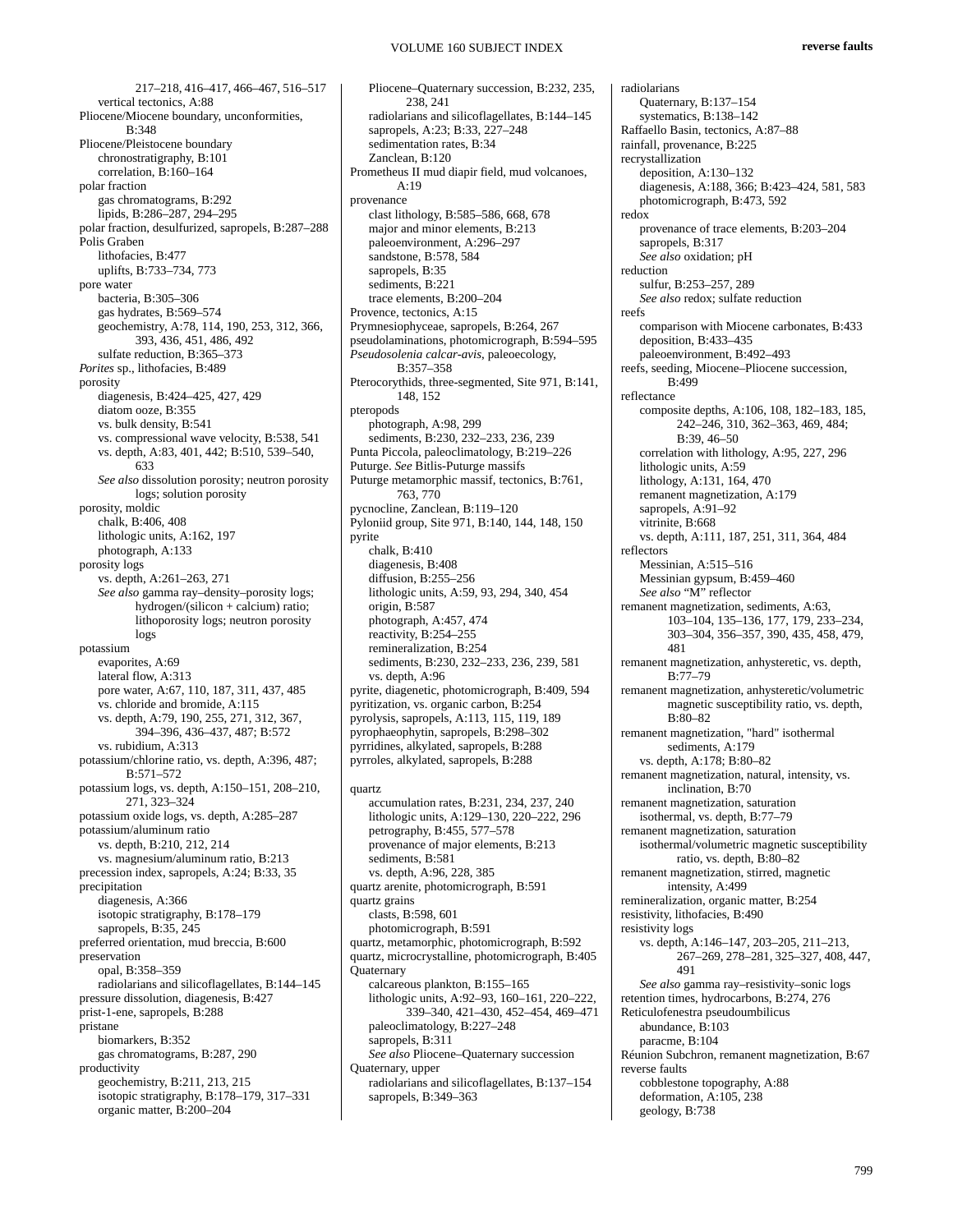217–218, 416–417, 466–467, 516–517
vertical tectonics, A:88
Pliocene/Miocene boundary, unconformities, B:348
Pliocene/Pleistocene boundary
chronostratigraphy, B:101
correlation, B:160–164
polar fraction
gas chromatograms, B:292
lipids, B:286–287, 294–295
polar fraction, desulfurized, sapropels, B:287–288
Polis Graben
lithofacies, B:477
uplifts, B:733–734, 773
pore water
bacteria, B:305–306
gas hydrates, B:569–574
geochemistry, A:78, 114, 190, 253, 312, 366, 393, 436, 451, 486, 492
sulfate reduction, B:365–373
*Porites* sp., lithofacies, B:489
porosity
diagenesis, B:424–425, 427, 429
diatom ooze, B:355
vs. bulk density, B:541
vs. compressional wave velocity, B:538, 541
vs. depth, A:83, 401, 442; B:510, 539–540, 633
*See also* dissolution porosity; neutron porosity logs; solution porosity
porosity, moldic
chalk, B:406, 408
lithologic units, A:162, 197
photograph, A:133
porosity logs
vs. depth, A:261–263, 271
*See also* gamma ray–density–porosity logs; hydrogen/(silicon + calcium) ratio; lithoporosity logs; neutron porosity logs
potassium
evaporites, A:69
lateral flow, A:313
pore water, A:67, 110, 187, 311, 437, 485
vs. chloride and bromide, A:115
vs. depth, A:79, 190, 255, 271, 312, 367, 394–396, 436–437, 487; B:572
vs. rubidium, A:313
potassium/chlorine ratio, vs. depth, A:396, 487; B:571–572
potassium logs, vs. depth, A:150–151, 208–210, 271, 323–324
potassium oxide logs, vs. depth, A:285–287
potassium/aluminum ratio
vs. depth, B:210, 212, 214
vs. magnesium/aluminum ratio, B:213
precession index, sapropels, A:24; B:33, 35
precipitation
diagenesis, A:366
isotopic stratigraphy, B:178–179
sapropels, B:35, 245
preferred orientation, mud breccia, B:600
preservation
opal, B:358–359
radiolarians and silicoflagellates, B:144–145
pressure dissolution, diagenesis, B:427
prist-1-ene, sapropels, B:288
pristane
biomarkers, B:352
gas chromatograms, B:287, 290
productivity
geochemistry, B:211, 213, 215
isotopic stratigraphy, B:178–179, 317–331
organic matter, B:200–204
Pliocene–Quaternary succession, B:232, 235, 238, 241
radiolarians and silicoflagellates, B:144–145
sapropels, A:23; B:33, 227–248
sedimentation rates, B:34
Zanclean, B:120
Prometheus II mud diapir field, mud volcanoes, A:19
provenance
clast lithology, B:585–586, 668, 678
major and minor elements, B:213
paleoenvironment, A:296–297
sandstone, B:578, 584
sapropels, B:35
sediments, B:221
trace elements, B:200–204
Provence, tectonics, A:15
Prymnesiophyceae, sapropels, B:264, 267
pseudolaminations, photomicrograph, B:594–595
*Pseudosolenia calcar-avis*, paleoecology, B:357–358
Pterocorythids, three-segmented, Site 971, B:141, 148, 152
pteropods
photograph, A:98, 299
sediments, B:230, 232–233, 236, 239
Punta Piccola, paleoclimatology, B:219–226
Puturge. *See* Bitlis-Puturge massifs
Puturge metamorphic massif, tectonics, B:761, 763, 770
pycnocline, Zanclean, B:119–120
Pyloniid group, Site 971, B:140, 144, 148, 150
pyrite
chalk, B:410
diagenesis, B:408
diffusion, B:255–256
lithologic units, A:59, 93, 294, 340, 454
origin, B:587
photograph, A:457, 474
reactivity, B:254–255
remineralization, B:254
sediments, B:230, 232–233, 236, 239, 581
vs. depth, A:96
pyrite, diagenetic, photomicrograph, B:409, 594
pyritization, vs. organic carbon, B:254
pyrolysis, sapropels, A:113, 115, 119, 189
pyrophaeophytin, sapropels, B:298–302
pyrridines, alkylated, sapropels, B:288
pyrroles, alkylated, sapropels, B:288

quartz
accumulation rates, B:231, 234, 237, 240
lithologic units, A:129–130, 220–222, 296
petrography, B:455, 577–578
provenance of major elements, B:213
sediments, B:581
vs. depth, A:96, 228, 385
quartz arenite, photomicrograph, B:591
quartz grains
clasts, B:598, 601
photomicrograph, B:591
quartz, metamorphic, photomicrograph, B:592
quartz, microcrystalline, photomicrograph, B:405
Quaternary
calcareous plankton, B:155–165
lithologic units, A:92–93, 160–161, 220–222, 339–340, 421–430, 452–454, 469–471
paleoclimatology, B:227–248
sapropels, B:311
*See also* Pliocene–Quaternary succession
Quaternary, upper
radiolarians and silicoflagellates, B:137–154
sapropels, B:349–363
radiolarians
Quaternary, B:137–154
systematics, B:138–142
Raffaello Basin, tectonics, A:87–88
rainfall, provenance, B:225
recrystallization
deposition, A:130–132
diagenesis, A:188, 366; B:423–424, 581, 583
photomicrograph, B:473, 592
redox
provenance of trace elements, B:203–204
sapropels, B:317
*See also* oxidation; pH
reduction
sulfur, B:253–257, 289
*See also* redox; sulfate reduction
reefs
comparison with Miocene carbonates, B:433
deposition, B:433–435
paleoenvironment, B:492–493
reefs, seeding, Miocene–Pliocene succession, B:499
reflectance
composite depths, A:106, 108, 182–183, 185, 242–246, 310, 362–363, 469, 484; B:39, 46–50
correlation with lithology, A:95, 227, 296
lithologic units, A:59
lithology, A:131, 164, 470
remanent magnetization, A:179
sapropels, A:91–92
vitrinite, B:668
vs. depth, A:111, 187, 251, 311, 364, 484
reflectors
Messinian, A:515–516
Messinian gypsum, B:459–460
*See also* "M" reflector
remanent magnetization, sediments, A:63, 103–104, 135–136, 177, 179, 233–234, 303–304, 356–357, 390, 435, 458, 479, 481
remanent magnetization, anhysteretic, vs. depth, B:77–79
remanent magnetization, anhysteretic/volumetric magnetic susceptibility ratio, vs. depth, B:80–82
remanent magnetization, "hard" isothermal sediments, A:179
vs. depth, A:178; B:80–82
remanent magnetization, natural, intensity, vs. inclination, B:70
remanent magnetization, saturation
isothermal, vs. depth, B:77–79
remanent magnetization, saturation
isothermal/volumetric magnetic susceptibility ratio, vs. depth, B:80–82
remanent magnetization, stirred, magnetic intensity, A:499
remineralization, organic matter, B:254
resistivity, lithofacies, B:490
resistivity logs
vs. depth, A:146–147, 203–205, 211–213, 267–269, 278–281, 325–327, 408, 447, 491
*See also* gamma ray–resistivity–sonic logs
retention times, hydrocarbons, B:274, 276
Reticulofenestra pseudoumbilicus
abundance, B:103
paracme, B:104
Réunion Subchron, remanent magnetization, B:67
reverse faults
cobblestone topography, A:88
deformation, A:105, 238
geology, B:738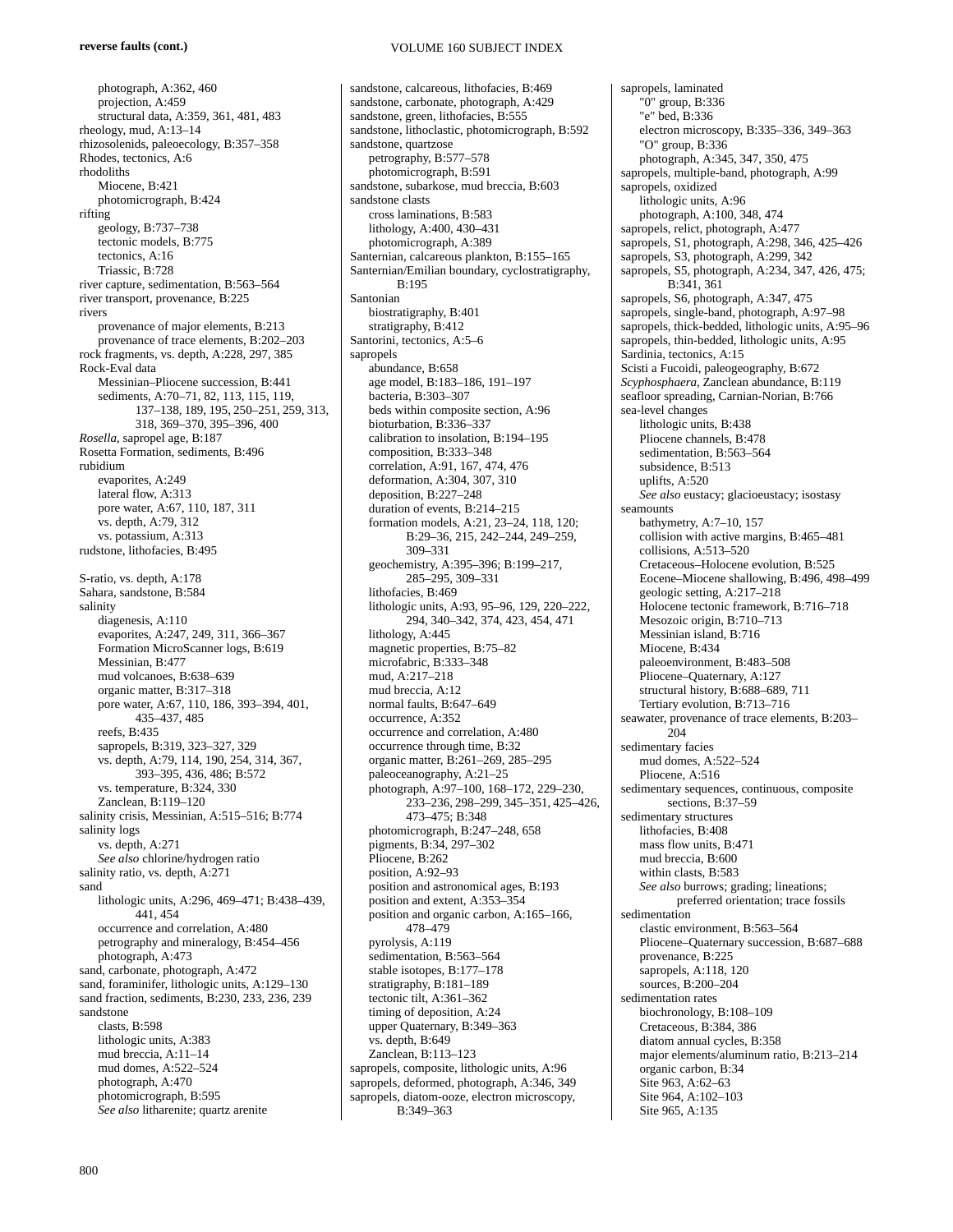reverse faults (cont.)

- photograph, A:362, 460
- projection, A:459
- structural data, A:359, 361, 481, 483

rheology, mud, A:13–14
rhizosolenids, paleoecology, B:357–358
Rhodes, tectonics, A:6
rhodoliths
- Miocene, B:421
- photomicrograph, B:424

rifting
- geology, B:737–738
- tectonic models, B:775
- tectonics, A:16
- Triassic, B:728

river capture, sedimentation, B:563–564
river transport, provenance, B:225
rivers
- provenance of major elements, B:213
- provenance of trace elements, B:202–203

rock fragments, vs. depth, A:228, 297, 385
Rock-Eval data
- Messinian–Pliocene succession, B:441
- sediments, A:70–71, 82, 113, 115, 119, 137–138, 189, 195, 250–251, 259, 313, 318, 369–370, 395–396, 400

*Rosella*, sapropel age, B:187
Rosetta Formation, sediments, B:496
rubidium
- evaporites, A:249
- lateral flow, A:313
- pore water, A:67, 110, 187, 311
- vs. depth, A:79, 312
- vs. potassium, A:313

rudstone, lithofacies, B:495

S-ratio, vs. depth, A:178
Sahara, sandstone, B:584
salinity
- diagenesis, A:110
- evaporites, A:247, 249, 311, 366–367
- Formation MicroScanner logs, B:619
- Messinian, B:477
- mud volcanoes, B:638–639
- organic matter, B:317–318
- pore water, A:67, 110, 186, 393–394, 401, 435–437, 485
- reefs, B:435
- sapropels, B:319, 323–327, 329
- vs. depth, A:79, 114, 190, 254, 314, 367, 393–395, 436, 486; B:572
- vs. temperature, B:324, 330
- Zanclean, B:119–120

salinity crisis, Messinian, A:515–516; B:774
salinity logs
- vs. depth, A:271
- *See also* chlorine/hydrogen ratio

salinity ratio, vs. depth, A:271
sand
- lithologic units, A:296, 469–471; B:438–439, 441, 454
- occurrence and correlation, A:480
- petrography and mineralogy, B:454–456
- photograph, A:473

sand, carbonate, photograph, A:472
sand, foraminifer, lithologic units, A:129–130
sand fraction, sediments, B:230, 233, 236, 239
sandstone
- clasts, B:598
- lithologic units, A:383
- mud breccia, A:11–14
- mud domes, A:522–524
- photograph, A:470
- photomicrograph, B:595
- *See also* litharenite; quartz arenite

sandstone, calcareous, lithofacies, B:469
sandstone, carbonate, photograph, A:429
sandstone, green, lithofacies, B:555
sandstone, lithoclastic, photomicrograph, B:592
sandstone, quartzose
- petrography, B:577–578
- photomicrograph, B:591

sandstone, subarkose, mud breccia, B:603
sandstone clasts
- cross laminations, B:583
- lithology, A:400, 430–431
- photomicrograph, A:389

Santernian, calcareous plankton, B:155–165
Santernian/Emilian boundary, cyclostratigraphy, B:195
Santonian
- biostratigraphy, B:401
- stratigraphy, B:412

Santorini, tectonics, A:5–6
sapropels
- abundance, B:658
- age model, B:183–186, 191–197
- bacteria, B:303–307
- beds within composite section, A:96
- bioturbation, B:336–337
- calibration to insolation, B:194–195
- composition, B:333–348
- correlation, A:91, 167, 474, 476
- deformation, A:304, 307, 310
- deposition, B:227–248
- duration of events, B:214–215
- formation models, A:21, 23–24, 118, 120; B:29–36, 215, 242–244, 249–259, 309–331
- geochemistry, A:395–396; B:199–217, 285–295, 309–331
- lithofacies, B:469
- lithologic units, A:93, 95–96, 129, 220–222, 294, 340–342, 374, 423, 454, 471
- lithology, A:445
- magnetic properties, B:75–82
- microfabric, B:333–348
- mud, A:217–218
- mud breccia, A:12
- normal faults, B:647–649
- occurrence, A:352
- occurrence and correlation, A:480
- occurrence through time, B:32
- organic matter, B:261–269, 285–295
- paleoceanography, A:21–25
- photograph, A:97–100, 168–172, 229–230, 233–236, 298–299, 345–351, 425–426, 473–475; B:348
- photomicrograph, B:247–248, 658
- pigments, B:34, 297–302
- Pliocene, B:262
- position, A:92–93
- position and astronomical ages, B:193
- position and extent, A:353–354
- position and organic carbon, A:165–166, 478–479
- pyrolysis, A:119
- sedimentation, B:563–564
- stable isotopes, B:177–178
- stratigraphy, B:181–189
- tectonic tilt, A:361–362
- timing of deposition, A:24
- upper Quaternary, B:349–363
- vs. depth, B:649
- Zanclean, B:113–123

sapropels, composite, lithologic units, A:96
sapropels, deformed, photograph, A:346, 349
sapropels, diatom-ooze, electron microscopy, B:349–363
sapropels, laminated
- "0" group, B:336
- "e" bed, B:336
- electron microscopy, B:335–336, 349–363
- "O" group, B:336
- photograph, A:345, 347, 350, 475

sapropels, multiple-band, photograph, A:99
sapropels, oxidized
- lithologic units, A:96
- photograph, A:100, 348, 474

sapropels, relict, photograph, A:477
sapropels, S1, photograph, A:298, 346, 425–426
sapropels, S3, photograph, A:299, 342
sapropels, S5, photograph, A:234, 347, 426, 475; B:341, 361
sapropels, S6, photograph, A:347, 475
sapropels, single-band, photograph, A:97–98
sapropels, thick-bedded, lithologic units, A:95–96
sapropels, thin-bedded, lithologic units, A:95
Sardinia, tectonics, A:15
Scisti a Fucoidi, paleogeography, B:672
*Scyphosphaera*, Zanclean abundance, B:119
seafloor spreading, Carnian-Norian, B:766
sea-level changes
- lithologic units, B:438
- Pliocene channels, B:478
- sedimentation, B:563–564
- subsidence, B:513
- uplifts, A:520
- *See also* eustacy; glacioeustacy; isostasy

seamounts
- bathymetry, A:7–10, 157
- collision with active margins, B:465–481
- collisions, A:513–520
- Cretaceous–Holocene evolution, B:525
- Eocene–Miocene shallowing, B:496, 498–499
- geologic setting, A:217–218
- Holocene tectonic framework, B:716–718
- Mesozoic origin, B:710–713
- Messinian island, B:716
- Miocene, B:434
- paleoenvironment, B:483–508
- Pliocene–Quaternary, A:127
- structural history, B:688–689, 711
- Tertiary evolution, B:713–716

seawater, provenance of trace elements, B:203–204
sedimentary facies
- mud domes, A:522–524
- Pliocene, A:516

sedimentary sequences, continuous, composite sections, B:37–59
sedimentary structures
- lithofacies, B:408
- mass flow units, B:471
- mud breccia, B:600
- within clasts, B:583
- *See also* burrows; grading; lineations; preferred orientation; trace fossils

sedimentation
- clastic environment, B:563–564
- Pliocene–Quaternary succession, B:687–688
- provenance, B:225
- sapropels, A:118, 120
- sources, B:200–204

sedimentation rates
- biochronology, B:108–109
- Cretaceous, B:384, 386
- diatom annual cycles, B:358
- major elements/aluminum ratio, B:213–214
- organic carbon, B:34
- Site 963, A:62–63
- Site 964, A:102–103
- Site 965, A:135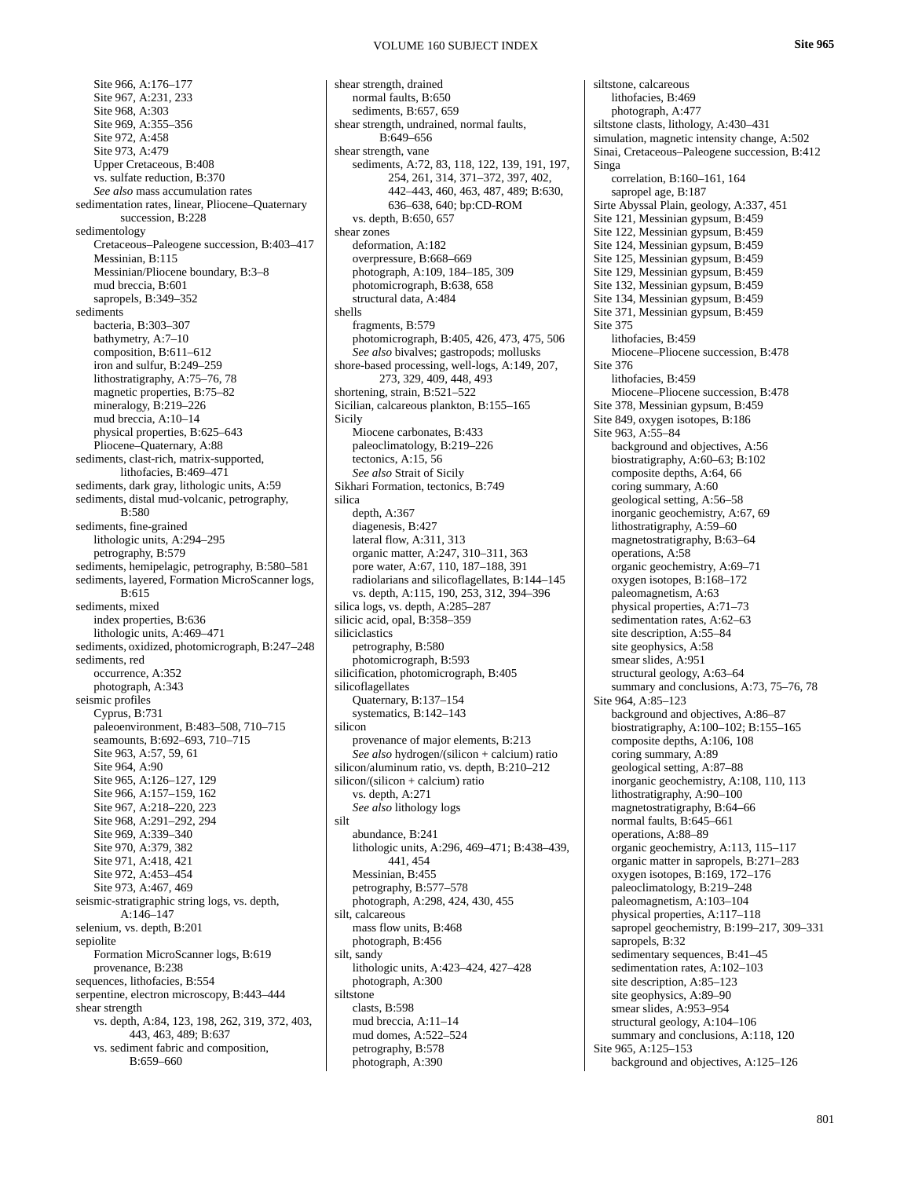Site 966, A:176–177
Site 967, A:231, 233
Site 968, A:303
Site 969, A:355–356
Site 972, A:458
Site 973, A:479
Upper Cretaceous, B:408
vs. sulfate reduction, B:370
*See also* mass accumulation rates

sedimentation rates, linear, Pliocene–Quaternary succession, B:228

sedimentology
Cretaceous–Paleogene succession, B:403–417
Messinian, B:115
Messinian/Pliocene boundary, B:3–8
mud breccia, B:601
sapropels, B:349–352

sediments
bacteria, B:303–307
bathymetry, A:7–10
composition, B:611–612
iron and sulfur, B:249–259
lithostratigraphy, A:75–76, 78
magnetic properties, B:75–82
mineralogy, B:219–226
mud breccia, A:10–14
physical properties, B:625–643
Pliocene–Quaternary, A:88

sediments, clast-rich, matrix-supported, lithofacies, B:469–471

sediments, dark gray, lithologic units, A:59

sediments, distal mud-volcanic, petrography, B:580

sediments, fine-grained
lithologic units, A:294–295
petrography, B:579

sediments, hemipelagic, petrography, B:580–581

sediments, layered, Formation MicroScanner logs, B:615

sediments, mixed
index properties, B:636
lithologic units, A:469–471

sediments, oxidized, photomicrograph, B:247–248

sediments, red
occurrence, A:352
photograph, A:343

seismic profiles
Cyprus, B:731
paleoenvironment, B:483–508, 710–715
seamounts, B:692–693, 710–715
Site 963, A:57, 59, 61
Site 964, A:90
Site 965, A:126–127, 129
Site 966, A:157–159, 162
Site 967, A:218–220, 223
Site 968, A:291–292, 294
Site 969, A:339–340
Site 970, A:379, 382
Site 971, A:418, 421
Site 972, A:453–454
Site 973, A:467, 469

seismic-stratigraphic string logs, vs. depth, A:146–147

selenium, vs. depth, B:201

sepiolite
Formation MicroScanner logs, B:619
provenance, B:238

sequences, lithofacies, B:554

serpentine, electron microscopy, B:443–444

shear strength
vs. depth, A:84, 123, 198, 262, 319, 372, 403, 443, 463, 489; B:637
vs. sediment fabric and composition, B:659–660

shear strength, drained
normal faults, B:650
sediments, B:657, 659

shear strength, undrained, normal faults, B:649–656

shear strength, vane
sediments, A:72, 83, 118, 122, 139, 191, 197, 254, 261, 314, 371–372, 397, 402, 442–443, 460, 463, 487, 489; B:630, 636–638, 640; bp:CD-ROM
vs. depth, B:650, 657

shear zones
deformation, A:182
overpressure, B:668–669
photograph, A:109, 184–185, 309
photomicrograph, B:638, 658
structural data, A:484

shells
fragments, B:579
photomicrograph, B:405, 426, 473, 475, 506
*See also* bivalves; gastropods; mollusks

shore-based processing, well-logs, A:149, 207, 273, 329, 409, 448, 493

shortening, strain, B:521–522

Sicilian, calcareous plankton, B:155–165

Sicily
Miocene carbonates, B:433
paleoclimatology, B:219–226
tectonics, A:15, 56
*See also* Strait of Sicily

Sikhari Formation, tectonics, B:749

silica
depth, A:367
diagenesis, B:427
lateral flow, A:311, 313
organic matter, A:247, 310–311, 363
pore water, A:67, 110, 187–188, 391
radiolarians and silicoflagellates, B:144–145
vs. depth, A:115, 190, 253, 312, 394–396

silica logs, vs. depth, A:285–287

silicic acid, opal, B:358–359

siliciclastics
petrography, B:580
photomicrograph, B:593

silicification, photomicrograph, B:405

silicoflagellates
Quaternary, B:137–154
systematics, B:142–143

silicon
provenance of major elements, B:213
*See also* hydrogen/(silicon + calcium) ratio

silicon/aluminum ratio, vs. depth, B:210–212

silicon/(silicon + calcium) ratio
vs. depth, A:271
*See also* lithology logs

silt
abundance, B:241
lithologic units, A:296, 469–471; B:438–439, 441, 454
Messinian, B:455
petrography, B:577–578
photograph, A:298, 424, 430, 455

silt, calcareous
mass flow units, B:468
photograph, B:456

silt, sandy
lithologic units, A:423–424, 427–428
photograph, A:300

siltstone
clasts, B:598
mud breccia, A:11–14
mud domes, A:522–524
petrography, B:578
photograph, A:390

siltstone, calcareous
lithofacies, B:469
photograph, A:477

siltstone clasts, lithology, A:430–431

simulation, magnetic intensity change, A:502

Sinai, Cretaceous–Paleogene succession, B:412

Singa
correlation, B:160–161, 164
sapropel age, B:187

Sirte Abyssal Plain, geology, A:337, 451

Site 121, Messinian gypsum, B:459

Site 122, Messinian gypsum, B:459

Site 124, Messinian gypsum, B:459

Site 125, Messinian gypsum, B:459

Site 129, Messinian gypsum, B:459

Site 132, Messinian gypsum, B:459

Site 134, Messinian gypsum, B:459

Site 371, Messinian gypsum, B:459

Site 375
lithofacies, B:459
Miocene–Pliocene succession, B:478

Site 376
lithofacies, B:459
Miocene–Pliocene succession, B:478

Site 378, Messinian gypsum, B:459

Site 849, oxygen isotopes, B:186

Site 963, A:55–84
background and objectives, A:56
biostratigraphy, A:60–63; B:102
composite depths, A:64, 66
coring summary, A:60
geological setting, A:56–58
inorganic geochemistry, A:67, 69
lithostratigraphy, A:59–60
magnetostratigraphy, B:63–64
operations, A:58
organic geochemistry, A:69–71
oxygen isotopes, B:168–172
paleomagnetism, A:63
physical properties, A:71–73
sedimentation rates, A:62–63
site description, A:55–84
site geophysics, A:58
smear slides, A:951
structural geology, A:63–64
summary and conclusions, A:73, 75–76, 78

Site 964, A:85–123
background and objectives, A:86–87
biostratigraphy, A:100–102; B:155–165
composite depths, A:106, 108
coring summary, A:89
geological setting, A:87–88
inorganic geochemistry, A:108, 110, 113
lithostratigraphy, A:90–100
magnetostratigraphy, B:64–66
normal faults, B:645–661
operations, A:88–89
organic geochemistry, A:113, 115–117
organic matter in sapropels, B:271–283
oxygen isotopes, B:169, 172–176
paleoclimatology, B:219–248
paleomagnetism, A:103–104
physical properties, A:117–118
sapropel geochemistry, B:199–217, 309–331
sapropels, B:32
sedimentary sequences, B:41–45
sedimentation rates, A:102–103
site description, A:85–123
site geophysics, A:89–90
smear slides, A:953–954
structural geology, A:104–106
summary and conclusions, A:118, 120

Site 965, A:125–153
background and objectives, A:125–126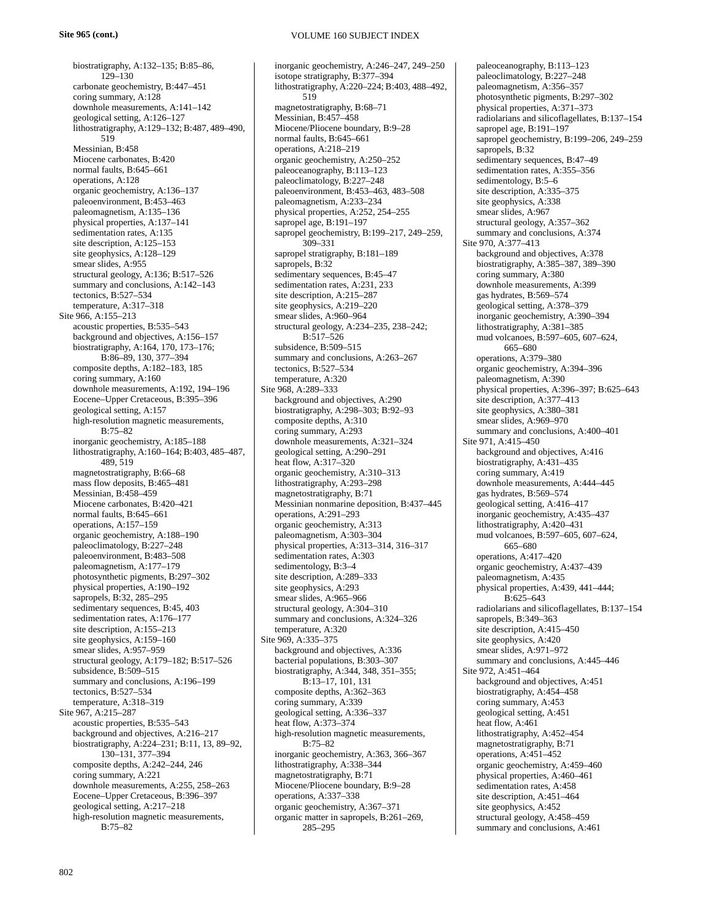biostratigraphy, A:132–135; B:85–86, 129–130
carbonate geochemistry, B:447–451
coring summary, A:128
downhole measurements, A:141–142
geological setting, A:126–127
lithostratigraphy, A:129–132; B:487, 489–490, 519
Messinian, B:458
Miocene carbonates, B:420
normal faults, B:645–661
operations, A:128
organic geochemistry, A:136–137
paleoenvironment, B:453–463
paleomagnetism, A:135–136
physical properties, A:137–141
sedimentation rates, A:135
site description, A:125–153
site geophysics, A:128–129
smear slides, A:955
structural geology, A:136; B:517–526
summary and conclusions, A:142–143
tectonics, B:527–534
temperature, A:317–318

Site 966, A:155–213
acoustic properties, B:535–543
background and objectives, A:156–157
biostratigraphy, A:164, 170, 173–176; B:86–89, 130, 377–394
composite depths, A:182–183, 185
coring summary, A:160
downhole measurements, A:192, 194–196
Eocene–Upper Cretaceous, B:395–396
geological setting, A:157
high-resolution magnetic measurements, B:75–82
inorganic geochemistry, A:185–188
lithostratigraphy, A:160–164; B:403, 485–487, 489, 519
magnetostratigraphy, B:66–68
mass flow deposits, B:465–481
Messinian, B:458–459
Miocene carbonates, B:420–421
normal faults, B:645–661
operations, A:157–159
organic geochemistry, A:188–190
paleoclimatology, B:227–248
paleoenvironment, B:483–508
paleomagnetism, A:177–179
photosynthetic pigments, B:297–302
physical properties, A:190–192
sapropels, B:32, 285–295
sedimentary sequences, B:45, 403
sedimentation rates, A:176–177
site description, A:155–213
site geophysics, A:159–160
smear slides, A:957–959
structural geology, A:179–182; B:517–526
subsidence, B:509–515
summary and conclusions, A:196–199
tectonics, B:527–534
temperature, A:318–319

Site 967, A:215–287
acoustic properties, B:535–543
background and objectives, A:216–217
biostratigraphy, A:224–231; B:11, 13, 89–92, 130–131, 377–394
composite depths, A:242–244, 246
coring summary, A:221
downhole measurements, A:255, 258–263
Eocene–Upper Cretaceous, B:396–397
geological setting, A:217–218
high-resolution magnetic measurements, B:75–82
inorganic geochemistry, A:246–247, 249–250
isotope stratigraphy, B:377–394
lithostratigraphy, A:220–224; B:403, 488–492, 519
magnetostratigraphy, B:68–71
Messinian, B:457–458
Miocene/Pliocene boundary, B:9–28
normal faults, B:645–661
operations, A:218–219
organic geochemistry, A:250–252
paleoceanography, B:113–123
paleoclimatology, B:227–248
paleoenvironment, B:453–463, 483–508
paleomagnetism, A:233–234
physical properties, A:252, 254–255
sapropel age, B:191–197
sapropel geochemistry, B:199–217, 249–259, 309–331
sapropel stratigraphy, B:181–189
sapropels, B:32
sedimentary sequences, B:45–47
sedimentation rates, A:231, 233
site description, A:215–287
site geophysics, A:219–220
smear slides, A:960–964
structural geology, A:234–235, 238–242; B:517–526
subsidence, B:509–515
summary and conclusions, A:263–267
tectonics, B:527–534
temperature, A:320

Site 968, A:289–333
background and objectives, A:290
biostratigraphy, A:298–303; B:92–93
composite depths, A:310
coring summary, A:293
downhole measurements, A:321–324
geological setting, A:290–291
heat flow, A:317–320
organic geochemistry, A:310–313
lithostratigraphy, A:293–298
magnetostratigraphy, B:71
Messinian nonmarine deposition, B:437–445
operations, A:291–293
organic geochemistry, A:313
paleomagnetism, A:303–304
physical properties, A:313–314, 316–317
sedimentation rates, A:303
sedimentology, B:3–4
site description, A:289–333
site geophysics, A:293
smear slides, A:965–966
structural geology, A:304–310
summary and conclusions, A:324–326
temperature, A:320

Site 969, A:335–375
background and objectives, A:336
bacterial populations, B:303–307
biostratigraphy, A:344, 348, 351–355; B:13–17, 101, 131
composite depths, A:362–363
coring summary, A:339
geological setting, A:336–337
heat flow, A:373–374
high-resolution magnetic measurements, B:75–82
inorganic geochemistry, A:363, 366–367
lithostratigraphy, A:338–344
magnetostratigraphy, B:71
Miocene/Pliocene boundary, B:9–28
operations, A:337–338
organic geochemistry, A:367–371
organic matter in sapropels, B:261–269, 285–295
paleoceanography, B:113–123
paleoclimatology, B:227–248
paleomagnetism, A:356–357
photosynthetic pigments, B:297–302
physical properties, A:371–373
radiolarians and silicoflagellates, B:137–154
sapropel age, B:191–197
sapropel geochemistry, B:199–206, 249–259
sapropels, B:32
sedimentary sequences, B:47–49
sedimentation rates, A:355–356
sedimentology, B:5–6
site description, A:335–375
site geophysics, A:338
smear slides, A:967
structural geology, A:357–362
summary and conclusions, A:374

Site 970, A:377–413
background and objectives, A:378
biostratigraphy, A:385–387, 389–390
coring summary, A:380
downhole measurements, A:399
gas hydrates, B:569–574
geological setting, A:378–379
inorganic geochemistry, A:390–394
lithostratigraphy, A:381–385
mud volcanoes, B:597–605, 607–624, 665–680
operations, A:379–380
organic geochemistry, A:394–396
paleomagnetism, A:390
physical properties, A:396–397; B:625–643
site description, A:377–413
site geophysics, A:380–381
smear slides, A:969–970
summary and conclusions, A:400–401

Site 971, A:415–450
background and objectives, A:416
biostratigraphy, A:431–435
coring summary, A:419
downhole measurements, A:444–445
gas hydrates, B:569–574
geological setting, A:416–417
inorganic geochemistry, A:435–437
lithostratigraphy, A:420–431
mud volcanoes, B:597–605, 607–624, 665–680
operations, A:417–420
organic geochemistry, A:437–439
paleomagnetism, A:435
physical properties, A:439, 441–444; B:625–643
radiolarians and silicoflagellates, B:137–154
sapropels, B:349–363
site description, A:415–450
site geophysics, A:420
smear slides, A:971–972
summary and conclusions, A:445–446

Site 972, A:451–464
background and objectives, A:451
biostratigraphy, A:454–458
coring summary, A:453
geological setting, A:451
heat flow, A:461
lithostratigraphy, A:452–454
magnetostratigraphy, B:71
operations, A:451–452
organic geochemistry, A:459–460
physical properties, A:460–461
sedimentation rates, A:458
site description, A:451–464
site geophysics, A:452
structural geology, A:458–459
summary and conclusions, A:461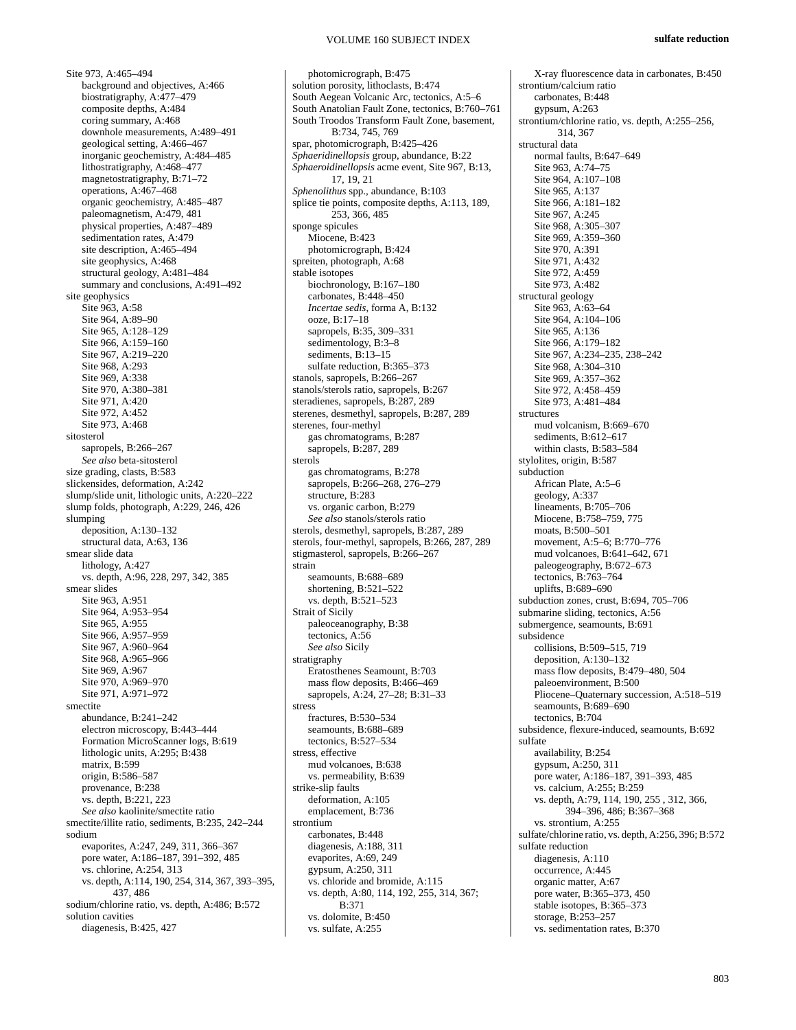Site 973, A:465–494
  background and objectives, A:466
  biostratigraphy, A:477–479
  composite depths, A:484
  coring summary, A:468
  downhole measurements, A:489–491
  geological setting, A:466–467
  inorganic geochemistry, A:484–485
  lithostratigraphy, A:468–477
  magnetostratigraphy, B:71–72
  operations, A:467–468
  organic geochemistry, A:485–487
  paleomagnetism, A:479, 481
  physical properties, A:487–489
  sedimentation rates, A:479
  site description, A:465–494
  site geophysics, A:468
  structural geology, A:481–484
  summary and conclusions, A:491–492
site geophysics
  Site 963, A:58
  Site 964, A:89–90
  Site 965, A:128–129
  Site 966, A:159–160
  Site 967, A:219–220
  Site 968, A:293
  Site 969, A:338
  Site 970, A:380–381
  Site 971, A:420
  Site 972, A:452
  Site 973, A:468
sitosterol
  sapropels, B:266–267
  *See also* beta-sitosterol
size grading, clasts, B:583
slickensides, deformation, A:242
slump/slide unit, lithologic units, A:220–222
slump folds, photograph, A:229, 246, 426
slumping
  deposition, A:130–132
  structural data, A:63, 136
smear slide data
  lithology, A:427
  vs. depth, A:96, 228, 297, 342, 385
smear slides
  Site 963, A:951
  Site 964, A:953–954
  Site 965, A:955
  Site 966, A:957–959
  Site 967, A:960–964
  Site 968, A:965–966
  Site 969, A:967
  Site 970, A:969–970
  Site 971, A:971–972
smectite
  abundance, B:241–242
  electron microscopy, B:443–444
  Formation MicroScanner logs, B:619
  lithologic units, A:295; B:438
  matrix, B:599
  origin, B:586–587
  provenance, B:238
  vs. depth, B:221, 223
  *See also* kaolinite/smectite ratio
smectite/illite ratio, sediments, B:235, 242–244
sodium
  evaporites, A:247, 249, 311, 366–367
  pore water, A:186–187, 391–392, 485
  vs. chlorine, A:254, 313
  vs. depth, A:114, 190, 254, 314, 367, 393–395, 437, 486
sodium/chlorine ratio, vs. depth, A:486; B:572
solution cavities
  diagenesis, B:425, 427
  photomicrograph, B:475
solution porosity, lithoclasts, B:474
South Aegean Volcanic Arc, tectonics, A:5–6
South Anatolian Fault Zone, tectonics, B:760–761
South Troodos Transform Fault Zone, basement, B:734, 745, 769
spar, photomicrograph, B:425–426
*Sphaeridinellopsis* group, abundance, B:22
*Sphaeroidinellopsis* acme event, Site 967, B:13, 17, 19, 21
*Sphenolithus* spp., abundance, B:103
splice tie points, composite depths, A:113, 189, 253, 366, 485
sponge spicules
  Miocene, B:423
  photomicrograph, B:424
spreiten, photograph, A:68
stable isotopes
  biochronology, B:167–180
  carbonates, B:448–450
  *Incertae sedis*, forma A, B:132
  ooze, B:17–18
  sapropels, B:35, 309–331
  sedimentology, B:3–8
  sediments, B:13–15
  sulfate reduction, B:365–373
stanols, sapropels, B:266–267
stanols/sterols ratio, sapropels, B:267
steradienes, sapropels, B:287, 289
sterenes, desmethyl, sapropels, B:287, 289
sterenes, four-methyl
  gas chromatograms, B:287
  sapropels, B:287, 289
sterols
  gas chromatograms, B:278
  sapropels, B:266–268, 276–279
  structure, B:283
  vs. organic carbon, B:279
  *See also* stanols/sterols ratio
sterols, desmethyl, sapropels, B:287, 289
sterols, four-methyl, sapropels, B:266, 287, 289
stigmasterol, sapropels, B:266–267
strain
  seamounts, B:688–689
  shortening, B:521–522
  vs. depth, B:521–523
Strait of Sicily
  paleoceanography, B:38
  tectonics, A:56
  *See also* Sicily
stratigraphy
  Eratosthenes Seamount, B:703
  mass flow deposits, B:466–469
  sapropels, A:24, 27–28; B:31–33
stress
  fractures, B:530–534
  seamounts, B:688–689
  tectonics, B:527–534
stress, effective
  mud volcanoes, B:638
  vs. permeability, B:639
strike-slip faults
  deformation, A:105
  emplacement, B:736
strontium
  carbonates, B:448
  diagenesis, A:188, 311
  evaporites, A:69, 249
  gypsum, A:250, 311
  vs. chloride and bromide, A:115
  vs. depth, A:80, 114, 192, 255, 314, 367; B:371
  vs. dolomite, B:450
  vs. sulfate, A:255
  X-ray fluorescence data in carbonates, B:450
strontium/calcium ratio
  carbonates, B:448
  gypsum, A:263
strontium/chlorine ratio, vs. depth, A:255–256, 314, 367
structural data
  normal faults, B:647–649
  Site 963, A:74–75
  Site 964, A:107–108
  Site 965, A:137
  Site 966, A:181–182
  Site 967, A:245
  Site 968, A:305–307
  Site 969, A:359–360
  Site 970, A:391
  Site 971, A:432
  Site 972, A:459
  Site 973, A:482
structural geology
  Site 963, A:63–64
  Site 964, A:104–106
  Site 965, A:136
  Site 966, A:179–182
  Site 967, A:234–235, 238–242
  Site 968, A:304–310
  Site 969, A:357–362
  Site 972, A:458–459
  Site 973, A:481–484
structures
  mud volcanism, B:669–670
  sediments, B:612–617
  within clasts, B:583–584
stylolites, origin, B:587
subduction
  African Plate, A:5–6
  geology, A:337
  lineaments, B:705–706
  Miocene, B:758–759, 775
  moats, B:500–501
  movement, A:5–6; B:770–776
  mud volcanoes, B:641–642, 671
  paleogeography, B:672–673
  tectonics, B:763–764
  uplifts, B:689–690
subduction zones, crust, B:694, 705–706
submarine sliding, tectonics, A:56
submergence, seamounts, B:691
subsidence
  collisions, B:509–515, 719
  deposition, A:130–132
  mass flow deposits, B:479–480, 504
  paleoenvironment, B:500
  Pliocene–Quaternary succession, A:518–519
  seamounts, B:689–690
  tectonics, B:704
subsidence, flexure-induced, seamounts, B:692
sulfate
  availability, B:254
  gypsum, A:250, 311
  pore water, A:186–187, 391–393, 485
  vs. calcium, A:255; B:259
  vs. depth, A:79, 114, 190, 255 , 312, 366, 394–396, 486; B:367–368
  vs. strontium, A:255
sulfate/chlorine ratio, vs. depth, A:256, 396; B:572
sulfate reduction
  diagenesis, A:110
  occurrence, A:445
  organic matter, A:67
  pore water, B:365–373, 450
  stable isotopes, B:365–373
  storage, B:253–257
  vs. sedimentation rates, B:370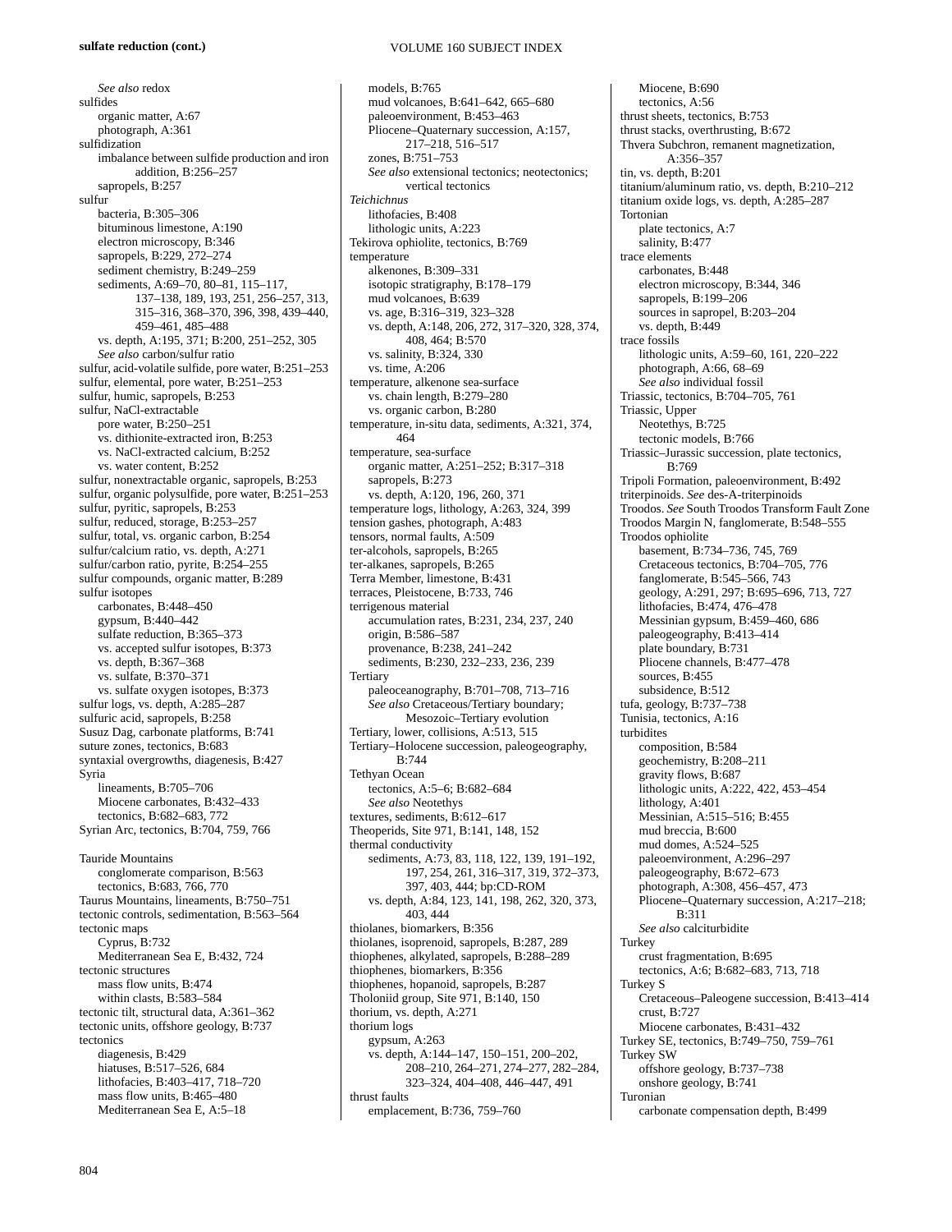**sulfate reduction (cont.)**

*See also* redox
sulfides
  organic matter, A:67
  photograph, A:361
sulfidization
  imbalance between sulfide production and iron addition, B:256–257
  sapropels, B:257
sulfur
  bacteria, B:305–306
  bituminous limestone, A:190
  electron microscopy, B:346
  sapropels, B:229, 272–274
  sediment chemistry, B:249–259
  sediments, A:69–70, 80–81, 115–117, 137–138, 189, 193, 251, 256–257, 313, 315–316, 368–370, 396, 398, 439–440, 459–461, 485–488
  vs. depth, A:195, 371; B:200, 251–252, 305
  *See also* carbon/sulfur ratio
sulfur, acid-volatile sulfide, pore water, B:251–253
sulfur, elemental, pore water, B:251–253
sulfur, humic, sapropels, B:253
sulfur, NaCl-extractable
  pore water, B:250–251
  vs. dithionite-extracted iron, B:253
  vs. NaCl-extracted calcium, B:252
  vs. water content, B:252
sulfur, nonextractable organic, sapropels, B:253
sulfur, organic polysulfide, pore water, B:251–253
sulfur, pyritic, sapropels, B:253
sulfur, reduced, storage, B:253–257
sulfur, total, vs. organic carbon, B:254
sulfur/calcium ratio, vs. depth, A:271
sulfur/carbon ratio, pyrite, B:254–255
sulfur compounds, organic matter, B:289
sulfur isotopes
  carbonates, B:448–450
  gypsum, B:440–442
  sulfate reduction, B:365–373
  vs. accepted sulfur isotopes, B:373
  vs. depth, B:367–368
  vs. sulfate, B:370–371
  vs. sulfate oxygen isotopes, B:373
sulfur logs, vs. depth, A:285–287
sulfuric acid, sapropels, B:258
Susuz Dag, carbonate platforms, B:741
suture zones, tectonics, B:683
syntaxial overgrowths, diagenesis, B:427
Syria
  lineaments, B:705–706
  Miocene carbonates, B:432–433
  tectonics, B:682–683, 772
Syrian Arc, tectonics, B:704, 759, 766

Tauride Mountains
  conglomerate comparison, B:563
  tectonics, B:683, 766, 770
Taurus Mountains, lineaments, B:750–751
tectonic controls, sedimentation, B:563–564
tectonic maps
  Cyprus, B:732
  Mediterranean Sea E, B:432, 724
tectonic structures
  mass flow units, B:474
  within clasts, B:583–584
tectonic tilt, structural data, A:361–362
tectonic units, offshore geology, B:737
tectonics
  diagenesis, B:429
  hiatuses, B:517–526, 684
  lithofacies, B:403–417, 718–720
  mass flow units, B:465–480
  Mediterranean Sea E, A:5–18
  models, B:765
  mud volcanoes, B:641–642, 665–680
  paleoenvironment, B:453–463
  Pliocene–Quaternary succession, A:157, 217–218, 516–517
  zones, B:751–753
  *See also* extensional tectonics; neotectonics; vertical tectonics
*Teichichnus*
  lithofacies, B:408
  lithologic units, A:223
Tekirova ophiolite, tectonics, B:769
temperature
  alkenones, B:309–331
  isotopic stratigraphy, B:178–179
  mud volcanoes, B:639
  vs. age, B:316–319, 323–328
  vs. depth, A:148, 206, 272, 317–320, 328, 374, 408, 464; B:570
  vs. salinity, B:324, 330
  vs. time, A:206
temperature, alkenone sea-surface
  vs. chain length, B:279–280
  vs. organic carbon, B:280
temperature, in-situ data, sediments, A:321, 374, 464
temperature, sea-surface
  organic matter, A:251–252; B:317–318
  sapropels, B:273
  vs. depth, A:120, 196, 260, 371
temperature logs, lithology, A:263, 324, 399
tension gashes, photograph, A:483
tensors, normal faults, A:509
ter-alcohols, sapropels, B:265
ter-alkanes, sapropels, B:265
Terra Member, limestone, B:431
terraces, Pleistocene, B:733, 746
terrigenous material
  accumulation rates, B:231, 234, 237, 240
  origin, B:586–587
  provenance, B:238, 241–242
  sediments, B:230, 232–233, 236, 239
Tertiary
  paleoceanography, B:701–708, 713–716
  *See also* Cretaceous/Tertiary boundary; Mesozoic–Tertiary evolution
Tertiary, lower, collisions, A:513, 515
Tertiary–Holocene succession, paleogeography, B:744
Tethyan Ocean
  tectonics, A:5–6; B:682–684
  *See also* Neotethys
textures, sediments, B:612–617
Theoperids, Site 971, B:141, 148, 152
thermal conductivity
  sediments, A:73, 83, 118, 122, 139, 191–192, 197, 254, 261, 316–317, 319, 372–373, 397, 403, 444; bp:CD-ROM
  vs. depth, A:84, 123, 141, 198, 262, 320, 373, 403, 444
thiolanes, biomarkers, B:356
thiolanes, isoprenoid, sapropels, B:287, 289
thiophenes, alkylated, sapropels, B:288–289
thiophenes, biomarkers, B:356
thiophenes, hopanoid, sapropels, B:287
Tholoniid group, Site 971, B:140, 150
thorium, vs. depth, A:271
thorium logs
  gypsum, A:263
  vs. depth, A:144–147, 150–151, 200–202, 208–210, 264–271, 274–277, 282–284, 323–324, 404–408, 446–447, 491
thrust faults
  emplacement, B:736, 759–760
  Miocene, B:690
  tectonics, A:56
thrust sheets, tectonics, B:753
thrust stacks, overthrusting, B:672
Thvera Subchron, remanent magnetization, A:356–357
tin, vs. depth, B:201
titanium/aluminum ratio, vs. depth, B:210–212
titanium oxide logs, vs. depth, A:285–287
Tortonian
  plate tectonics, A:7
  salinity, B:477
trace elements
  carbonates, B:448
  electron microscopy, B:344, 346
  sapropels, B:199–206
  sources in sapropel, B:203–204
  vs. depth, B:449
trace fossils
  lithologic units, A:59–60, 161, 220–222
  photograph, A:66, 68–69
  *See also* individual fossil
Triassic, tectonics, B:704–705, 761
Triassic, Upper
  Neotethys, B:725
  tectonic models, B:766
Triassic–Jurassic succession, plate tectonics, B:769
Tripoli Formation, paleoenvironment, B:492
triterpinoids. *See* des-A-triterpinoids
Troodos. *See* South Troodos Transform Fault Zone
Troodos Margin N, fanglomerate, B:548–555
Troodos ophiolite
  basement, B:734–736, 745, 769
  Cretaceous tectonics, B:704–705, 776
  fanglomerate, B:545–566, 743
  geology, A:291, 297; B:695–696, 713, 727
  lithofacies, B:474, 476–478
  Messinian gypsum, B:459–460, 686
  paleogeography, B:413–414
  plate boundary, B:731
  Pliocene channels, B:477–478
  sources, B:455
  subsidence, B:512
tufa, geology, B:737–738
Tunisia, tectonics, A:16
turbidites
  composition, B:584
  geochemistry, B:208–211
  gravity flows, B:687
  lithologic units, A:222, 422, 453–454
  lithology, A:401
  Messinian, A:515–516; B:455
  mud breccia, B:600
  mud domes, A:524–525
  paleoenvironment, A:296–297
  paleogeography, B:672–673
  photograph, A:308, 456–457, 473
  Pliocene–Quaternary succession, A:217–218; B:311
  *See also* calciturbidite
Turkey
  crust fragmentation, B:695
  tectonics, A:6; B:682–683, 713, 718
Turkey S
  Cretaceous–Paleogene succession, B:413–414
  crust, B:727
  Miocene carbonates, B:431–432
Turkey SE, tectonics, B:749–750, 759–761
Turkey SW
  offshore geology, B:737–738
  onshore geology, B:741
Turonian
  carbonate compensation depth, B:499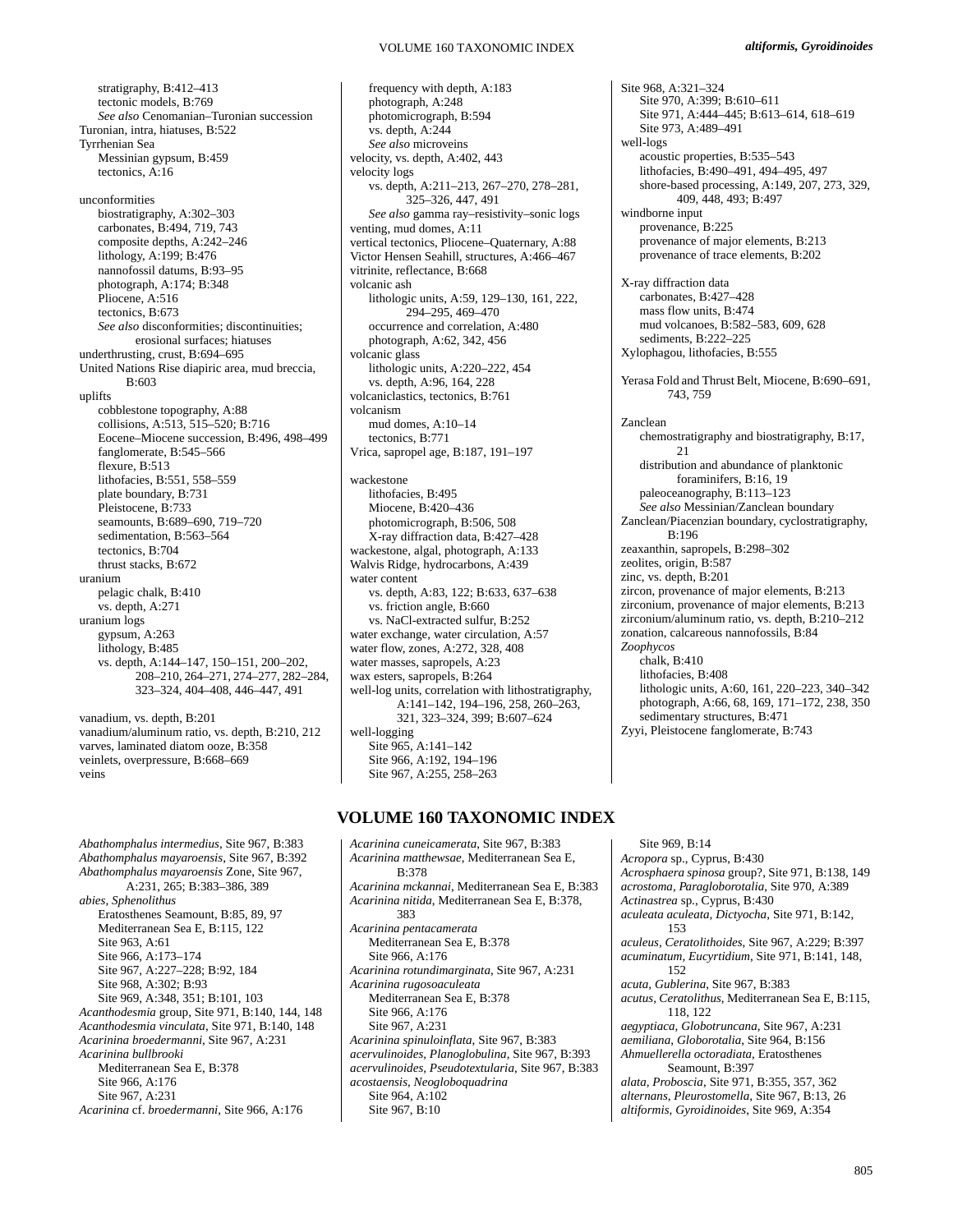stratigraphy, B:412–413
tectonic models, B:769
*See also* Cenomanian–Turonian succession

Turonian, intra, hiatuses, B:522

Tyrrhenian Sea
Messinian gypsum, B:459
tectonics, A:16

unconformities
biostratigraphy, A:302–303
carbonates, B:494, 719, 743
composite depths, A:242–246
lithology, A:199; B:476
nannofossil datums, B:93–95
photograph, A:174; B:348
Pliocene, A:516
tectonics, B:673
*See also* disconformities; discontinuities; erosional surfaces; hiatuses

underthrusting, crust, B:694–695

United Nations Rise diapiric area, mud breccia, B:603

uplifts
cobblestone topography, A:88
collisions, A:513, 515–520; B:716
Eocene–Miocene succession, B:496, 498–499
fanglomerate, B:545–566
flexure, B:513
lithofacies, B:551, 558–559
plate boundary, B:731
Pleistocene, B:733
seamounts, B:689–690, 719–720
sedimentation, B:563–564
tectonics, B:704
thrust stacks, B:672

uranium
pelagic chalk, B:410
vs. depth, A:271

uranium logs
gypsum, A:263
lithology, B:485
vs. depth, A:144–147, 150–151, 200–202, 208–210, 264–271, 274–277, 282–284, 323–324, 404–408, 446–447, 491

vanadium, vs. depth, B:201

vanadium/aluminum ratio, vs. depth, B:210, 212

varves, laminated diatom ooze, B:358

veinlets, overpressure, B:668–669

veins
frequency with depth, A:183
photograph, A:248
photomicrograph, B:594
vs. depth, A:244
*See also* microveins

velocity, vs. depth, A:402, 443

velocity logs
vs. depth, A:211–213, 267–270, 278–281, 325–326, 447, 491
*See also* gamma ray–resistivity–sonic logs

venting, mud domes, A:11

vertical tectonics, Pliocene–Quaternary, A:88

Victor Hensen Seahill, structures, A:466–467

vitrinite, reflectance, B:668

volcanic ash
lithologic units, A:59, 129–130, 161, 222, 294–295, 469–470
occurrence and correlation, A:480
photograph, A:62, 342, 456

volcanic glass
lithologic units, A:220–222, 454
vs. depth, A:96, 164, 228

volcaniclastics, tectonics, B:761

volcanism
mud domes, A:10–14
tectonics, B:771

Vrica, sapropel age, B:187, 191–197

wackestone
lithofacies, B:495
Miocene, B:420–436
photomicrograph, B:506, 508
X-ray diffraction data, B:427–428

wackestone, algal, photograph, A:133

Walvis Ridge, hydrocarbons, A:439

water content
vs. depth, A:83, 122; B:633, 637–638
vs. friction angle, B:660
vs. NaCl-extracted sulfur, B:252

water exchange, water circulation, A:57

water flow, zones, A:272, 328, 408

water masses, sapropels, A:23

wax esters, sapropels, B:264

well-log units, correlation with lithostratigraphy, A:141–142, 194–196, 258, 260–263, 321, 323–324, 399; B:607–624

well-logging
Site 965, A:141–142
Site 966, A:192, 194–196
Site 967, A:255, 258–263
Site 968, A:321–324
Site 970, A:399; B:610–611
Site 971, A:444–445; B:613–614, 618–619
Site 973, A:489–491

well-logs
acoustic properties, B:535–543
lithofacies, B:490–491, 494–495, 497
shore-based processing, A:149, 207, 273, 329, 409, 448, 493; B:497

windborne input
provenance, B:225
provenance of major elements, B:213
provenance of trace elements, B:202

X-ray diffraction data
carbonates, B:427–428
mass flow units, B:474
mud volcanoes, B:582–583, 609, 628
sediments, B:222–225

Xylophagou, lithofacies, B:555

Yerasa Fold and Thrust Belt, Miocene, B:690–691, 743, 759

Zanclean
chemostratigraphy and biostratigraphy, B:17, 21
distribution and abundance of planktonic foraminifers, B:16, 19
paleoceanography, B:113–123
*See also* Messinian/Zanclean boundary

Zanclean/Piacenzian boundary, cyclostratigraphy, B:196

zeaxanthin, sapropels, B:298–302

zeolites, origin, B:587

zinc, vs. depth, B:201

zircon, provenance of major elements, B:213

zirconium, provenance of major elements, B:213

zirconium/aluminum ratio, vs. depth, B:210–212

zonation, calcareous nannofossils, B:84

*Zoophycos*
chalk, B:410
lithofacies, B:408
lithologic units, A:60, 161, 220–223, 340–342
photograph, A:66, 68, 169, 171–172, 238, 350
sedimentary structures, B:471

Zyyi, Pleistocene fanglomerate, B:743

# VOLUME 160 TAXONOMIC INDEX

*Abathomphalus intermedius*, Site 967, B:383

*Abathomphalus mayaroensis*, Site 967, B:392

*Abathomphalus mayaroensis* Zone, Site 967, A:231, 265; B:383–386, 389

*abies, Sphenolithus*
Eratosthenes Seamount, B:85, 89, 97
Mediterranean Sea E, B:115, 122
Site 963, A:61
Site 966, A:173–174
Site 967, A:227–228; B:92, 184
Site 968, A:302; B:93
Site 969, A:348, 351; B:101, 103

*Acanthodesmia* group, Site 971, B:140, 144, 148

*Acanthodesmia vinculata*, Site 971, B:140, 148

*Acarinina broedermanni*, Site 967, A:231

*Acarinina bullbrooki*
Mediterranean Sea E, B:378
Site 966, A:176
Site 967, A:231

*Acarinina* cf. *broedermanni*, Site 966, A:176

*Acarinina cuneicamerata*, Site 967, B:383

*Acarinina matthewsae*, Mediterranean Sea E, B:378

*Acarinina mckannai*, Mediterranean Sea E, B:383

*Acarinina nitida*, Mediterranean Sea E, B:378, 383

*Acarinina pentacamerata*
Mediterranean Sea E, B:378
Site 966, A:176

*Acarinina rotundimarginata*, Site 967, A:231

*Acarinina rugosoaculeata*
Mediterranean Sea E, B:378
Site 966, A:176
Site 967, A:231

*Acarinina spinuloinflata*, Site 967, B:383

*acervulinoides, Planoglobulina*, Site 967, B:393

*acervulinoides, Pseudotextularia*, Site 967, B:383

*acostaensis, Neogloboquadrina*
Site 964, A:102
Site 967, B:10
Site 969, B:14

*Acropora* sp., Cyprus, B:430

*Acrosphaera spinosa* group?, Site 971, B:138, 149

*acrostoma, Paragloborotalia*, Site 970, A:389

*Actinastrea* sp., Cyprus, B:430

*aculeata aculeata, Dictyocha*, Site 971, B:142, 153

*aculeus, Ceratolithoides*, Site 967, A:229; B:397

*acuminatum, Eucyrtidium*, Site 971, B:141, 148, 152

*acuta, Gublerina*, Site 967, B:383

*acutus, Ceratolithus*, Mediterranean Sea E, B:115, 118, 122

*aegyptiaca, Globotruncana*, Site 967, A:231

*aemiliana, Globorotalia*, Site 964, B:156

*Ahmuellerella octoradiata*, Eratosthenes Seamount, B:397

*alata, Proboscia*, Site 971, B:355, 357, 362

*alternans, Pleurostomella*, Site 967, B:13, 26

*altiformis, Gyroidinoides*, Site 969, A:354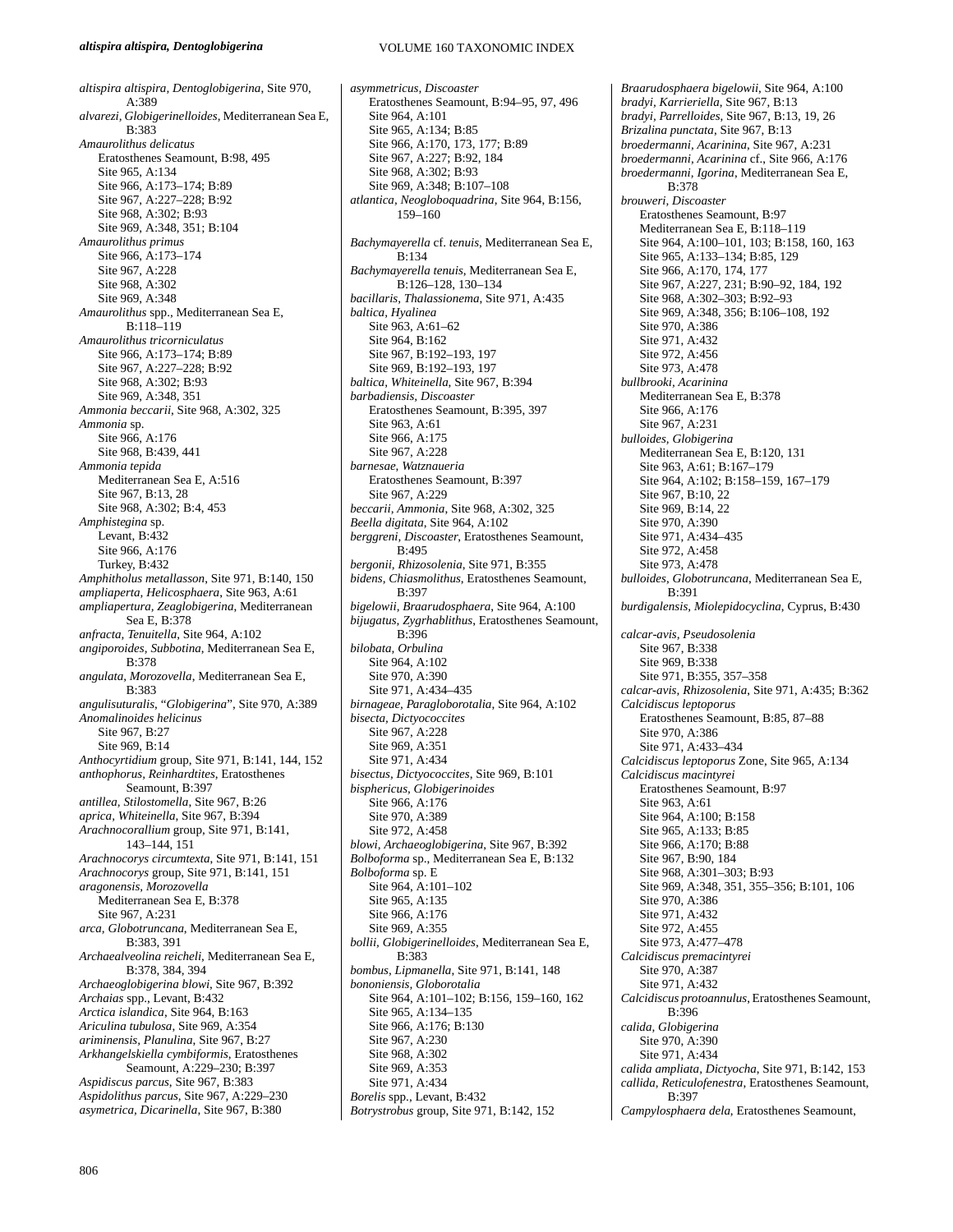*altispira altispira, Dentoglobigerina*, Site 970, A:389
*alvarezi, Globigerinelloides*, Mediterranean Sea E, B:383
*Amaurolithus delicatus*
  Eratosthenes Seamount, B:98, 495
  Site 965, A:134
  Site 966, A:173–174; B:89
  Site 967, A:227–228; B:92
  Site 968, A:302; B:93
  Site 969, A:348, 351; B:104
*Amaurolithus primus*
  Site 966, A:173–174
  Site 967, A:228
  Site 968, A:302
  Site 969, A:348
*Amaurolithus* spp., Mediterranean Sea E, B:118–119
*Amaurolithus tricorniculatus*
  Site 966, A:173–174; B:89
  Site 967, A:227–228; B:92
  Site 968, A:302; B:93
  Site 969, A:348, 351
*Ammonia beccarii*, Site 968, A:302, 325
*Ammonia* sp.
  Site 966, A:176
  Site 968, B:439, 441
*Ammonia tepida*
  Mediterranean Sea E, A:516
  Site 967, B:13, 28
  Site 968, A:302; B:4, 453
*Amphistegina* sp.
  Levant, B:432
  Site 966, A:176
  Turkey, B:432
*Amphitholus metallasson*, Site 971, B:140, 150
*ampliaperta, Helicosphaera*, Site 963, A:61
*ampliapertura, Zeaglobigerina*, Mediterranean Sea E, B:378
*anfracta, Tenuitella*, Site 964, A:102
*angiporoides, Subbotina*, Mediterranean Sea E, B:378
*angulata, Morozovella*, Mediterranean Sea E, B:383
*angulisuturalis*, "*Globigerina*", Site 970, A:389
*Anomalinoides helicinus*
  Site 967, B:27
  Site 969, B:14
*Anthocyrtidium* group, Site 971, B:141, 144, 152
*anthophorus, Reinhardtites*, Eratosthenes Seamount, B:397
*antillea, Stilostomella*, Site 967, B:26
*aprica, Whiteinella*, Site 967, B:394
*Arachnocorallium* group, Site 971, B:141, 143–144, 151
*Arachnocorys circumtexta*, Site 971, B:141, 151
*Arachnocorys* group, Site 971, B:141, 151
*aragonensis, Morozovella*
  Mediterranean Sea E, B:378
  Site 967, A:231
*arca, Globotruncana*, Mediterranean Sea E, B:383, 391
*Archaealveolina reicheli*, Mediterranean Sea E, B:378, 384, 394
*Archaeoglobigerina blowi*, Site 967, B:392
*Archaias* spp., Levant, B:432
*Arctica islandica*, Site 964, B:163
*Ariculina tubulosa*, Site 969, A:354
*ariminensis, Planulina*, Site 967, B:27
*Arkhangelskiella cymbiformis*, Eratosthenes Seamount, A:229–230; B:397
*Aspidiscus parcus*, Site 967, B:383
*Aspidolithus parcus*, Site 967, A:229–230
*asymetrica, Dicarinella*, Site 967, B:380
*asymmetricus, Discoaster*
  Eratosthenes Seamount, B:94–95, 97, 496
  Site 964, A:101
  Site 965, A:134; B:85
  Site 966, A:170, 173, 177; B:89
  Site 967, A:227; B:92, 184
  Site 968, A:302; B:93
  Site 969, A:348; B:107–108
*atlantica, Neogloboquadrina*, Site 964, B:156, 159–160
*Bachymayerella* cf. *tenuis*, Mediterranean Sea E, B:134
*Bachymayerella tenuis*, Mediterranean Sea E, B:126–128, 130–134
*bacillaris, Thalassionema*, Site 971, A:435
*baltica, Hyalinea*
  Site 963, A:61–62
  Site 964, B:162
  Site 967, B:192–193, 197
  Site 969, B:192–193, 197
*baltica, Whiteinella*, Site 967, B:394
*barbadiensis, Discoaster*
  Eratosthenes Seamount, B:395, 397
  Site 963, A:61
  Site 966, A:175
  Site 967, A:228
*barnesae, Watznaueria*
  Eratosthenes Seamount, B:397
  Site 967, A:229
*beccarii, Ammonia*, Site 968, A:302, 325
*Beella digitata*, Site 964, A:102
*berggreni, Discoaster*, Eratosthenes Seamount, B:495
*bergonii, Rhizosolenia*, Site 971, B:355
*bidens, Chiasmolithus*, Eratosthenes Seamount, B:397
*bigelowii, Braarudosphaera*, Site 964, A:100
*bijugatus, Zygrhablithus*, Eratosthenes Seamount, B:396
*bilobata, Orbulina*
  Site 964, A:102
  Site 970, A:390
  Site 971, A:434–435
*birnageae, Paragloborotalia*, Site 964, A:102
*bisecta, Dictyococcites*
  Site 967, A:228
  Site 969, A:351
  Site 971, A:434
*bisectus, Dictyococcites*, Site 969, B:101
*bisphericus, Globigerinoides*
  Site 966, A:176
  Site 970, A:389
  Site 972, A:458
*blowi, Archaeoglobigerina*, Site 967, B:392
*Bolboforma* sp., Mediterranean Sea E, B:132
*Bolboforma* sp. E
  Site 964, A:101–102
  Site 965, A:135
  Site 966, A:176
  Site 969, A:355
*bollii, Globigerinelloides*, Mediterranean Sea E, B:383
*bombus, Lipmanella*, Site 971, B:141, 148
*bononiensis, Globorotalia*
  Site 964, A:101–102; B:156, 159–160, 162
  Site 965, A:134–135
  Site 966, A:176; B:130
  Site 967, A:230
  Site 968, A:302
  Site 969, A:353
  Site 971, A:434
*Borelis* spp., Levant, B:432
*Botrystrobus* group, Site 971, B:142, 152
*Braarudosphaera bigelowii*, Site 964, A:100
*bradyi, Karrieriella*, Site 967, B:13
*bradyi, Parrelloides*, Site 967, B:13, 19, 26
*Brizalina punctata*, Site 967, B:13
*broedermanni, Acarinina*, Site 967, A:231
*broedermanni, Acarinina* cf., Site 966, A:176
*broedermanni, Igorina*, Mediterranean Sea E, B:378
*brouweri, Discoaster*
  Eratosthenes Seamount, B:97
  Mediterranean Sea E, B:118–119
  Site 964, A:100–101, 103; B:158, 160, 163
  Site 965, A:133–134; B:85, 129
  Site 966, A:170, 174, 177
  Site 967, A:227, 231; B:90–92, 184, 192
  Site 968, A:302–303; B:92–93
  Site 969, A:348, 356; B:106–108, 192
  Site 970, A:386
  Site 971, A:432
  Site 972, A:456
  Site 973, A:478
*bullbrooki, Acarinina*
  Mediterranean Sea E, B:378
  Site 966, A:176
  Site 967, A:231
*bulloides, Globigerina*
  Mediterranean Sea E, B:120, 131
  Site 963, A:61; B:167–179
  Site 964, A:102; B:158–159, 167–179
  Site 967, B:10, 22
  Site 969, B:14, 22
  Site 970, A:390
  Site 971, A:434–435
  Site 972, A:458
  Site 973, A:478
*bulloides, Globotruncana*, Mediterranean Sea E, B:391
*burdigalensis, Miolepidocyclina*, Cyprus, B:430
*calcar-avis, Pseudosolenia*
  Site 967, B:338
  Site 969, B:338
  Site 971, B:355, 357–358
*calcar-avis, Rhizosolenia*, Site 971, A:435; B:362
*Calcidiscus leptoporus*
  Eratosthenes Seamount, B:85, 87–88
  Site 970, A:386
  Site 971, A:433–434
*Calcidiscus leptoporus* Zone, Site 965, A:134
*Calcidiscus macintyrei*
  Eratosthenes Seamount, B:97
  Site 963, A:61
  Site 964, A:100; B:158
  Site 965, A:133; B:85
  Site 966, A:170; B:88
  Site 967, B:90, 184
  Site 968, A:301–303; B:93
  Site 969, A:348, 351, 355–356; B:101, 106
  Site 970, A:386
  Site 971, A:432
  Site 972, A:455
  Site 973, A:477–478
*Calcidiscus premacintyrei*
  Site 970, A:387
  Site 971, A:432
*Calcidiscus protoannulus*, Eratosthenes Seamount, B:396
*calida, Globigerina*
  Site 970, A:390
  Site 971, A:434
*calida ampliata, Dictyocha*, Site 971, B:142, 153
*callida, Reticulofenestra*, Eratosthenes Seamount, B:397
*Campylosphaera dela*, Eratosthenes Seamount,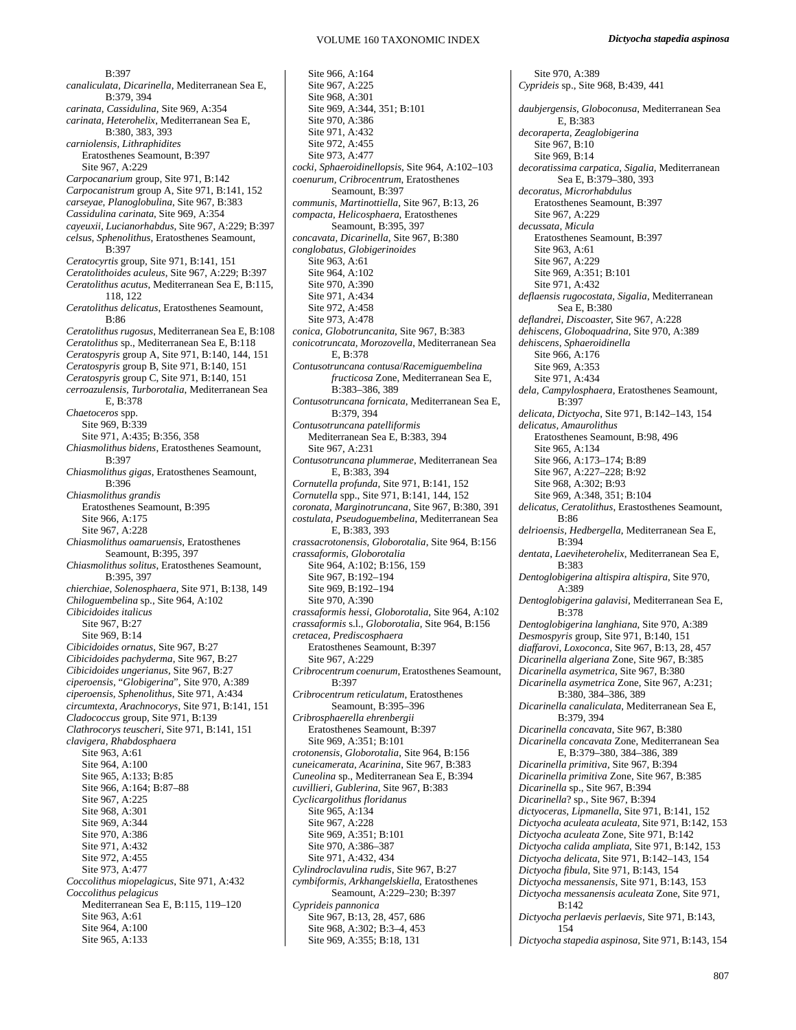B:397

*canaliculata, Dicarinella*, Mediterranean Sea E, B:379, 394
*carinata, Cassidulina*, Site 969, A:354
*carinata, Heterohelix*, Mediterranean Sea E, B:380, 383, 393
*carniolensis, Lithraphidites*
  Eratosthenes Seamount, B:397
  Site 967, A:229
*Carpocanarium* group, Site 971, B:142
*Carpocanistrum* group A, Site 971, B:141, 152
*carseyae, Planoglobulina*, Site 967, B:383
*Cassidulina carinata*, Site 969, A:354
*cayeuxii, Lucianorhabdus*, Site 967, A:229; B:397
*celsus, Sphenolithus*, Eratosthenes Seamount, B:397
*Ceratocyrtis* group, Site 971, B:141, 151
*Ceratolithoides aculeus*, Site 967, A:229; B:397
*Ceratolithus acutus*, Mediterranean Sea E, B:115, 118, 122
*Ceratolithus delicatus*, Eratosthenes Seamount, B:86
*Ceratolithus rugosus*, Mediterranean Sea E, B:108
*Ceratolithus* sp., Mediterranean Sea E, B:118
*Ceratospyris* group A, Site 971, B:140, 144, 151
*Ceratospyris* group B, Site 971, B:140, 151
*Ceratospyris* group C, Site 971, B:140, 151
*cerroazulensis, Turborotalia*, Mediterranean Sea E, B:378
*Chaetoceros* spp.
  Site 969, B:339
  Site 971, A:435; B:356, 358
*Chiasmolithus bidens*, Eratosthenes Seamount, B:397
*Chiasmolithus gigas*, Eratosthenes Seamount, B:396
*Chiasmolithus grandis*
  Eratosthenes Seamount, B:395
  Site 966, A:175
  Site 967, A:228
*Chiasmolithus oamaruensis*, Eratosthenes Seamount, B:395, 397
*Chiasmolithus solitus*, Eratosthenes Seamount, B:395, 397
*chierchiae, Solenosphaera*, Site 971, B:138, 149
*Chiloguembelina* sp., Site 964, A:102
*Cibicidoides italicus*
  Site 967, B:27
  Site 969, B:14
*Cibicidoides ornatus*, Site 967, B:27
*Cibicidoides pachyderma*, Site 967, B:27
*Cibicidoides ungerianus*, Site 967, B:27
*ciperoensis*, "*Globigerina*", Site 970, A:389
*ciperoensis, Sphenolithus*, Site 971, A:434
*circumtexta, Arachnocorys*, Site 971, B:141, 151
*Cladococcus* group, Site 971, B:139
*Clathrocorys teuscheri*, Site 971, B:141, 151
*clavigera, Rhabdosphaera*
  Site 963, A:61
  Site 964, A:100
  Site 965, A:133; B:85
  Site 966, A:164; B:87–88
  Site 967, A:225
  Site 968, A:301
  Site 969, A:344
  Site 970, A:386
  Site 971, A:432
  Site 972, A:455
  Site 973, A:477
*Coccolithus miopelagicus*, Site 971, A:432
*Coccolithus pelagicus*
  Mediterranean Sea E, B:115, 119–120
  Site 963, A:61
  Site 964, A:100
  Site 965, A:133
  Site 966, A:164
  Site 967, A:225
  Site 968, A:301
  Site 969, A:344, 351; B:101
  Site 970, A:386
  Site 971, A:432
  Site 972, A:455
  Site 973, A:477
*cocki, Sphaeroidinellopsis*, Site 964, A:102–103
*coenurum, Cribrocentrum*, Eratosthenes Seamount, B:397
*communis, Martinottiella*, Site 967, B:13, 26
*compacta, Helicosphaera*, Eratosthenes Seamount, B:395, 397
*concavata, Dicarinella*, Site 967, B:380
*conglobatus, Globigerinoides*
  Site 963, A:61
  Site 964, A:102
  Site 970, A:390
  Site 971, A:434
  Site 972, A:458
  Site 973, A:478
*conica, Globotruncanita*, Site 967, B:383
*conicotruncata, Morozovella*, Mediterranean Sea E, B:378
*Contusotruncana contusa*/*Racemiguembelina fructicosa* Zone, Mediterranean Sea E, B:383–386, 389
*Contusotruncana fornicata*, Mediterranean Sea E, B:379, 394
*Contusotruncana patelliformis*
  Mediterranean Sea E, B:383, 394
  Site 967, A:231
*Contusotruncana plummerae*, Mediterranean Sea E, B:383, 394
*Cornutella profunda*, Site 971, B:141, 152
*Cornutella* spp., Site 971, B:141, 144, 152
*coronata, Marginotruncana*, Site 967, B:380, 391
*costulata, Pseudoguembelina*, Mediterranean Sea E, B:383, 393
*crassacrotonensis, Globorotalia*, Site 964, B:156
*crassaformis, Globorotalia*
  Site 964, A:102; B:156, 159
  Site 967, B:192–194
  Site 969, B:192–194
  Site 970, A:390
*crassaformis hessi, Globorotalia*, Site 964, A:102
*crassaformis* s.l., *Globorotalia*, Site 964, B:156
*cretacea, Prediscosphaera*
  Eratosthenes Seamount, B:397
  Site 967, A:229
*Cribrocentrum coenurum*, Eratosthenes Seamount, B:397
*Cribrocentrum reticulatum*, Eratosthenes Seamount, B:395–396
*Cribrosphaerella ehrenbergii*
  Eratosthenes Seamount, B:397
  Site 969, A:351; B:101
*crotonensis, Globorotalia*, Site 964, B:156
*cuneicamerata, Acarinina*, Site 967, B:383
*Cuneolina* sp., Mediterranean Sea E, B:394
*cuvillieri, Gublerina*, Site 967, B:383
*Cyclicargolithus floridanus*
  Site 965, A:134
  Site 967, A:228
  Site 969, A:351; B:101
  Site 970, A:386–387
  Site 971, A:432, 434
*Cylindroclavulina rudis*, Site 967, B:27
*cymbiformis, Arkhangelskiella*, Eratosthenes Seamount, A:229–230; B:397
*Cyprideis pannonica*
  Site 967, B:13, 28, 457, 686
  Site 968, A:302; B:3–4, 453
  Site 969, A:355; B:18, 131
  Site 970, A:389
*Cyprideis* sp., Site 968, B:439, 441

*daubjergensis, Globoconusa*, Mediterranean Sea E, B:383
*decoraperta, Zeaglobigerina*
  Site 967, B:10
  Site 969, B:14
*decoratissima carpatica, Sigalia*, Mediterranean Sea E, B:379–380, 393
*decoratus, Microrhabdulus*
  Eratosthenes Seamount, B:397
  Site 967, A:229
*decussata, Micula*
  Eratosthenes Seamount, B:397
  Site 963, A:61
  Site 967, A:229
  Site 969, A:351; B:101
  Site 971, A:432
*deflaensis rugocostata, Sigalia*, Mediterranean Sea E, B:380
*deflandrei, Discoaster*, Site 967, A:228
*dehiscens, Globoquadrina*, Site 970, A:389
*dehiscens, Sphaeroidinella*
  Site 966, A:176
  Site 969, A:353
  Site 971, A:434
*dela, Campylosphaera*, Eratosthenes Seamount, B:397
*delicata, Dictyocha*, Site 971, B:142–143, 154
*delicatus, Amaurolithus*
  Eratosthenes Seamount, B:98, 496
  Site 965, A:134
  Site 966, A:173–174; B:89
  Site 967, A:227–228; B:92
  Site 968, A:302; B:93
  Site 969, A:348, 351; B:104
*delicatus, Ceratolithus*, Erastosthenes Seamount, B:86
*delrioensis, Hedbergella*, Mediterranean Sea E, B:394
*dentata, Laeviheterohelix*, Mediterranean Sea E, B:383
*Dentoglobigerina altispira altispira*, Site 970, A:389
*Dentoglobigerina galavisi*, Mediterranean Sea E, B:378
*Dentoglobigerina langhiana*, Site 970, A:389
*Desmospyris* group, Site 971, B:140, 151
*diaffarovi, Loxoconca*, Site 967, B:13, 28, 457
*Dicarinella algeriana* Zone, Site 967, B:385
*Dicarinella asymetrica*, Site 967, B:380
*Dicarinella asymetrica* Zone, Site 967, A:231; B:380, 384–386, 389
*Dicarinella canaliculata*, Mediterranean Sea E, B:379, 394
*Dicarinella concavata*, Site 967, B:380
*Dicarinella concavata* Zone, Mediterranean Sea E, B:379–380, 384–386, 389
*Dicarinella primitiva*, Site 967, B:394
*Dicarinella primitiva* Zone, Site 967, B:385
*Dicarinella* sp., Site 967, B:394
*Dicarinella*? sp., Site 967, B:394
*dictyoceras, Lipmanella*, Site 971, B:141, 152
*Dictyocha aculeata aculeata*, Site 971, B:142, 153
*Dictyocha aculeata* Zone, Site 971, B:142
*Dictyocha calida ampliata*, Site 971, B:142, 153
*Dictyocha delicata*, Site 971, B:142–143, 154
*Dictyocha fibula*, Site 971, B:143, 154
*Dictyocha messanensis*, Site 971, B:143, 153
*Dictyocha messanensis aculeata* Zone, Site 971, B:142
*Dictyocha perlaevis perlaevis*, Site 971, B:143, 154
*Dictyocha stapedia aspinosa*, Site 971, B:143, 154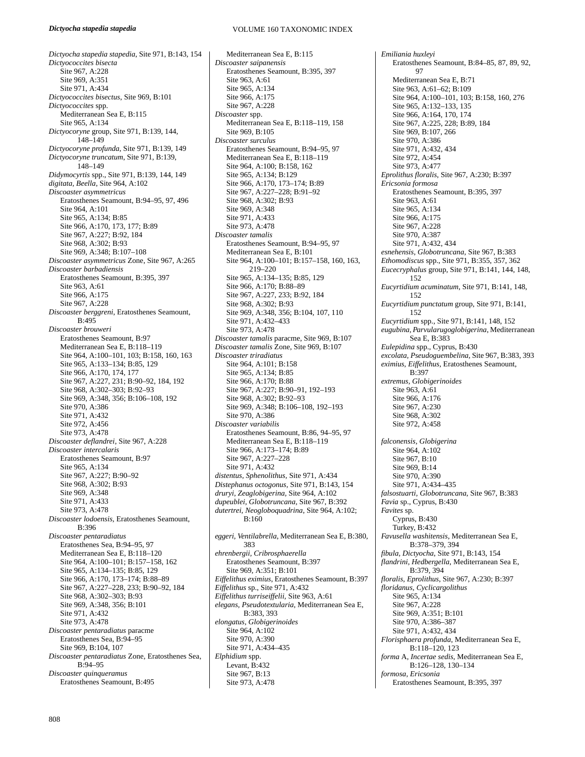*Dictyocha stapedia stapedia*, Site 971, B:143, 154
*Dictyococcites bisecta*
  Site 967, A:228
  Site 969, A:351
  Site 971, A:434
*Dictyococcites bisectus*, Site 969, B:101
*Dictyococcites* spp.
  Mediterranean Sea E, B:115
  Site 965, A:134
*Dictyocoryne* group, Site 971, B:139, 144, 148–149
*Dictyocoryne profunda*, Site 971, B:139, 149
*Dictyocoryne truncatum*, Site 971, B:139, 148–149
*Didymocyrtis* spp., Site 971, B:139, 144, 149
*digitata, Beella*, Site 964, A:102
*Discoaster asymmetricus*
  Eratosthenes Seamount, B:94–95, 97, 496
  Site 964, A:101
  Site 965, A:134; B:85
  Site 966, A:170, 173, 177; B:89
  Site 967, A:227; B:92, 184
  Site 968, A:302; B:93
  Site 969, A:348; B:107–108
*Discoaster asymmetricus* Zone, Site 967, A:265
*Discoaster barbadiensis*
  Eratosthenes Seamount, B:395, 397
  Site 963, A:61
  Site 966, A:175
  Site 967, A:228
*Discoaster berggreni*, Eratosthenes Seamount, B:495
*Discoaster brouweri*
  Eratosthenes Seamount, B:97
  Mediterranean Sea E, B:118–119
  Site 964, A:100–101, 103; B:158, 160, 163
  Site 965, A:133–134; B:85, 129
  Site 966, A:170, 174, 177
  Site 967, A:227, 231; B:90–92, 184, 192
  Site 968, A:302–303; B:92–93
  Site 969, A:348, 356; B:106–108, 192
  Site 970, A:386
  Site 971, A:432
  Site 972, A:456
  Site 973, A:478
*Discoaster deflandrei*, Site 967, A:228
*Discoaster intercalaris*
  Eratosthenes Seamount, B:97
  Site 965, A:134
  Site 967, A:227; B:90–92
  Site 968, A:302; B:93
  Site 969, A:348
  Site 971, A:433
  Site 973, A:478
*Discoaster lodoensis*, Eratosthenes Seamount, B:396
*Discoaster pentaradiatus*
  Eratosthenes Sea, B:94–95, 97
  Mediterranean Sea E, B:118–120
  Site 964, A:100–101; B:157–158, 162
  Site 965, A:134–135; B:85, 129
  Site 966, A:170, 173–174; B:88–89
  Site 967, A:227–228, 233; B:90–92, 184
  Site 968, A:302–303; B:93
  Site 969, A:348, 356; B:101
  Site 971, A:432
  Site 973, A:478
*Discoaster pentaradiatus* paracme
  Eratosthenes Sea, B:94–95
  Site 969, B:104, 107
*Discoaster pentaradiatus* Zone, Eratosthenes Sea, B:94–95
*Discoaster quinqueramus*
  Eratosthenes Seamount, B:495
  Mediterranean Sea E, B:115
*Discoaster saipanensis*
  Eratosthenes Seamount, B:395, 397
  Site 963, A:61
  Site 965, A:134
  Site 966, A:175
  Site 967, A:228
*Discoaster* spp.
  Mediterranean Sea E, B:118–119, 158
  Site 969, B:105
*Discoaster surculus*
  Eratosthenes Seamount, B:94–95, 97
  Mediterranean Sea E, B:118–119
  Site 964, A:100; B:158, 162
  Site 965, A:134; B:129
  Site 966, A:170, 173–174; B:89
  Site 967, A:227–228; B:91–92
  Site 968, A:302; B:93
  Site 969, A:348
  Site 971, A:433
  Site 973, A:478
*Discoaster tamalis*
  Eratosthenes Seamount, B:94–95, 97
  Mediterranean Sea E, B:101
  Site 964, A:100–101; B:157–158, 160, 163, 219–220
  Site 965, A:134–135; B:85, 129
  Site 966, A:170; B:88–89
  Site 967, A:227, 233; B:92, 184
  Site 968, A:302; B:93
  Site 969, A:348, 356; B:104, 107, 110
  Site 971, A:432–433
  Site 973, A:478
*Discoaster tamalis* paracme, Site 969, B:107
*Discoaster tamalis* Zone, Site 969, B:107
*Discoaster triradiatus*
  Site 964, A:101; B:158
  Site 965, A:134; B:85
  Site 966, A:170; B:88
  Site 967, A:227; B:90–91, 192–193
  Site 968, A:302; B:92–93
  Site 969, A:348; B:106–108, 192–193
  Site 970, A:386
*Discoaster variabilis*
  Eratosthenes Seamount, B:86, 94–95, 97
  Mediterranean Sea E, B:118–119
  Site 966, A:173–174; B:89
  Site 967, A:227–228
  Site 971, A:432
*distentus, Sphenolithus*, Site 971, A:434
*Distephanus octogonus*, Site 971, B:143, 154
*druryi, Zeaglobigerina*, Site 964, A:102
*dupeublei, Globotruncana*, Site 967, B:392
*dutertrei, Neogloboquadrina*, Site 964, A:102; B:160

*eggeri, Ventilabrella*, Mediterranean Sea E, B:380, 383
*ehrenbergii, Cribrosphaerella*
  Eratosthenes Seamount, B:397
  Site 969, A:351; B:101
*Eiffelithus eximius*, Eratosthenes Seamount, B:397
*Eiffelithus* sp., Site 971, A:432
*Eiffelithus turriseiffelii*, Site 963, A:61
*elegans, Pseudotextularia*, Mediterranean Sea E, B:383, 393
*elongatus, Globigerinoides*
  Site 964, A:102
  Site 970, A:390
  Site 971, A:434–435
*Elphidium* spp.
  Levant, B:432
  Site 967, B:13
  Site 973, A:478
*Emiliania huxleyi*
  Eratosthenes Seamount, B:84–85, 87, 89, 92, 97
  Mediterranean Sea E, B:71
  Site 963, A:61–62; B:109
  Site 964, A:100–101, 103; B:158, 160, 276
  Site 965, A:132–133, 135
  Site 966, A:164, 170, 174
  Site 967, A:225, 228; B:89, 184
  Site 969, B:107, 266
  Site 970, A:386
  Site 971, A:432, 434
  Site 972, A:454
  Site 973, A:477
*Eprolithus floralis*, Site 967, A:230; B:397
*Ericsonia formosa*
  Eratosthenes Seamount, B:395, 397
  Site 963, A:61
  Site 965, A:134
  Site 966, A:175
  Site 967, A:228
  Site 970, A:387
  Site 971, A:432, 434
*esnehensis, Globotruncana*, Site 967, B:383
*Ethomodiscus* spp., Site 971, B:355, 357, 362
*Eucecryphalus* group, Site 971, B:141, 144, 148, 152
*Eucyrtidium acuminatum*, Site 971, B:141, 148, 152
*Eucyrtidium punctatum* group, Site 971, B:141, 152
*Eucyrtidium* spp., Site 971, B:141, 148, 152
*eugubina, Parvularugoglobigerina*, Mediterranean Sea E, B:383
*Eulepidina* spp., Cyprus, B:430
*excolata, Pseudoguembelina*, Site 967, B:383, 393
*eximius, Eiffelithus*, Eratosthenes Seamount, B:397
*extremus, Globigerinoides*
  Site 963, A:61
  Site 966, A:176
  Site 967, A:230
  Site 968, A:302
  Site 972, A:458

*falconensis, Globigerina*
  Site 964, A:102
  Site 967, B:10
  Site 969, B:14
  Site 970, A:390
  Site 971, A:434–435
*falsostuarti, Globotruncana*, Site 967, B:383
*Favia* sp., Cyprus, B:430
*Favites* sp.
  Cyprus, B:430
  Turkey, B:432
*Favusella washitensis*, Mediterranean Sea E, B:378–379, 394
*fibula, Dictyocha*, Site 971, B:143, 154
*flandrini, Hedbergella*, Mediterranean Sea E, B:379, 394
*floralis, Eprolithus*, Site 967, A:230; B:397
*floridanus, Cyclicargolithus*
  Site 965, A:134
  Site 967, A:228
  Site 969, A:351; B:101
  Site 970, A:386–387
  Site 971, A:432, 434
*Florisphaera profunda*, Mediterranean Sea E, B:118–120, 123
*forma* A, *Incertae sedis*, Mediterranean Sea E, B:126–128, 130–134
*formosa, Ericsonia*
  Eratosthenes Seamount, B:395, 397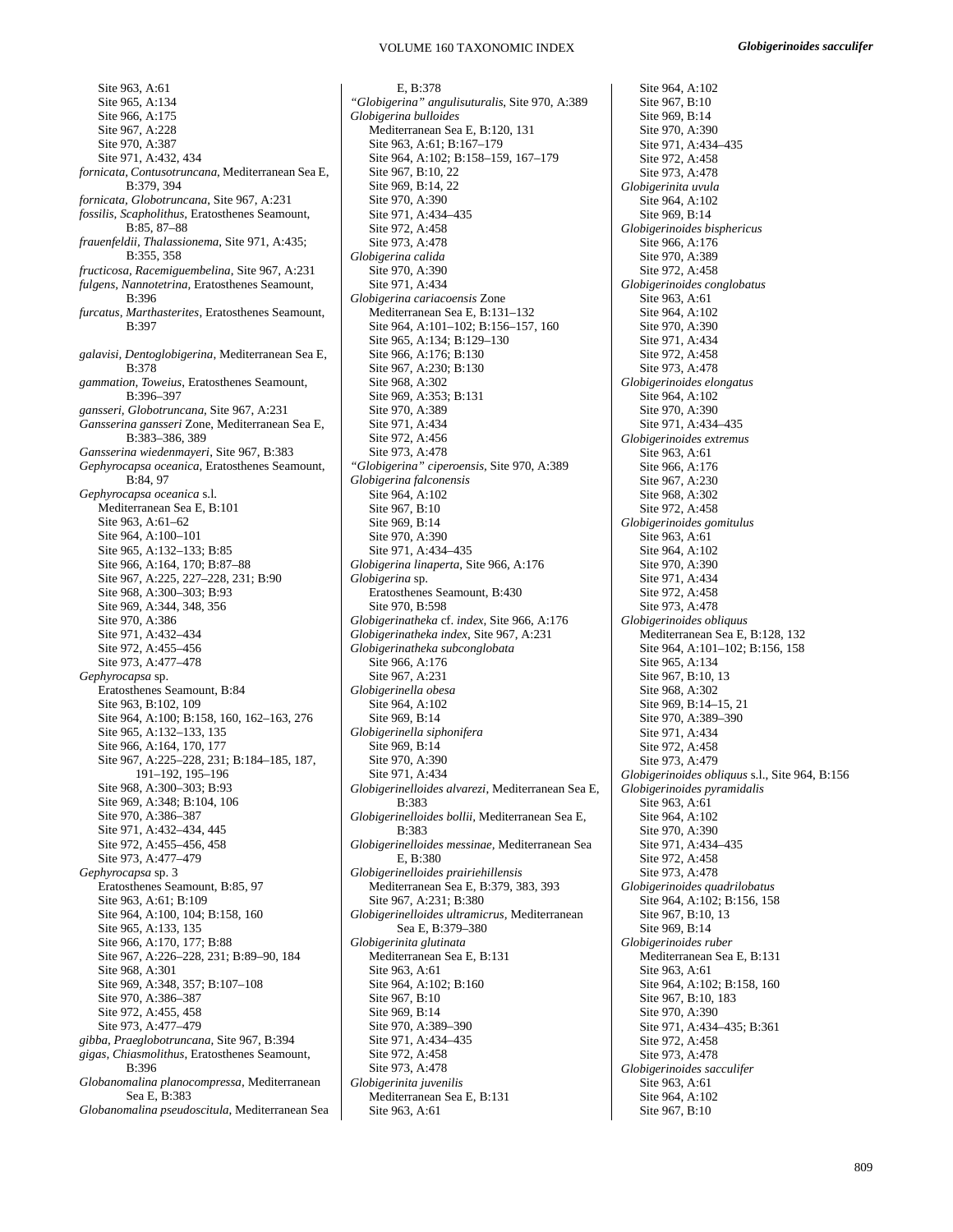Site 963, A:61
Site 965, A:134
Site 966, A:175
Site 967, A:228
Site 970, A:387
Site 971, A:432, 434

*fornicata, Contusotruncana*, Mediterranean Sea E, B:379, 394

*fornicata, Globotruncana*, Site 967, A:231

*fossilis, Scapholithus*, Eratosthenes Seamount, B:85, 87–88

*frauenfeldii, Thalassionema*, Site 971, A:435; B:355, 358

*fructicosa, Racemiguembelina*, Site 967, A:231

*fulgens, Nannotetrina*, Eratosthenes Seamount, B:396

*furcatus, Marthasterites*, Eratosthenes Seamount, B:397

*galavisi, Dentoglobigerina*, Mediterranean Sea E, B:378

*gammation, Toweius*, Eratosthenes Seamount, B:396–397

*gansseri, Globotruncana*, Site 967, A:231

*Gansserina gansseri* Zone, Mediterranean Sea E, B:383–386, 389

*Gansserina wiedenmayeri*, Site 967, B:383

*Gephyrocapsa oceanica*, Eratosthenes Seamount, B:84, 97

*Gephyrocapsa oceanica* s.l.
Mediterranean Sea E, B:101
Site 963, A:61–62
Site 964, A:100–101
Site 965, A:132–133; B:85
Site 966, A:164, 170; B:87–88
Site 967, A:225, 227–228, 231; B:90
Site 968, A:300–303; B:93
Site 969, A:344, 348, 356
Site 970, A:386
Site 971, A:432–434
Site 972, A:455–456
Site 973, A:477–478

*Gephyrocapsa* sp.
Eratosthenes Seamount, B:84
Site 963, B:102, 109
Site 964, A:100; B:158, 160, 162–163, 276
Site 965, A:132–133, 135
Site 966, A:164, 170, 177
Site 967, A:225–228, 231; B:184–185, 187, 191–192, 195–196
Site 968, A:300–303; B:93
Site 969, A:348; B:104, 106
Site 970, A:386–387
Site 971, A:432–434, 445
Site 972, A:455–456, 458
Site 973, A:477–479

*Gephyrocapsa* sp. 3
Eratosthenes Seamount, B:85, 97
Site 963, A:61; B:109
Site 964, A:100, 104; B:158, 160
Site 965, A:133, 135
Site 966, A:170, 177; B:88
Site 967, A:226–228, 231; B:89–90, 184
Site 968, A:301
Site 969, A:348, 357; B:107–108
Site 970, A:386–387
Site 972, A:455, 458
Site 973, A:477–479

*gibba, Praeglobotruncana*, Site 967, B:394

*gigas, Chiasmolithus*, Eratosthenes Seamount, B:396

*Globanomalina planocompressa*, Mediterranean Sea E, B:383

*Globanomalina pseudoscitula*, Mediterranean Sea E, B:378

*"Globigerina" angulisuturalis*, Site 970, A:389

*Globigerina bulloides*
Mediterranean Sea E, B:120, 131
Site 963, A:61; B:167–179
Site 964, A:102; B:158–159, 167–179
Site 967, B:10, 22
Site 969, B:14, 22
Site 970, A:390
Site 971, A:434–435
Site 972, A:458
Site 973, A:478

*Globigerina calida*
Site 970, A:390
Site 971, A:434

*Globigerina cariacoensis* Zone
Mediterranean Sea E, B:131–132
Site 964, A:101–102; B:156–157, 160
Site 965, A:134; B:129–130
Site 966, A:176; B:130
Site 967, A:230; B:130
Site 968, A:302
Site 969, A:353; B:131
Site 970, A:389
Site 971, A:434
Site 972, A:456
Site 973, A:478

*"Globigerina" ciperoensis*, Site 970, A:389

*Globigerina falconensis*
Site 964, A:102
Site 967, B:10
Site 969, B:14
Site 970, A:390
Site 971, A:434–435

*Globigerina linaperta*, Site 966, A:176

*Globigerina* sp.
Eratosthenes Seamount, B:430
Site 970, B:598

*Globigerinatheka* cf. *index*, Site 966, A:176

*Globigerinatheka index*, Site 967, A:231

*Globigerinatheka subconglobata*
Site 966, A:176
Site 967, A:231

*Globigerinella obesa*
Site 964, A:102
Site 969, B:14

*Globigerinella siphonifera*
Site 969, B:14
Site 970, A:390
Site 971, A:434

*Globigerinelloides alvarezi*, Mediterranean Sea E, B:383

*Globigerinelloides bollii*, Mediterranean Sea E, B:383

*Globigerinelloides messinae*, Mediterranean Sea E, B:380

*Globigerinelloides prairiehillensis*
Mediterranean Sea E, B:379, 383, 393
Site 967, A:231; B:380

*Globigerinelloides ultramicrus*, Mediterranean Sea E, B:379–380

*Globigerinita glutinata*
Mediterranean Sea E, B:131
Site 963, A:61
Site 964, A:102; B:160
Site 967, B:10
Site 969, B:14
Site 970, A:389–390
Site 971, A:434–435
Site 972, A:458
Site 973, A:478

*Globigerinita juvenilis*
Mediterranean Sea E, B:131
Site 963, A:61
Site 964, A:102
Site 967, B:10
Site 969, B:14
Site 970, A:390
Site 971, A:434–435
Site 972, A:458
Site 973, A:478

*Globigerinita uvula*
Site 964, A:102
Site 969, B:14

*Globigerinoides bisphericus*
Site 966, A:176
Site 970, A:389
Site 972, A:458

*Globigerinoides conglobatus*
Site 963, A:61
Site 964, A:102
Site 970, A:390
Site 971, A:434
Site 972, A:458
Site 973, A:478

*Globigerinoides elongatus*
Site 964, A:102
Site 970, A:390
Site 971, A:434–435

*Globigerinoides extremus*
Site 963, A:61
Site 966, A:176
Site 967, A:230
Site 968, A:302
Site 972, A:458

*Globigerinoides gomitulus*
Site 963, A:61
Site 964, A:102
Site 970, A:390
Site 971, A:434
Site 972, A:458
Site 973, A:478

*Globigerinoides obliquus*
Mediterranean Sea E, B:128, 132
Site 964, A:101–102; B:156, 158
Site 965, A:134
Site 967, B:10, 13
Site 968, A:302
Site 969, B:14–15, 21
Site 970, A:389–390
Site 971, A:434
Site 972, A:458
Site 973, A:479

*Globigerinoides obliquus* s.l., Site 964, B:156

*Globigerinoides pyramidalis*
Site 963, A:61
Site 964, A:102
Site 970, A:390
Site 971, A:434–435
Site 972, A:458
Site 973, A:478

*Globigerinoides quadrilobatus*
Site 964, A:102; B:156, 158
Site 967, B:10, 13
Site 969, B:14

*Globigerinoides ruber*
Mediterranean Sea E, B:131
Site 963, A:61
Site 964, A:102; B:158, 160
Site 967, B:10, 183
Site 970, A:390
Site 971, A:434–435; B:361
Site 972, A:458
Site 973, A:478

*Globigerinoides sacculifer*
Site 963, A:61
Site 964, A:102
Site 967, B:10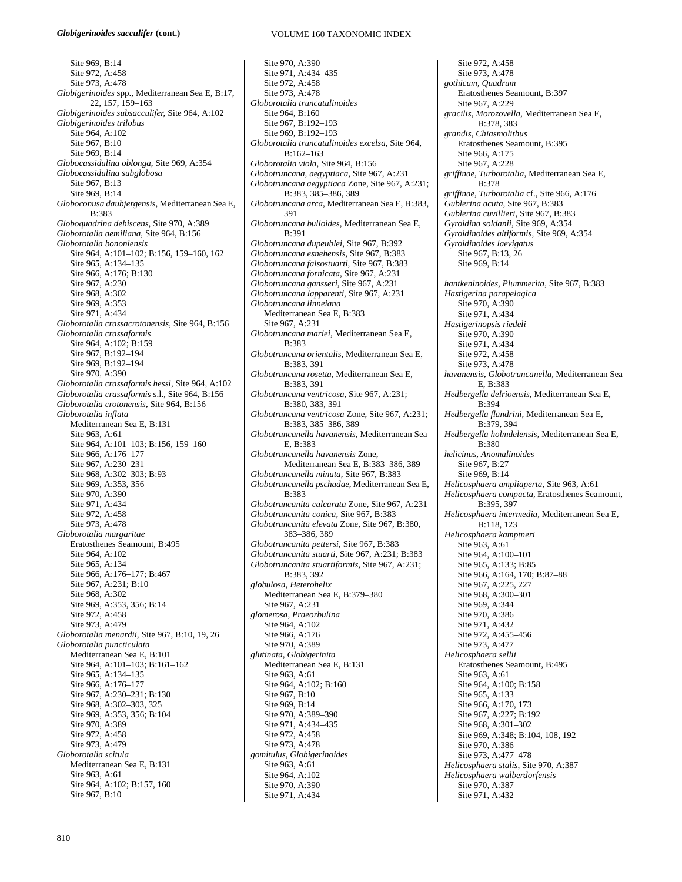***Globigerinoides sacculifer* (cont.)**

Site 969, B:14
Site 972, A:458
Site 973, A:478

*Globigerinoides* spp., Mediterranean Sea E, B:17, 22, 157, 159–163

*Globigerinoides subsacculifer*, Site 964, A:102

*Globigerinoides trilobus*
Site 964, A:102
Site 967, B:10
Site 969, B:14

*Globocassidulina oblonga*, Site 969, A:354

*Globocassidulina subglobosa*
Site 967, B:13
Site 969, B:14

*Globoconusa daubjergensis*, Mediterranean Sea E, B:383

*Globoquadrina dehiscens*, Site 970, A:389

*Globorotalia aemiliana*, Site 964, B:156

*Globorotalia bononiensis*
Site 964, A:101–102; B:156, 159–160, 162
Site 965, A:134–135
Site 966, A:176; B:130
Site 967, A:230
Site 968, A:302
Site 969, A:353
Site 971, A:434

*Globorotalia crassacrotonensis*, Site 964, B:156

*Globorotalia crassaformis*
Site 964, A:102; B:159
Site 967, B:192–194
Site 969, B:192–194
Site 970, A:390

*Globorotalia crassaformis hessi*, Site 964, A:102

*Globorotalia crassaformis* s.l., Site 964, B:156

*Globorotalia crotonensis*, Site 964, B:156

*Globorotalia inflata*
Mediterranean Sea E, B:131
Site 963, A:61
Site 964, A:101–103; B:156, 159–160
Site 966, A:176–177
Site 967, A:230–231
Site 968, A:302–303; B:93
Site 969, A:353, 356
Site 970, A:390
Site 971, A:434
Site 972, A:458
Site 973, A:478

*Globorotalia margaritae*
Eratosthenes Seamount, B:495
Site 964, A:102
Site 965, A:134
Site 966, A:176–177; B:467
Site 967, A:231; B:10
Site 968, A:302
Site 969, A:353, 356; B:14
Site 972, A:458
Site 973, A:479

*Globorotalia menardii*, Site 967, B:10, 19, 26

*Globorotalia puncticulata*
Mediterranean Sea E, B:101
Site 964, A:101–103; B:161–162
Site 965, A:134–135
Site 966, A:176–177
Site 967, A:230–231; B:130
Site 968, A:302–303, 325
Site 969, A:353, 356; B:104
Site 970, A:389
Site 972, A:458
Site 973, A:479

*Globorotalia scitula*
Mediterranean Sea E, B:131
Site 963, A:61
Site 964, A:102; B:157, 160
Site 967, B:10
Site 970, A:390
Site 971, A:434–435
Site 972, A:458
Site 973, A:478

*Globorotalia truncatulinoides*
Site 964, B:160
Site 967, B:192–193
Site 969, B:192–193

*Globorotalia truncatulinoides excelsa*, Site 964, B:162–163

*Globorotalia viola*, Site 964, B:156

*Globotruncana, aegyptiaca*, Site 967, A:231

*Globotruncana aegyptiaca* Zone, Site 967, A:231; B:383, 385–386, 389

*Globotruncana arca*, Mediterranean Sea E, B:383, 391

*Globotruncana bulloides*, Mediterranean Sea E, B:391

*Globotruncana dupeublei*, Site 967, B:392

*Globotruncana esnehensis*, Site 967, B:383

*Globotruncana falsostuarti*, Site 967, B:383

*Globotruncana fornicata*, Site 967, A:231

*Globotruncana gansseri*, Site 967, A:231

*Globotruncana lapparenti*, Site 967, A:231

*Globotruncana linneiana*
Mediterranean Sea E, B:383
Site 967, A:231

*Globotruncana mariei*, Mediterranean Sea E, B:383

*Globotruncana orientalis*, Mediterranean Sea E, B:383, 391

*Globotruncana rosetta*, Mediterranean Sea E, B:383, 391

*Globotruncana ventricosa*, Site 967, A:231; B:380, 383, 391

*Globotruncana ventricosa* Zone, Site 967, A:231; B:383, 385–386, 389

*Globotruncanella havanensis*, Mediterranean Sea E, B:383

*Globotruncanella havanensis* Zone, Mediterranean Sea E, B:383–386, 389

*Globotruncanella minuta*, Site 967, B:383

*Globotruncanella pschadae*, Mediterranean Sea E, B:383

*Globotruncanita calcarata* Zone, Site 967, A:231

*Globotruncanita conica*, Site 967, B:383

*Globotruncanita elevata* Zone, Site 967, B:380, 383–386, 389

*Globotruncanita pettersi*, Site 967, B:383

*Globotruncanita stuarti*, Site 967, A:231; B:383

*Globotruncanita stuartiformis*, Site 967, A:231; B:383, 392

*globulosa, Heterohelix*
Mediterranean Sea E, B:379–380
Site 967, A:231

*glomerosa, Praeorbulina*
Site 964, A:102
Site 966, A:176
Site 970, A:389

*glutinata, Globigerinita*
Mediterranean Sea E, B:131
Site 963, A:61
Site 964, A:102; B:160
Site 967, B:10
Site 969, B:14
Site 970, A:389–390
Site 971, A:434–435
Site 972, A:458
Site 973, A:478

*gomitulus, Globigerinoides*
Site 963, A:61
Site 964, A:102
Site 970, A:390
Site 971, A:434
Site 972, A:458
Site 973, A:478

*gothicum, Quadrum*
Eratosthenes Seamount, B:397
Site 967, A:229

*gracilis, Morozovella*, Mediterranean Sea E, B:378, 383

*grandis, Chiasmolithus*
Eratosthenes Seamount, B:395
Site 966, A:175
Site 967, A:228

*griffinae, Turborotalia*, Mediterranean Sea E, B:378

*griffinae, Turborotalia* cf., Site 966, A:176

*Gublerina acuta*, Site 967, B:383

*Gublerina cuvillieri*, Site 967, B:383

*Gyroidina soldanii*, Site 969, A:354

*Gyroidinoides altiformis*, Site 969, A:354

*Gyroidinoides laevigatus*
Site 967, B:13, 26
Site 969, B:14

*hantkeninoides, Plummerita*, Site 967, B:383

*Hastigerina parapelagica*
Site 970, A:390
Site 971, A:434

*Hastigerinopsis riedeli*
Site 970, A:390
Site 971, A:434
Site 972, A:458
Site 973, A:478

*havanensis, Globotruncanella*, Mediterranean Sea E, B:383

*Hedbergella delrioensis*, Mediterranean Sea E, B:394

*Hedbergella flandrini*, Mediterranean Sea E, B:379, 394

*Hedbergella holmdelensis*, Mediterranean Sea E, B:380

*helicinus, Anomalinoides*
Site 967, B:27
Site 969, B:14

*Helicosphaera ampliaperta*, Site 963, A:61

*Helicosphaera compacta*, Eratosthenes Seamount, B:395, 397

*Helicosphaera intermedia*, Mediterranean Sea E, B:118, 123

*Helicosphaera kamptneri*
Site 963, A:61
Site 964, A:100–101
Site 965, A:133; B:85
Site 966, A:164, 170; B:87–88
Site 967, A:225, 227
Site 968, A:300–301
Site 969, A:344
Site 970, A:386
Site 971, A:432
Site 972, A:455–456
Site 973, A:477

*Helicosphaera sellii*
Eratosthenes Seamount, B:495
Site 963, A:61
Site 964, A:100; B:158
Site 965, A:133
Site 966, A:170, 173
Site 967, A:227; B:192
Site 968, A:301–302
Site 969, A:348; B:104, 108, 192
Site 970, A:386
Site 973, A:477–478

*Helicosphaera stalis*, Site 970, A:387

*Helicosphaera walberdorfensis*
Site 970, A:387
Site 971, A:432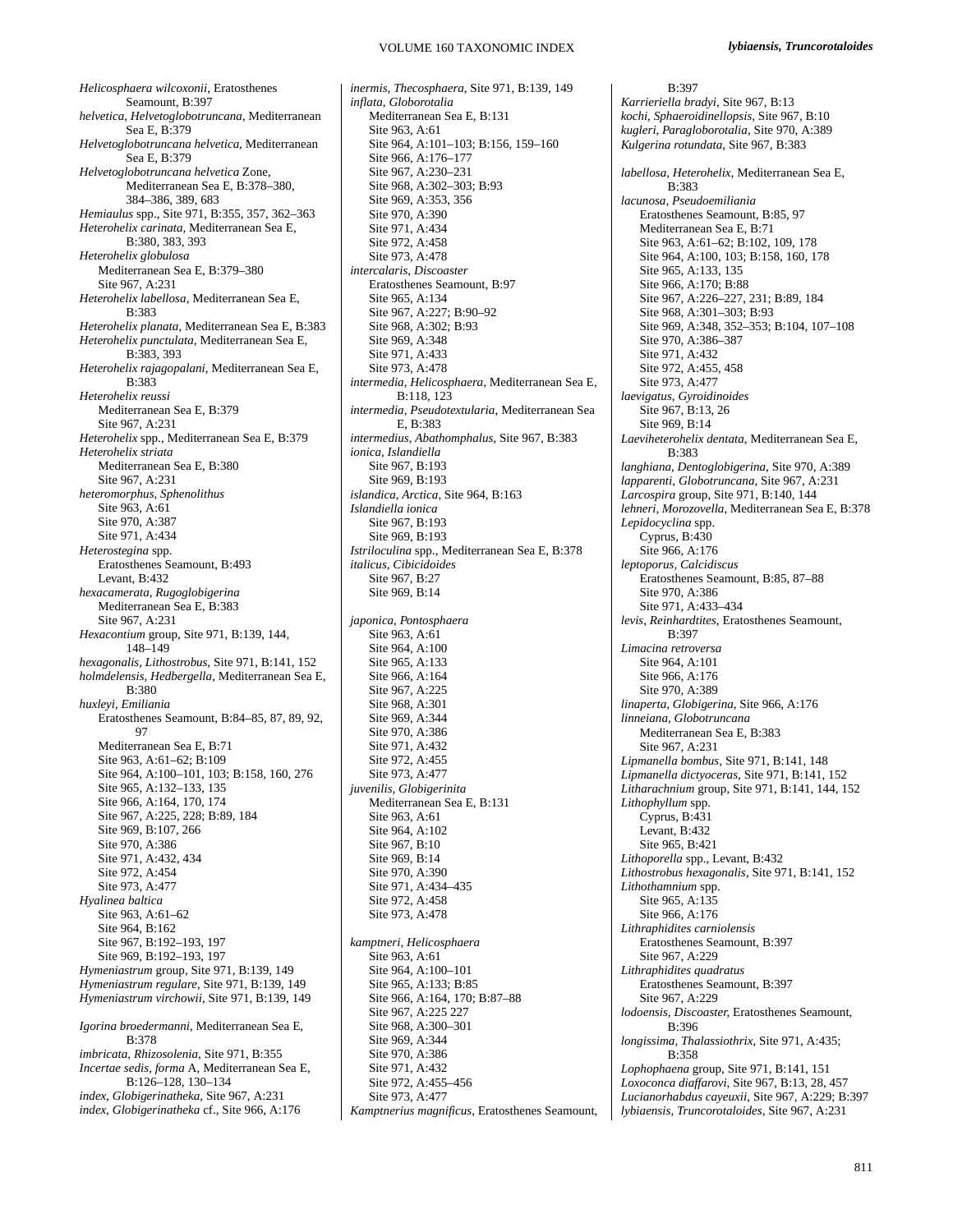*Helicosphaera wilcoxonii*, Eratosthenes Seamount, B:397
*helvetica, Helvetoglobotruncana*, Mediterranean Sea E, B:379
*Helvetoglobotruncana helvetica*, Mediterranean Sea E, B:379
*Helvetoglobotruncana helvetica* Zone, Mediterranean Sea E, B:378–380, 384–386, 389, 683
*Hemiaulus* spp., Site 971, B:355, 357, 362–363
*Heterohelix carinata*, Mediterranean Sea E, B:380, 383, 393
*Heterohelix globulosa*
  Mediterranean Sea E, B:379–380
  Site 967, A:231
*Heterohelix labellosa*, Mediterranean Sea E, B:383
*Heterohelix planata*, Mediterranean Sea E, B:383
*Heterohelix punctulata*, Mediterranean Sea E, B:383, 393
*Heterohelix rajagopalani*, Mediterranean Sea E, B:383
*Heterohelix reussi*
  Mediterranean Sea E, B:379
  Site 967, A:231
*Heterohelix* spp., Mediterranean Sea E, B:379
*Heterohelix striata*
  Mediterranean Sea E, B:380
  Site 967, A:231
*heteromorphus, Sphenolithus*
  Site 963, A:61
  Site 970, A:387
  Site 971, A:434
*Heterostegina* spp.
  Eratosthenes Seamount, B:493
  Levant, B:432
*hexacamerata, Rugoglobigerina*
  Mediterranean Sea E, B:383
  Site 967, A:231
*Hexacontium* group, Site 971, B:139, 144, 148–149
*hexagonalis, Lithostrobus*, Site 971, B:141, 152
*holmdelensis, Hedbergella*, Mediterranean Sea E, B:380
*huxleyi, Emiliania*
  Eratosthenes Seamount, B:84–85, 87, 89, 92, 97
  Mediterranean Sea E, B:71
  Site 963, A:61–62; B:109
  Site 964, A:100–101, 103; B:158, 160, 276
  Site 965, A:132–133, 135
  Site 966, A:164, 170, 174
  Site 967, A:225, 228; B:89, 184
  Site 969, B:107, 266
  Site 970, A:386
  Site 971, A:432, 434
  Site 972, A:454
  Site 973, A:477
*Hyalinea baltica*
  Site 963, A:61–62
  Site 964, B:162
  Site 967, B:192–193, 197
  Site 969, B:192–193, 197
*Hymeniastrum* group, Site 971, B:139, 149
*Hymeniastrum regulare*, Site 971, B:139, 149
*Hymeniastrum virchowii*, Site 971, B:139, 149

*Igorina broedermanni*, Mediterranean Sea E, B:378
*imbricata, Rhizosolenia*, Site 971, B:355
*Incertae sedis, forma* A, Mediterranean Sea E, B:126–128, 130–134
*index, Globigerinatheka*, Site 967, A:231
*index, Globigerinatheka* cf., Site 966, A:176
*inermis, Thecosphaera*, Site 971, B:139, 149
*inflata, Globorotalia*
  Mediterranean Sea E, B:131
  Site 963, A:61
  Site 964, A:101–103; B:156, 159–160
  Site 966, A:176–177
  Site 967, A:230–231
  Site 968, A:302–303; B:93
  Site 969, A:353, 356
  Site 970, A:390
  Site 971, A:434
  Site 972, A:458
  Site 973, A:478
*intercalaris, Discoaster*
  Eratosthenes Seamount, B:97
  Site 965, A:134
  Site 967, A:227; B:90–92
  Site 968, A:302; B:93
  Site 969, A:348
  Site 971, A:433
  Site 973, A:478
*intermedia, Helicosphaera*, Mediterranean Sea E, B:118, 123
*intermedia, Pseudotextularia*, Mediterranean Sea E, B:383
*intermedius, Abathomphalus*, Site 967, B:383
*ionica, Islandiella*
  Site 967, B:193
  Site 969, B:193
*islandica, Arctica*, Site 964, B:163
*Islandiella ionica*
  Site 967, B:193
  Site 969, B:193
*Istriloculina* spp., Mediterranean Sea E, B:378
*italicus, Cibicidoides*
  Site 967, B:27
  Site 969, B:14

*japonica, Pontosphaera*
  Site 963, A:61
  Site 964, A:100
  Site 965, A:133
  Site 966, A:164
  Site 967, A:225
  Site 968, A:301
  Site 969, A:344
  Site 970, A:386
  Site 971, A:432
  Site 972, A:455
  Site 973, A:477
*juvenilis, Globigerinita*
  Mediterranean Sea E, B:131
  Site 963, A:61
  Site 964, A:102
  Site 967, B:10
  Site 969, B:14
  Site 970, A:390
  Site 971, A:434–435
  Site 972, A:458
  Site 973, A:478

*kamptneri, Helicosphaera*
  Site 963, A:61
  Site 964, A:100–101
  Site 965, A:133; B:85
  Site 966, A:164, 170; B:87–88
  Site 967, A:225 227
  Site 968, A:300–301
  Site 969, A:344
  Site 970, A:386
  Site 971, A:432
  Site 972, A:455–456
  Site 973, A:477
*Kamptnerius magnificus*, Eratosthenes Seamount, B:397
*Karrieriella bradyi*, Site 967, B:13
*kochi, Sphaeroidinellopsis*, Site 967, B:10
*kugleri, Paragloborotalia*, Site 970, A:389
*Kulgerina rotundata*, Site 967, B:383

*labellosa, Heterohelix*, Mediterranean Sea E, B:383
*lacunosa, Pseudoemiliania*
  Eratosthenes Seamount, B:85, 97
  Mediterranean Sea E, B:71
  Site 963, A:61–62; B:102, 109, 178
  Site 964, A:100, 103; B:158, 160, 178
  Site 965, A:133, 135
  Site 966, A:170; B:88
  Site 967, A:226–227, 231; B:89, 184
  Site 968, A:301–303; B:93
  Site 969, A:348, 352–353; B:104, 107–108
  Site 970, A:386–387
  Site 971, A:432
  Site 972, A:455, 458
  Site 973, A:477
*laevigatus, Gyroidinoides*
  Site 967, B:13, 26
  Site 969, B:14
*Laeviheterohelix dentata*, Mediterranean Sea E, B:383
*langhiana, Dentoglobigerina*, Site 970, A:389
*lapparenti, Globotruncana*, Site 967, A:231
*Larcospira* group, Site 971, B:140, 144
*lehneri, Morozovella*, Mediterranean Sea E, B:378
*Lepidocyclina* spp.
  Cyprus, B:430
  Site 966, A:176
*leptoporus, Calcidiscus*
  Eratosthenes Seamount, B:85, 87–88
  Site 970, A:386
  Site 971, A:433–434
*levis, Reinhardtites*, Eratosthenes Seamount, B:397
*Limacina retroversa*
  Site 964, A:101
  Site 966, A:176
  Site 970, A:389
*linaperta, Globigerina*, Site 966, A:176
*linneiana, Globotruncana*
  Mediterranean Sea E, B:383
  Site 967, A:231
*Lipmanella bombus*, Site 971, B:141, 148
*Lipmanella dictyoceras*, Site 971, B:141, 152
*Litharachnium* group, Site 971, B:141, 144, 152
*Lithophyllum* spp.
  Cyprus, B:431
  Levant, B:432
  Site 965, B:421
*Lithoporella* spp., Levant, B:432
*Lithostrobus hexagonalis*, Site 971, B:141, 152
*Lithothamnium* spp.
  Site 965, A:135
  Site 966, A:176
*Lithraphidites carniolensis*
  Eratosthenes Seamount, B:397
  Site 967, A:229
*Lithraphidites quadratus*
  Eratosthenes Seamount, B:397
  Site 967, A:229
*lodoensis, Discoaster*, Eratosthenes Seamount, B:396
*longissima, Thalassiothrix*, Site 971, A:435; B:358
*Lophophaena* group, Site 971, B:141, 151
*Loxoconca diaffarovi*, Site 967, B:13, 28, 457
*Lucianorhabdus cayeuxii*, Site 967, A:229; B:397
*lybiaensis, Truncorotaloides*, Site 967, A:231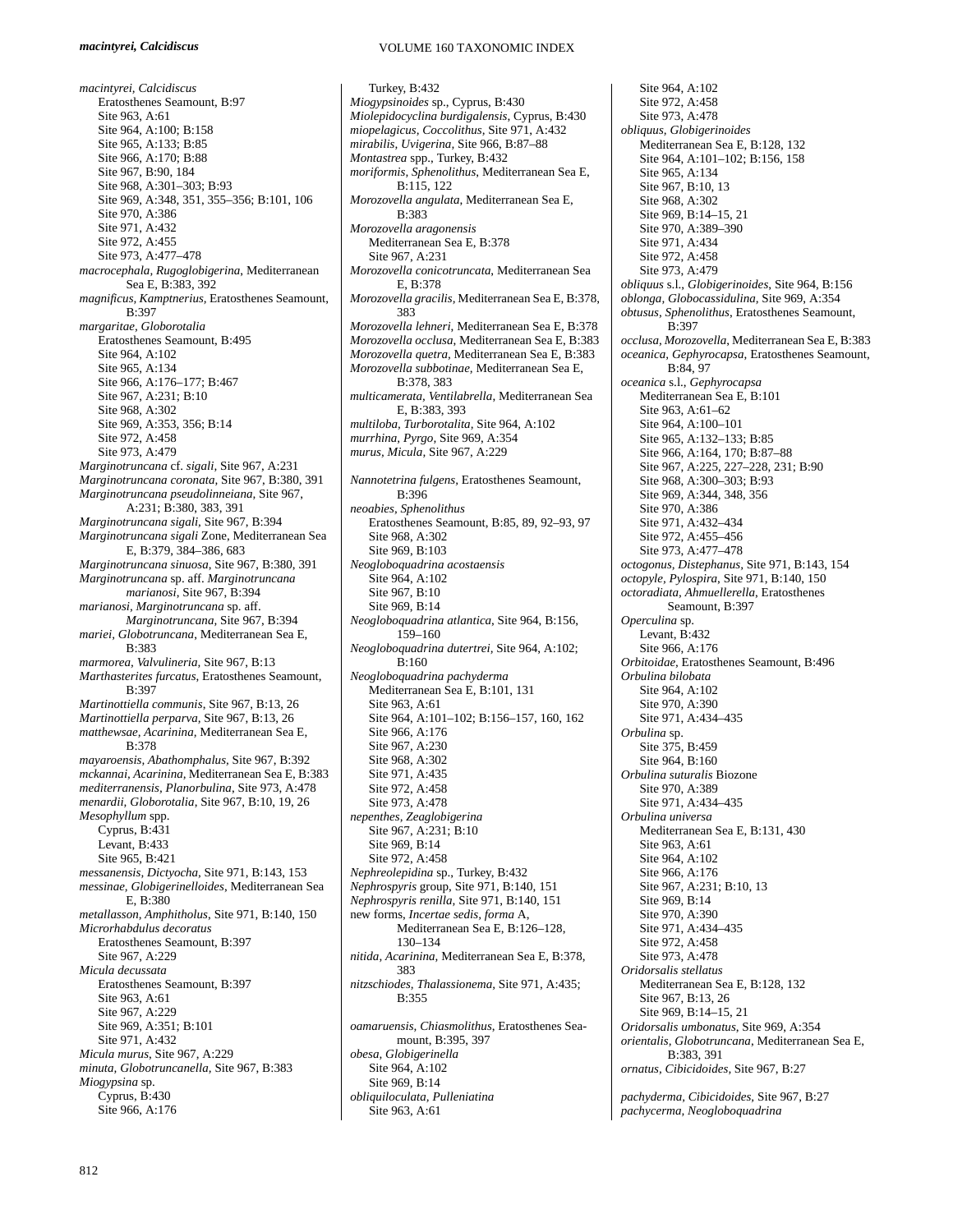*macintyrei, Calcidiscus*
Eratosthenes Seamount, B:97
Site 963, A:61
Site 964, A:100; B:158
Site 965, A:133; B:85
Site 966, A:170; B:88
Site 967, B:90, 184
Site 968, A:301–303; B:93
Site 969, A:348, 351, 355–356; B:101, 106
Site 970, A:386
Site 971, A:432
Site 972, A:455
Site 973, A:477–478
*macrocephala, Rugoglobigerina*, Mediterranean Sea E, B:383, 392
*magnificus, Kamptnerius*, Eratosthenes Seamount, B:397
*margaritae, Globorotalia*
Eratosthenes Seamount, B:495
Site 964, A:102
Site 965, A:134
Site 966, A:176–177; B:467
Site 967, A:231; B:10
Site 968, A:302
Site 969, A:353, 356; B:14
Site 972, A:458
Site 973, A:479
*Marginotruncana* cf. *sigali*, Site 967, A:231
*Marginotruncana coronata*, Site 967, B:380, 391
*Marginotruncana pseudolinneiana*, Site 967, A:231; B:380, 383, 391
*Marginotruncana sigali*, Site 967, B:394
*Marginotruncana sigali* Zone, Mediterranean Sea E, B:379, 384–386, 683
*Marginotruncana sinuosa*, Site 967, B:380, 391
*Marginotruncana* sp. aff. *Marginotruncana marianosi*, Site 967, B:394
*marianosi, Marginotruncana* sp. aff. *Marginotruncana*, Site 967, B:394
*mariei, Globotruncana*, Mediterranean Sea E, B:383
*marmorea, Valvulineria*, Site 967, B:13
*Marthasterites furcatus*, Eratosthenes Seamount, B:397
*Martinottiella communis*, Site 967, B:13, 26
*Martinottiella perparva*, Site 967, B:13, 26
*matthewsae, Acarinina*, Mediterranean Sea E, B:378
*mayaroensis, Abathomphalus*, Site 967, B:392
*mckannai, Acarinina*, Mediterranean Sea E, B:383
*mediterranensis, Planorbulina*, Site 973, A:478
*menardii, Globorotalia*, Site 967, B:10, 19, 26
*Mesophyllum* spp.
Cyprus, B:431
Levant, B:433
Site 965, B:421
*messanensis, Dictyocha*, Site 971, B:143, 153
*messinae, Globigerinelloides*, Mediterranean Sea E, B:380
*metallasson, Amphitholus*, Site 971, B:140, 150
*Microrhabdulus decoratus*
Eratosthenes Seamount, B:397
Site 967, A:229
*Micula decussata*
Eratosthenes Seamount, B:397
Site 963, A:61
Site 967, A:229
Site 969, A:351; B:101
Site 971, A:432
*Micula murus*, Site 967, A:229
*minuta, Globotruncanella*, Site 967, B:383
*Miogypsina* sp.
Cyprus, B:430
Site 966, A:176
Turkey, B:432
*Miogypsinoides* sp., Cyprus, B:430
*Miolepidocyclina burdigalensis*, Cyprus, B:430
*miopelagicus, Coccolithus*, Site 971, A:432
*mirabilis, Uvigerina*, Site 966, B:87–88
*Montastrea* spp., Turkey, B:432
*moriformis, Sphenolithus*, Mediterranean Sea E, B:115, 122
*Morozovella angulata*, Mediterranean Sea E, B:383
*Morozovella aragonensis*
Mediterranean Sea E, B:378
Site 967, A:231
*Morozovella conicotruncata*, Mediterranean Sea E, B:378
*Morozovella gracilis*, Mediterranean Sea E, B:378, 383
*Morozovella lehneri*, Mediterranean Sea E, B:378
*Morozovella occlusa*, Mediterranean Sea E, B:383
*Morozovella quetra*, Mediterranean Sea E, B:383
*Morozovella subbotinae*, Mediterranean Sea E, B:378, 383
*multicamerata, Ventilabrella*, Mediterranean Sea E, B:383, 393
*multiloba, Turborotalita*, Site 964, A:102
*murrhina, Pyrgo*, Site 969, A:354
*murus, Micula*, Site 967, A:229

*Nannotetrina fulgens*, Eratosthenes Seamount, B:396
*neoabies, Sphenolithus*
Eratosthenes Seamount, B:85, 89, 92–93, 97
Site 968, A:302
Site 969, B:103
*Neogloboquadrina acostaensis*
Site 964, A:102
Site 967, B:10
Site 969, B:14
*Neogloboquadrina atlantica*, Site 964, B:156, 159–160
*Neogloboquadrina dutertrei*, Site 964, A:102; B:160
*Neogloboquadrina pachyderma*
Mediterranean Sea E, B:101, 131
Site 963, A:61
Site 964, A:101–102; B:156–157, 160, 162
Site 966, A:176
Site 967, A:230
Site 968, A:302
Site 971, A:435
Site 972, A:458
Site 973, A:478
*nepenthes, Zeaglobigerina*
Site 967, A:231; B:10
Site 969, B:14
Site 972, A:458
*Nephreolepidina* sp., Turkey, B:432
*Nephrospyris* group, Site 971, B:140, 151
*Nephrospyris renilla*, Site 971, B:140, 151
new forms, *Incertae sedis, forma* A, Mediterranean Sea E, B:126–128, 130–134
*nitida, Acarinina*, Mediterranean Sea E, B:378, 383
*nitzschiodes, Thalassionema*, Site 971, A:435; B:355

*oamaruensis, Chiasmolithus*, Eratosthenes Seamount, B:395, 397
*obesa, Globigerinella*
Site 964, A:102
Site 969, B:14
*obliquiloculata, Pulleniatina*
Site 963, A:61
Site 964, A:102
Site 972, A:458
Site 973, A:478
*obliquus, Globigerinoides*
Mediterranean Sea E, B:128, 132
Site 964, A:101–102; B:156, 158
Site 965, A:134
Site 967, B:10, 13
Site 968, A:302
Site 969, B:14–15, 21
Site 970, A:389–390
Site 971, A:434
Site 972, A:458
Site 973, A:479
*obliquus* s.l., *Globigerinoides*, Site 964, B:156
*oblonga, Globocassidulina*, Site 969, A:354
*obtusus, Sphenolithus*, Eratosthenes Seamount, B:397
*occlusa, Morozovella*, Mediterranean Sea E, B:383
*oceanica, Gephyrocapsa*, Eratosthenes Seamount, B:84, 97
*oceanica* s.l., *Gephyrocapsa*
Mediterranean Sea E, B:101
Site 963, A:61–62
Site 964, A:100–101
Site 965, A:132–133; B:85
Site 966, A:164, 170; B:87–88
Site 967, A:225, 227–228, 231; B:90
Site 968, A:300–303; B:93
Site 969, A:344, 348, 356
Site 970, A:386
Site 971, A:432–434
Site 972, A:455–456
Site 973, A:477–478
*octogonus, Distephanus*, Site 971, B:143, 154
*octopyle, Pylospira*, Site 971, B:140, 150
*octoradiata, Ahmuellerella*, Eratosthenes Seamount, B:397
*Operculina* sp.
Levant, B:432
Site 966, A:176
*Orbitoidae*, Eratosthenes Seamount, B:496
*Orbulina bilobata*
Site 964, A:102
Site 970, A:390
Site 971, A:434–435
*Orbulina* sp.
Site 375, B:459
Site 964, B:160
*Orbulina suturalis* Biozone
Site 970, A:389
Site 971, A:434–435
*Orbulina universa*
Mediterranean Sea E, B:131, 430
Site 963, A:61
Site 964, A:102
Site 966, A:176
Site 967, A:231; B:10, 13
Site 969, B:14
Site 970, A:390
Site 971, A:434–435
Site 972, A:458
Site 973, A:478
*Oridorsalis stellatus*
Mediterranean Sea E, B:128, 132
Site 967, B:13, 26
Site 969, B:14–15, 21
*Oridorsalis umbonatus*, Site 969, A:354
*orientalis, Globotruncana*, Mediterranean Sea E, B:383, 391
*ornatus, Cibicidoides*, Site 967, B:27

*pachyderma, Cibicidoides*, Site 967, B:27
*pachycerma, Neogloboquadrina*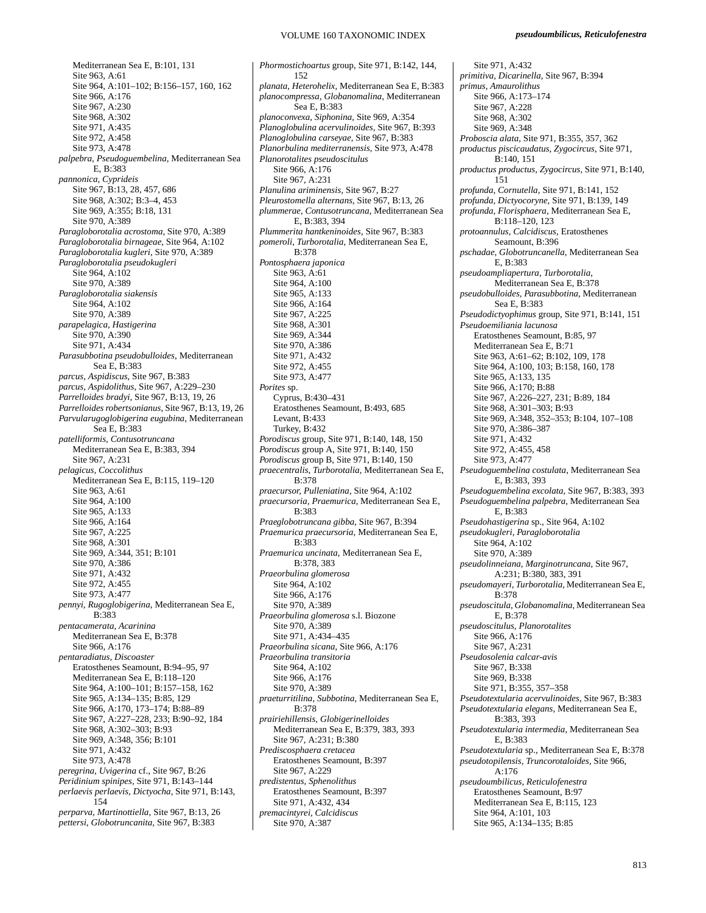Mediterranean Sea E, B:101, 131
Site 963, A:61
Site 964, A:101–102; B:156–157, 160, 162
Site 966, A:176
Site 967, A:230
Site 968, A:302
Site 971, A:435
Site 972, A:458
Site 973, A:478

*palpebra, Pseudoguembelina*, Mediterranean Sea E, B:383

*pannonica, Cyprideis*
Site 967, B:13, 28, 457, 686
Site 968, A:302; B:3–4, 453
Site 969, A:355; B:18, 131
Site 970, A:389

*Paragloborotalia acrostoma*, Site 970, A:389
*Paragloborotalia birnageae*, Site 964, A:102
*Paragloborotalia kugleri*, Site 970, A:389
*Paragloborotalia pseudokugleri*
Site 964, A:102
Site 970, A:389

*Paragloborotalia siakensis*
Site 964, A:102
Site 970, A:389

*parapelagica, Hastigerina*
Site 970, A:390
Site 971, A:434

*Parasubbotina pseudobulloides*, Mediterranean Sea E, B:383
*parcus, Aspidiscus*, Site 967, B:383
*parcus, Aspidolithus*, Site 967, A:229–230
*Parrelloides bradyi*, Site 967, B:13, 19, 26
*Parrelloides robertsonianus*, Site 967, B:13, 19, 26
*Parvularugoglobigerina eugubina*, Mediterranean Sea E, B:383

*patelliformis, Contusotruncana*
Mediterranean Sea E, B:383, 394
Site 967, A:231

*pelagicus, Coccolithus*
Mediterranean Sea E, B:115, 119–120
Site 963, A:61
Site 964, A:100
Site 965, A:133
Site 966, A:164
Site 967, A:225
Site 968, A:301
Site 969, A:344, 351; B:101
Site 970, A:386
Site 971, A:432
Site 972, A:455
Site 973, A:477

*pennyi, Rugoglobigerina*, Mediterranean Sea E, B:383

*pentacamerata, Acarinina*
Mediterranean Sea E, B:378
Site 966, A:176

*pentaradiatus, Discoaster*
Eratosthenes Seamount, B:94–95, 97
Mediterranean Sea E, B:118–120
Site 964, A:100–101; B:157–158, 162
Site 965, A:134–135; B:85, 129
Site 966, A:170, 173–174; B:88–89
Site 967, A:227–228, 233; B:90–92, 184
Site 968, A:302–303; B:93
Site 969, A:348, 356; B:101
Site 971, A:432
Site 973, A:478

*peregrina, Uvigerina* cf., Site 967, B:26
*Peridinium spinipes*, Site 971, B:143–144
*perlaevis perlaevis, Dictyocha*, Site 971, B:143, 154
*perparva, Martinottiella*, Site 967, B:13, 26
*pettersi, Globotruncanita*, Site 967, B:383
*Phormostichoartus* group, Site 971, B:142, 144, 152
*planata, Heterohelix*, Mediterranean Sea E, B:383
*planocompressa, Globanomalina*, Mediterranean Sea E, B:383
*planoconvexa, Siphonina*, Site 969, A:354
*Planoglobulina acervulinoides*, Site 967, B:393
*Planoglobulina carseyae*, Site 967, B:383
*Planorbulina mediterranensis*, Site 973, A:478

*Planorotalites pseudoscitulus*
Site 966, A:176
Site 967, A:231

*Planulina ariminensis*, Site 967, B:27
*Pleurostomella alternans*, Site 967, B:13, 26
*plummerae, Contusotruncana*, Mediterranean Sea E, B:383, 394
*Plummerita hantkeninoides*, Site 967, B:383
*pomeroli, Turborotalia*, Mediterranean Sea E, B:378

*Pontosphaera japonica*
Site 963, A:61
Site 964, A:100
Site 965, A:133
Site 966, A:164
Site 967, A:225
Site 968, A:301
Site 969, A:344
Site 970, A:386
Site 971, A:432
Site 972, A:455
Site 973, A:477

*Porites* sp.
Cyprus, B:430–431
Eratosthenes Seamount, B:493, 685
Levant, B:433
Turkey, B:432

*Porodiscus* group, Site 971, B:140, 148, 150
*Porodiscus* group A, Site 971, B:140, 150
*Porodiscus* group B, Site 971, B:140, 150
*praecentralis, Turborotalia*, Mediterranean Sea E, B:378
*praecursor, Pulleniatina*, Site 964, A:102
*praecursoria, Praemurica*, Mediterranean Sea E, B:383
*Praeglobotruncana gibba*, Site 967, B:394
*Praemurica praecursoria*, Mediterranean Sea E, B:383
*Praemurica uncinata*, Mediterranean Sea E, B:378, 383

*Praeorbulina glomerosa*
Site 964, A:102
Site 966, A:176
Site 970, A:389

*Praeorbulina glomerosa* s.l. Biozone
Site 970, A:389
Site 971, A:434–435

*Praeorbulina sicana*, Site 966, A:176

*Praeorbulina transitoria*
Site 964, A:102
Site 966, A:176
Site 970, A:389

*praeturritilina, Subbotina*, Mediterranean Sea E, B:378

*prairiehillensis, Globigerinelloides*
Mediterranean Sea E, B:379, 383, 393
Site 967, A:231; B:380

*Prediscosphaera cretacea*
Eratosthenes Seamount, B:397
Site 967, A:229

*predistentus, Sphenolithus*
Eratosthenes Seamount, B:397
Site 971, A:432, 434

*premacintyrei, Calcidiscus*
Site 970, A:387
Site 971, A:432

*primitiva, Dicarinella*, Site 967, B:394

*primus, Amaurolithus*
Site 966, A:173–174
Site 967, A:228
Site 968, A:302
Site 969, A:348

*Proboscia alata*, Site 971, B:355, 357, 362
*productus piscicaudatus, Zygocircus*, Site 971, B:140, 151
*productus productus, Zygocircus*, Site 971, B:140, 151
*profunda, Cornutella*, Site 971, B:141, 152
*profunda, Dictyocoryne*, Site 971, B:139, 149
*profunda, Florisphaera*, Mediterranean Sea E, B:118–120, 123
*protoannulus, Calcidiscus*, Eratosthenes Seamount, B:396
*pschadae, Globotruncanella*, Mediterranean Sea E, B:383
*pseudoampliapertura, Turborotalia*, Mediterranean Sea E, B:378
*pseudobulloides, Parasubbotina*, Mediterranean Sea E, B:383
*Pseudodictyophimus* group, Site 971, B:141, 151

*Pseudoemiliania lacunosa*
Eratosthenes Seamount, B:85, 97
Mediterranean Sea E, B:71
Site 963, A:61–62; B:102, 109, 178
Site 964, A:100, 103; B:158, 160, 178
Site 965, A:133, 135
Site 966, A:170; B:88
Site 967, A:226–227, 231; B:89, 184
Site 968, A:301–303; B:93
Site 969, A:348, 352–353; B:104, 107–108
Site 970, A:386–387
Site 971, A:432
Site 972, A:455, 458
Site 973, A:477

*Pseudoguembelina costulata*, Mediterranean Sea E, B:383, 393
*Pseudoguembelina excolata*, Site 967, B:383, 393
*Pseudoguembelina palpebra*, Mediterranean Sea E, B:383
*Pseudohastigerina* sp., Site 964, A:102

*pseudokugleri, Paragloborotalia*
Site 964, A:102
Site 970, A:389

*pseudolinneiana, Marginotruncana*, Site 967, A:231; B:380, 383, 391
*pseudomayeri, Turborotalia*, Mediterranean Sea E, B:378
*pseudoscitula, Globanomalina*, Mediterranean Sea E, B:378

*pseudoscitulus, Planorotalites*
Site 966, A:176
Site 967, A:231

*Pseudosolenia calcar-avis*
Site 967, B:338
Site 969, B:338
Site 971, B:355, 357–358

*Pseudotextularia acervulinoides*, Site 967, B:383
*Pseudotextularia elegans*, Mediterranean Sea E, B:383, 393
*Pseudotextularia intermedia*, Mediterranean Sea E, B:383
*Pseudotextularia* sp., Mediterranean Sea E, B:378
*pseudotopilensis, Truncorotaloides*, Site 966, A:176

*pseudoumbilicus, Reticulofenestra*
Eratosthenes Seamount, B:97
Mediterranean Sea E, B:115, 123
Site 964, A:101, 103
Site 965, A:134–135; B:85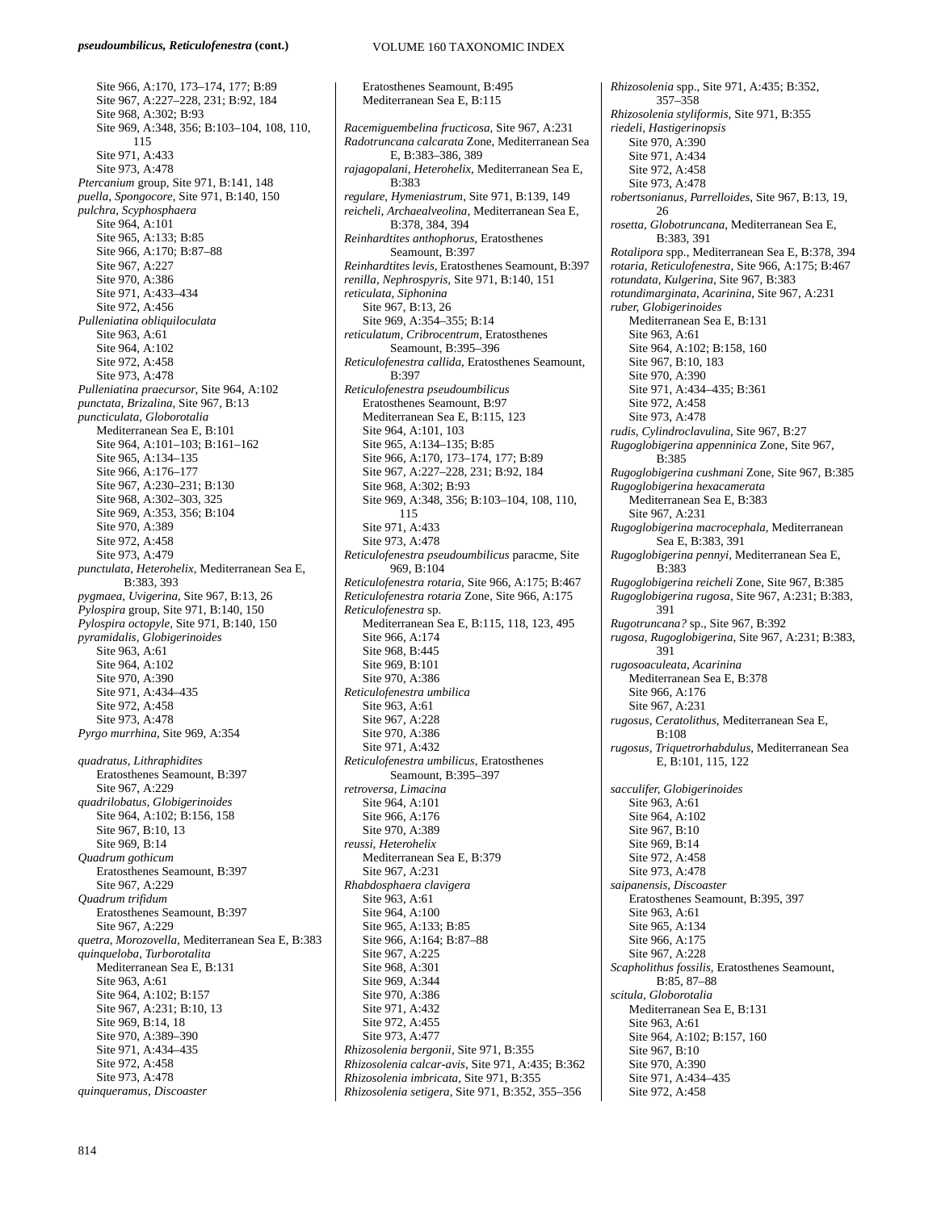*pseudoumbilicus, Reticulofenestra* **(cont.)**

Site 966, A:170, 173–174, 177; B:89
Site 967, A:227–228, 231; B:92, 184
Site 968, A:302; B:93
Site 969, A:348, 356; B:103–104, 108, 110, 115
Site 971, A:433
Site 973, A:478

*Ptercanium* group, Site 971, B:141, 148
*puella, Spongocore*, Site 971, B:140, 150
*pulchra, Scyphosphaera*
Site 964, A:101
Site 965, A:133; B:85
Site 966, A:170; B:87–88
Site 967, A:227
Site 970, A:386
Site 971, A:433–434
Site 972, A:456

*Pulleniatina obliquiloculata*
Site 963, A:61
Site 964, A:102
Site 972, A:458
Site 973, A:478

*Pulleniatina praecursor*, Site 964, A:102
*punctata, Brizalina*, Site 967, B:13
*puncticulata, Globorotalia*
Mediterranean Sea E, B:101
Site 964, A:101–103; B:161–162
Site 965, A:134–135
Site 966, A:176–177
Site 967, A:230–231; B:130
Site 968, A:302–303, 325
Site 969, A:353, 356; B:104
Site 970, A:389
Site 972, A:458
Site 973, A:479

*punctulata, Heterohelix*, Mediterranean Sea E, B:383, 393
*pygmaea, Uvigerina*, Site 967, B:13, 26
*Pylospira* group, Site 971, B:140, 150
*Pylospira octopyle*, Site 971, B:140, 150
*pyramidalis, Globigerinoides*
Site 963, A:61
Site 964, A:102
Site 970, A:390
Site 971, A:434–435
Site 972, A:458
Site 973, A:478

*Pyrgo murrhina*, Site 969, A:354

*quadratus, Lithraphidites*
Eratosthenes Seamount, B:397
Site 967, A:229

*quadrilobatus, Globigerinoides*
Site 964, A:102; B:156, 158
Site 967, B:10, 13
Site 969, B:14

*Quadrum gothicum*
Eratosthenes Seamount, B:397
Site 967, A:229

*Quadrum trifidum*
Eratosthenes Seamount, B:397
Site 967, A:229

*quetra, Morozovella*, Mediterranean Sea E, B:383
*quinqueloba, Turborotalita*
Mediterranean Sea E, B:131
Site 963, A:61
Site 964, A:102; B:157
Site 967, A:231; B:10, 13
Site 969, B:14, 18
Site 970, A:389–390
Site 971, A:434–435
Site 972, A:458
Site 973, A:478

*quinqueramus, Discoaster*
Eratosthenes Seamount, B:495
Mediterranean Sea E, B:115

*Racemiguembelina fructicosa*, Site 967, A:231
*Radotruncana calcarata* Zone, Mediterranean Sea E, B:383–386, 389
*rajagopalani, Heterohelix*, Mediterranean Sea E, B:383
*regulare, Hymeniastrum*, Site 971, B:139, 149
*reicheli, Archaealveolina*, Mediterranean Sea E, B:378, 384, 394
*Reinhardtites anthophorus*, Eratosthenes Seamount, B:397
*Reinhardtites levis*, Eratosthenes Seamount, B:397
*renilla, Nephrospyris*, Site 971, B:140, 151
*reticulata, Siphonina*
Site 967, B:13, 26
Site 969, A:354–355; B:14

*reticulatum, Cribrocentrum*, Eratosthenes Seamount, B:395–396
*Reticulofenestra callida*, Eratosthenes Seamount, B:397
*Reticulofenestra pseudoumbilicus*
Eratosthenes Seamount, B:97
Mediterranean Sea E, B:115, 123
Site 964, A:101, 103
Site 965, A:134–135; B:85
Site 966, A:170, 173–174, 177; B:89
Site 967, A:227–228, 231; B:92, 184
Site 968, A:302; B:93
Site 969, A:348, 356; B:103–104, 108, 110, 115
Site 971, A:433
Site 973, A:478

*Reticulofenestra pseudoumbilicus* paracme, Site 969, B:104
*Reticulofenestra rotaria*, Site 966, A:175; B:467
*Reticulofenestra rotaria* Zone, Site 966, A:175
*Reticulofenestra* sp.
Mediterranean Sea E, B:115, 118, 123, 495
Site 966, A:174
Site 968, B:445
Site 969, B:101
Site 970, A:386

*Reticulofenestra umbilica*
Site 963, A:61
Site 967, A:228
Site 970, A:386
Site 971, A:432

*Reticulofenestra umbilicus*, Eratosthenes Seamount, B:395–397
*retroversa, Limacina*
Site 964, A:101
Site 966, A:176
Site 970, A:389

*reussi, Heterohelix*
Mediterranean Sea E, B:379
Site 967, A:231

*Rhabdosphaera clavigera*
Site 963, A:61
Site 964, A:100
Site 965, A:133; B:85
Site 966, A:164; B:87–88
Site 967, A:225
Site 968, A:301
Site 969, A:344
Site 970, A:386
Site 971, A:432
Site 972, A:455
Site 973, A:477

*Rhizosolenia bergonii*, Site 971, B:355
*Rhizosolenia calcar-avis*, Site 971, A:435; B:362
*Rhizosolenia imbricata*, Site 971, B:355
*Rhizosolenia setigera*, Site 971, B:352, 355–356
*Rhizosolenia* spp., Site 971, A:435; B:352, 357–358
*Rhizosolenia styliformis*, Site 971, B:355
*riedeli, Hastigerinopsis*
Site 970, A:390
Site 971, A:434
Site 972, A:458
Site 973, A:478

*robertsonianus, Parrelloides*, Site 967, B:13, 19, 26
*rosetta, Globotruncana*, Mediterranean Sea E, B:383, 391
*Rotalipora* spp., Mediterranean Sea E, B:378, 394
*rotaria, Reticulofenestra*, Site 966, A:175; B:467
*rotundata, Kulgerina*, Site 967, B:383
*rotundimarginata, Acarinina*, Site 967, A:231
*ruber, Globigerinoides*
Mediterranean Sea E, B:131
Site 963, A:61
Site 964, A:102; B:158, 160
Site 967, B:10, 183
Site 970, A:390
Site 971, A:434–435; B:361
Site 972, A:458
Site 973, A:478

*rudis, Cylindroclavulina*, Site 967, B:27
*Rugoglobigerina appenninica* Zone, Site 967, B:385
*Rugoglobigerina cushmani* Zone, Site 967, B:385
*Rugoglobigerina hexacamerata*
Mediterranean Sea E, B:383
Site 967, A:231

*Rugoglobigerina macrocephala*, Mediterranean Sea E, B:383, 391
*Rugoglobigerina pennyi*, Mediterranean Sea E, B:383
*Rugoglobigerina reicheli* Zone, Site 967, B:385
*Rugoglobigerina rugosa*, Site 967, A:231; B:383, 391
*Rugotruncana?* sp., Site 967, B:392
*rugosa, Rugoglobigerina*, Site 967, A:231; B:383, 391
*rugosoaculeata, Acarinina*
Mediterranean Sea E, B:378
Site 966, A:176
Site 967, A:231

*rugosus, Ceratolithus*, Mediterranean Sea E, B:108
*rugosus, Triquetrorhabdulus*, Mediterranean Sea E, B:101, 115, 122

*sacculifer, Globigerinoides*
Site 963, A:61
Site 964, A:102
Site 967, B:10
Site 969, B:14
Site 972, A:458
Site 973, A:478

*saipanensis, Discoaster*
Eratosthenes Seamount, B:395, 397
Site 963, A:61
Site 965, A:134
Site 966, A:175
Site 967, A:228

*Scapholithus fossilis*, Eratosthenes Seamount, B:85, 87–88
*scitula, Globorotalia*
Mediterranean Sea E, B:131
Site 963, A:61
Site 964, A:102; B:157, 160
Site 967, B:10
Site 970, A:390
Site 971, A:434–435
Site 972, A:458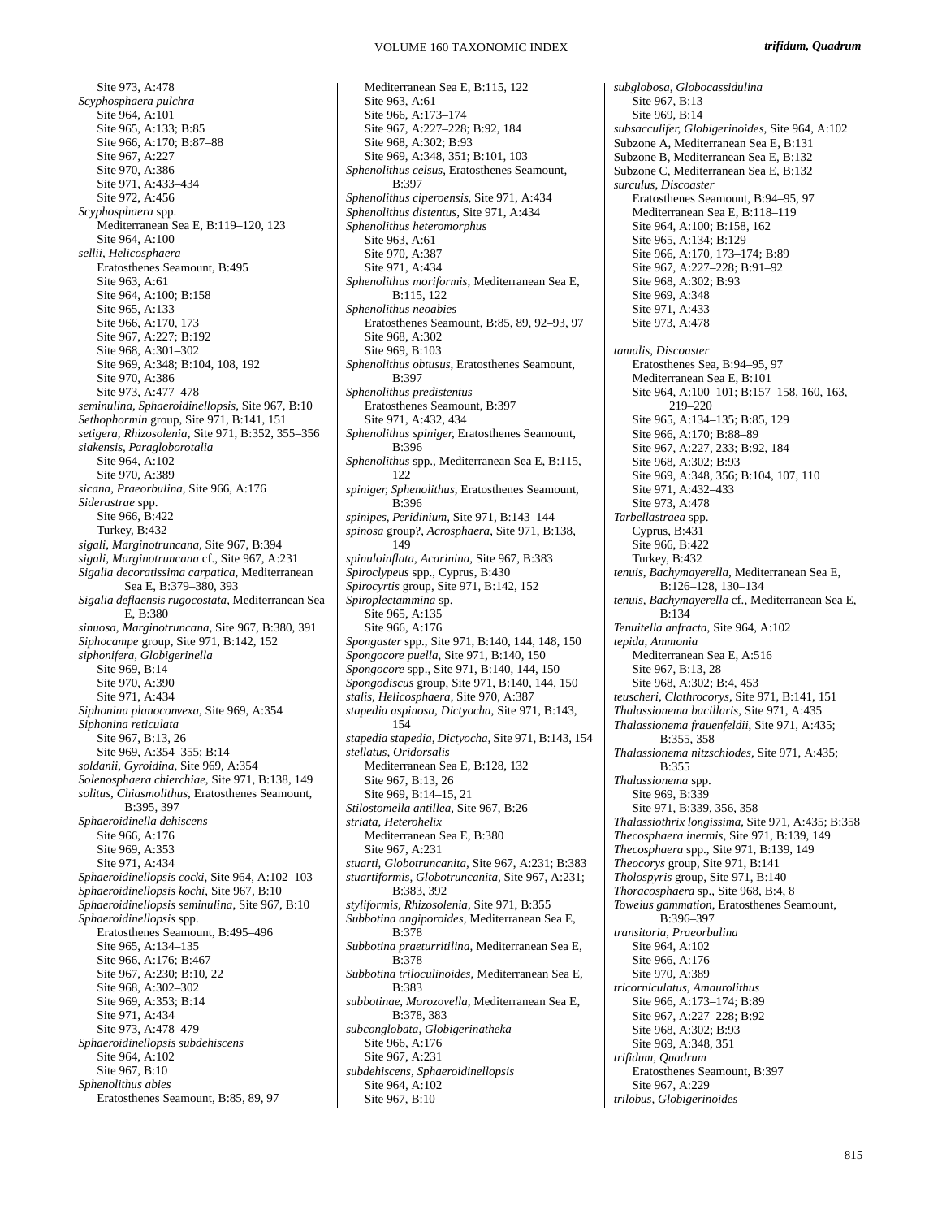Site 973, A:478

*Scyphosphaera pulchra*
- Site 964, A:101
- Site 965, A:133; B:85
- Site 966, A:170; B:87–88
- Site 967, A:227
- Site 970, A:386
- Site 971, A:433–434
- Site 972, A:456

*Scyphosphaera* spp.
- Mediterranean Sea E, B:119–120, 123
- Site 964, A:100

*sellii, Helicosphaera*
- Eratosthenes Seamount, B:495
- Site 963, A:61
- Site 964, A:100; B:158
- Site 965, A:133
- Site 966, A:170, 173
- Site 967, A:227; B:192
- Site 968, A:301–302
- Site 969, A:348; B:104, 108, 192
- Site 970, A:386
- Site 973, A:477–478

*seminulina, Sphaeroidinellopsis*, Site 967, B:10

*Sethophormin* group, Site 971, B:141, 151

*setigera, Rhizosolenia*, Site 971, B:352, 355–356

*siakensis, Paragloborotalia*
- Site 964, A:102
- Site 970, A:389

*sicana, Praeorbulina*, Site 966, A:176

*Siderastrae* spp.
- Site 966, B:422
- Turkey, B:432

*sigali, Marginotruncana*, Site 967, B:394

*sigali, Marginotruncana* cf., Site 967, A:231

*Sigalia decoratissima carpatica*, Mediterranean Sea E, B:379–380, 393

*Sigalia deflaensis rugocostata*, Mediterranean Sea E, B:380

*sinuosa, Marginotruncana*, Site 967, B:380, 391

*Siphocampe* group, Site 971, B:142, 152

*siphonifera, Globigerinella*
- Site 969, B:14
- Site 970, A:390
- Site 971, A:434

*Siphonina planoconvexa*, Site 969, A:354

*Siphonina reticulata*
- Site 967, B:13, 26
- Site 969, A:354–355; B:14

*soldanii, Gyroidina*, Site 969, A:354

*Solenosphaera chierchiae*, Site 971, B:138, 149

*solitus, Chiasmolithus*, Eratosthenes Seamount, B:395, 397

*Sphaeroidinella dehiscens*
- Site 966, A:176
- Site 969, A:353
- Site 971, A:434

*Sphaeroidinellopsis cocki*, Site 964, A:102–103

*Sphaeroidinellopsis kochi*, Site 967, B:10

*Sphaeroidinellopsis seminulina*, Site 967, B:10

*Sphaeroidinellopsis* spp.
- Eratosthenes Seamount, B:495–496
- Site 965, A:134–135
- Site 966, A:176; B:467
- Site 967, A:230; B:10, 22
- Site 968, A:302–302
- Site 969, A:353; B:14
- Site 971, A:434
- Site 973, A:478–479

*Sphaeroidinellopsis subdehiscens*
- Site 964, A:102
- Site 967, B:10

*Sphenolithus abies*
- Eratosthenes Seamount, B:85, 89, 97
- Mediterranean Sea E, B:115, 122
- Site 963, A:61
- Site 966, A:173–174
- Site 967, A:227–228; B:92, 184
- Site 968, A:302; B:93
- Site 969, A:348, 351; B:101, 103

*Sphenolithus celsus*, Eratosthenes Seamount, B:397

*Sphenolithus ciperoensis*, Site 971, A:434

*Sphenolithus distentus*, Site 971, A:434

*Sphenolithus heteromorphus*
- Site 963, A:61
- Site 970, A:387
- Site 971, A:434

*Sphenolithus moriformis*, Mediterranean Sea E, B:115, 122

*Sphenolithus neoabies*
- Eratosthenes Seamount, B:85, 89, 92–93, 97
- Site 968, A:302
- Site 969, B:103

*Sphenolithus obtusus*, Eratosthenes Seamount, B:397

*Sphenolithus predistentus*
- Eratosthenes Seamount, B:397
- Site 971, A:432, 434

*Sphenolithus spiniger*, Eratosthenes Seamount, B:396

*Sphenolithus* spp., Mediterranean Sea E, B:115, 122

*spiniger, Sphenolithus*, Eratosthenes Seamount, B:396

*spinipes, Peridinium*, Site 971, B:143–144

*spinosa* group?, *Acrosphaera*, Site 971, B:138, 149

*spinuloinflata, Acarinina*, Site 967, B:383

*Spiroclypeus* spp., Cyprus, B:430

*Spirocyrtis* group, Site 971, B:142, 152

*Spiroplectammina* sp.
- Site 965, A:135
- Site 966, A:176

*Spongaster* spp., Site 971, B:140, 144, 148, 150

*Spongocore puella*, Site 971, B:140, 150

*Spongocore* spp., Site 971, B:140, 144, 150

*Spongodiscus* group, Site 971, B:140, 144, 150

*stalis, Helicosphaera*, Site 970, A:387

*stapedia aspinosa, Dictyocha*, Site 971, B:143, 154

*stapedia stapedia, Dictyocha*, Site 971, B:143, 154

*stellatus, Oridorsalis*
- Mediterranean Sea E, B:128, 132
- Site 967, B:13, 26
- Site 969, B:14–15, 21

*Stilostomella antillea*, Site 967, B:26

*striata, Heterohelix*
- Mediterranean Sea E, B:380
- Site 967, A:231

*stuarti, Globotruncanita*, Site 967, A:231; B:383

*stuartiformis, Globotruncanita*, Site 967, A:231; B:383, 392

*styliformis, Rhizosolenia*, Site 971, B:355

*Subbotina angiporoides*, Mediterranean Sea E, B:378

*Subbotina praeturritilina*, Mediterranean Sea E, B:378

*Subbotina triloculinoides*, Mediterranean Sea E, B:383

*subbotinae, Morozovella*, Mediterranean Sea E, B:378, 383

*subconglobata, Globigerinatheka*
- Site 966, A:176
- Site 967, A:231

*subdehiscens, Sphaeroidinellopsis*
- Site 964, A:102
- Site 967, B:10

*subglobosa, Globocassidulina*
- Site 967, B:13
- Site 969, B:14

*subsacculifer, Globigerinoides*, Site 964, A:102

Subzone A, Mediterranean Sea E, B:131

Subzone B, Mediterranean Sea E, B:132

Subzone C, Mediterranean Sea E, B:132

*surculus, Discoaster*
- Eratosthenes Seamount, B:94–95, 97
- Mediterranean Sea E, B:118–119
- Site 964, A:100; B:158, 162
- Site 965, A:134; B:129
- Site 966, A:170, 173–174; B:89
- Site 967, A:227–228; B:91–92
- Site 968, A:302; B:93
- Site 969, A:348
- Site 971, A:433
- Site 973, A:478

*tamalis, Discoaster*
- Eratosthenes Sea, B:94–95, 97
- Mediterranean Sea E, B:101
- Site 964, A:100–101; B:157–158, 160, 163, 219–220
- Site 965, A:134–135; B:85, 129
- Site 966, A:170; B:88–89
- Site 967, A:227, 233; B:92, 184
- Site 968, A:302; B:93
- Site 969, A:348, 356; B:104, 107, 110
- Site 971, A:432–433
- Site 973, A:478

*Tarbellastraea* spp.
- Cyprus, B:431
- Site 966, B:422
- Turkey, B:432

*tenuis, Bachymayerella*, Mediterranean Sea E, B:126–128, 130–134

*tenuis, Bachymayerella* cf., Mediterranean Sea E, B:134

*Tenuitella anfracta*, Site 964, A:102

*tepida, Ammonia*
- Mediterranean Sea E, A:516
- Site 967, B:13, 28
- Site 968, A:302; B:4, 453

*teuscheri, Clathrocorys*, Site 971, B:141, 151

*Thalassionema bacillaris*, Site 971, A:435

*Thalassionema frauenfeldii*, Site 971, A:435; B:355, 358

*Thalassionema nitzschiodes*, Site 971, A:435; B:355

*Thalassionema* spp.
- Site 969, B:339
- Site 971, B:339, 356, 358

*Thalassiothrix longissima*, Site 971, A:435; B:358

*Thecosphaera inermis*, Site 971, B:139, 149

*Thecosphaera* spp., Site 971, B:139, 149

*Theocorys* group, Site 971, B:141

*Tholospyris* group, Site 971, B:140

*Thoracosphaera* sp., Site 968, B:4, 8

*Toweius gammation*, Eratosthenes Seamount, B:396–397

*transitoria, Praeorbulina*
- Site 964, A:102
- Site 966, A:176
- Site 970, A:389

*tricorniculatus, Amaurolithus*
- Site 966, A:173–174; B:89
- Site 967, A:227–228; B:92
- Site 968, A:302; B:93
- Site 969, A:348, 351

*trifidum, Quadrum*
- Eratosthenes Seamount, B:397
- Site 967, A:229

*trilobus, Globigerinoides*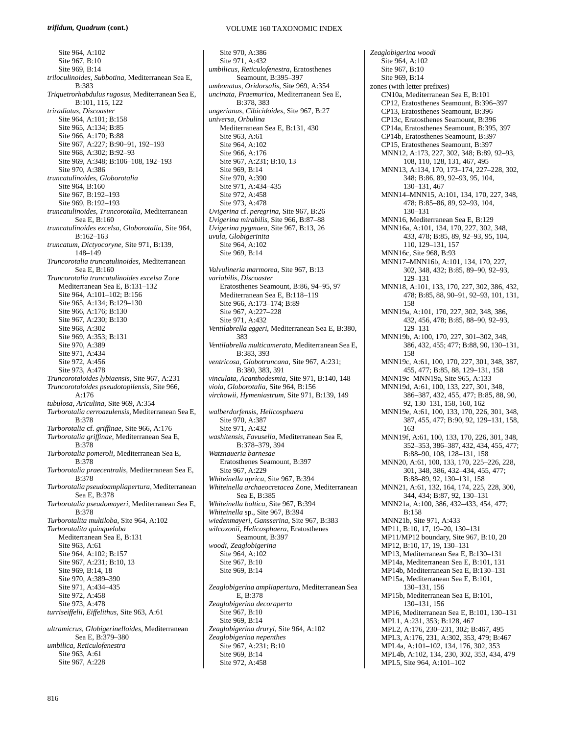*trifidum, Quadrum* **(cont.)**

Site 964, A:102
Site 967, B:10
Site 969, B:14
*triloculinoides, Subbotina,* Mediterranean Sea E, B:383
*Triquetrorhabdulus rugosus,* Mediterranean Sea E, B:101, 115, 122
*triradiatus, Discoaster*
Site 964, A:101; B:158
Site 965, A:134; B:85
Site 966, A:170; B:88
Site 967, A:227; B:90–91, 192–193
Site 968, A:302; B:92–93
Site 969, A:348; B:106–108, 192–193
Site 970, A:386
*truncatulinoides, Globorotalia*
Site 964, B:160
Site 967, B:192–193
Site 969, B:192–193
*truncatulinoides, Truncorotalia,* Mediterranean Sea E, B:160
*truncatulinoides excelsa, Globorotalia,* Site 964, B:162–163
*truncatum, Dictyocoryne,* Site 971, B:139, 148–149
*Truncorotalia truncatulinoides,* Mediterranean Sea E, B:160
*Truncorotalia truncatulinoides excelsa* Zone
Mediterranean Sea E, B:131–132
Site 964, A:101–102; B:156
Site 965, A:134; B:129–130
Site 966, A:176; B:130
Site 967, A:230; B:130
Site 968, A:302
Site 969, A:353; B:131
Site 970, A:389
Site 971, A:434
Site 972, A:456
Site 973, A:478
*Truncorotaloides lybiaensis,* Site 967, A:231
*Truncorotaloides pseudotopilensis,* Site 966, A:176
*tubulosa, Ariculina,* Site 969, A:354
*Turborotalia cerroazulensis,* Mediterranean Sea E, B:378
*Turborotalia* cf. *griffinae,* Site 966, A:176
*Turborotalia griffinae,* Mediterranean Sea E, B:378
*Turborotalia pomeroli,* Mediterranean Sea E, B:378
*Turborotalia praecentralis,* Mediterranean Sea E, B:378
*Turborotalia pseudoampliapertura,* Mediterranean Sea E, B:378
*Turborotalia pseudomayeri,* Mediterranean Sea E, B:378
*Turborotalita multiloba,* Site 964, A:102
*Turborotalita quinqueloba*
Mediterranean Sea E, B:131
Site 963, A:61
Site 964, A:102; B:157
Site 967, A:231; B:10, 13
Site 969, B:14, 18
Site 970, A:389–390
Site 971, A:434–435
Site 972, A:458
Site 973, A:478
*turriseiffelii, Eiffelithus,* Site 963, A:61

*ultramicrus, Globigerinelloides,* Mediterranean Sea E, B:379–380
*umbilica, Reticulofenestra*
Site 963, A:61
Site 967, A:228
Site 970, A:386
Site 971, A:432
*umbilicus, Reticulofenestra,* Eratosthenes Seamount, B:395–397
*umbonatus, Oridorsalis,* Site 969, A:354
*uncinata, Praemurica,* Mediterranean Sea E, B:378, 383
*ungerianus, Cibicidoides,* Site 967, B:27
*universa, Orbulina*
Mediterranean Sea E, B:131, 430
Site 963, A:61
Site 964, A:102
Site 966, A:176
Site 967, A:231; B:10, 13
Site 969, B:14
Site 970, A:390
Site 971, A:434–435
Site 972, A:458
Site 973, A:478
*Uvigerina* cf. *peregrina,* Site 967, B:26
*Uvigerina mirabilis,* Site 966, B:87–88
*Uvigerina pygmaea,* Site 967, B:13, 26
*uvula, Globigerinita*
Site 964, A:102
Site 969, B:14

*Valvulineria marmorea,* Site 967, B:13
*variabilis, Discoaster*
Eratosthenes Seamount, B:86, 94–95, 97
Mediterranean Sea E, B:118–119
Site 966, A:173–174; B:89
Site 967, A:227–228
Site 971, A:432
*Ventilabrella eggeri,* Mediterranean Sea E, B:380, 383
*Ventilabrella multicamerata,* Mediterranean Sea E, B:383, 393
*ventricosa, Globotruncana,* Site 967, A:231; B:380, 383, 391
*vinculata, Acanthodesmia,* Site 971, B:140, 148
*viola, Globorotalia,* Site 964, B:156
*virchowii, Hymeniastrum,* Site 971, B:139, 149

*walberdorfensis, Helicosphaera*
Site 970, A:387
Site 971, A:432
*washitensis, Favusella,* Mediterranean Sea E, B:378–379, 394
*Watznaueria barnesae*
Eratosthenes Seamount, B:397
Site 967, A:229
*Whiteinella aprica,* Site 967, B:394
*Whiteinella archaeocretacea* Zone, Mediterranean Sea E, B:385
*Whiteinella baltica,* Site 967, B:394
*Whiteinella* sp., Site 967, B:394
*wiedenmayeri, Gansserina,* Site 967, B:383
*wilcoxonii, Helicosphaera,* Eratosthenes Seamount, B:397
*woodi, Zeaglobigerina*
Site 964, A:102
Site 967, B:10
Site 969, B:14

*Zeaglobigerina ampliapertura,* Mediterranean Sea E, B:378
*Zeaglobigerina decoraperta*
Site 967, B:10
Site 969, B:14
*Zeaglobigerina druryi,* Site 964, A:102
*Zeaglobigerina nepenthes*
Site 967, A:231; B:10
Site 969, B:14
Site 972, A:458
*Zeaglobigerina woodi*
Site 964, A:102
Site 967, B:10
Site 969, B:14
zones (with letter prefixes)
CN10a, Mediterranean Sea E, B:101
CP12, Eratosthenes Seamount, B:396–397
CP13, Eratosthenes Seamount, B:396
CP13c, Eratosthenes Seamount, B:396
CP14a, Eratosthenes Seamount, B:395, 397
CP14b, Eratosthenes Seamount, B:397
CP15, Eratosthenes Seamount, B:397
MNN12, A:173, 227, 302, 348; B:89, 92–93, 108, 110, 128, 131, 467, 495
MNN13, A:134, 170, 173–174, 227–228, 302, 348; B:86, 89, 92–93, 95, 104, 130–131, 467
MNN14–MNN15, A:101, 134, 170, 227, 348, 478; B:85–86, 89, 92–93, 104, 130–131
MNN16, Mediterranean Sea E, B:129
MNN16a, A:101, 134, 170, 227, 302, 348, 433, 478; B:85, 89, 92–93, 95, 104, 110, 129–131, 157
MNN16c, Site 968, B:93
MNN17–MNN16b, A:101, 134, 170, 227, 302, 348, 432; B:85, 89–90, 92–93, 129–131
MNN18, A:101, 133, 170, 227, 302, 386, 432, 478; B:85, 88, 90–91, 92–93, 101, 131, 158
MNN19a, A:101, 170, 227, 302, 348, 386, 432, 456, 478; B:85, 88–90, 92–93, 129–131
MNN19b, A:100, 170, 227, 301–302, 348, 386, 432, 455; 477; B:88, 90, 130–131, 158
MNN19c, A:61, 100, 170, 227, 301, 348, 387, 455, 477; B:85, 88, 129–131, 158
MNN19c–MNN19a, Site 965, A:133
MNN19d, A:61, 100, 133, 227, 301, 348, 386–387, 432, 455, 477; B:85, 88, 90, 92, 130–131, 158, 160, 162
MNN19e, A:61, 100, 133, 170, 226, 301, 348, 387, 455, 477; B:90, 92, 129–131, 158, 163
MNN19f, A:61, 100, 133, 170, 226, 301, 348, 352–353, 386–387, 432, 434, 455, 477; B:88–90, 108, 128–131, 158
MNN20, A:61, 100, 133, 170, 225–226, 228, 301, 348, 386, 432–434, 455, 477; B:88–89, 92, 130–131, 158
MNN21, A:61, 132, 164, 174, 225, 228, 300, 344, 434; B:87, 92, 130–131
MNN21a, A:100, 386, 432–433, 454, 477; B:158
MNN21b, Site 971, A:433
MP11, B:10, 17, 19–20, 130–131
MP11/MP12 boundary, Site 967, B:10, 20
MP12, B:10, 17, 19, 130–131
MP13, Mediterranean Sea E, B:130–131
MP14a, Mediterranean Sea E, B:101, 131
MP14b, Mediterranean Sea E, B:130–131
MP15a, Mediterranean Sea E, B:101, 130–131, 156
MP15b, Mediterranean Sea E, B:101, 130–131, 156
MP16, Mediterranean Sea E, B:101, 130–131
MPL1, A:231, 353; B:128, 467
MPL2, A:176, 230–231, 302; B:467, 495
MPL3, A:176, 231, A:302, 353, 479; B:467
MPL4a, A:101–102, 134, 176, 302, 353
MPL4b, A:102, 134, 230, 302, 353, 434, 479
MPL5, Site 964, A:101–102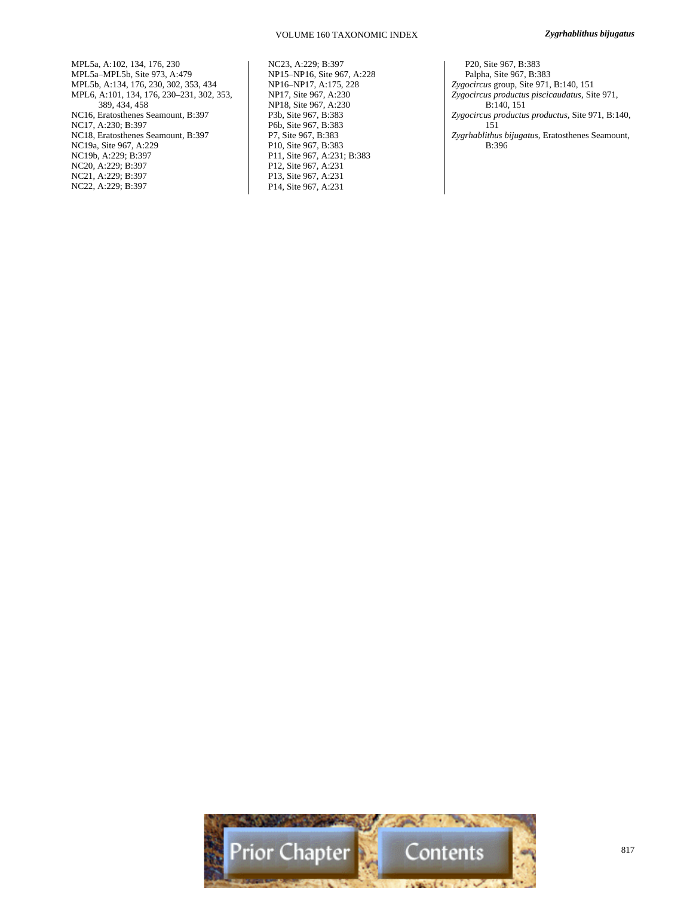MPL5a, A:102, 134, 176, 230
MPL5a–MPL5b, Site 973, A:479
MPL5b, A:134, 176, 230, 302, 353, 434
MPL6, A:101, 134, 176, 230–231, 302, 353, 389, 434, 458
NC16, Eratosthenes Seamount, B:397
NC17, A:230; B:397
NC18, Eratosthenes Seamount, B:397
NC19a, Site 967, A:229
NC19b, A:229; B:397
NC20, A:229; B:397
NC21, A:229; B:397
NC22, A:229; B:397
NC23, A:229; B:397
NP15–NP16, Site 967, A:228
NP16–NP17, A:175, 228
NP17, Site 967, A:230
NP18, Site 967, A:230
P3b, Site 967, B:383
P6b, Site 967, B:383
P7, Site 967, B:383
P10, Site 967, B:383
P11, Site 967, A:231; B:383
P12, Site 967, A:231
P13, Site 967, A:231
P14, Site 967, A:231
P20, Site 967, B:383
Palpha, Site 967, B:383

*Zygocircus* group, Site 971, B:140, 151
*Zygocircus productus piscicaudatus*, Site 971, B:140, 151
*Zygocircus productus productus*, Site 971, B:140, 151
*Zygrhablithus bijugatus*, Eratosthenes Seamount, B:396

Prior Chapter

Contents